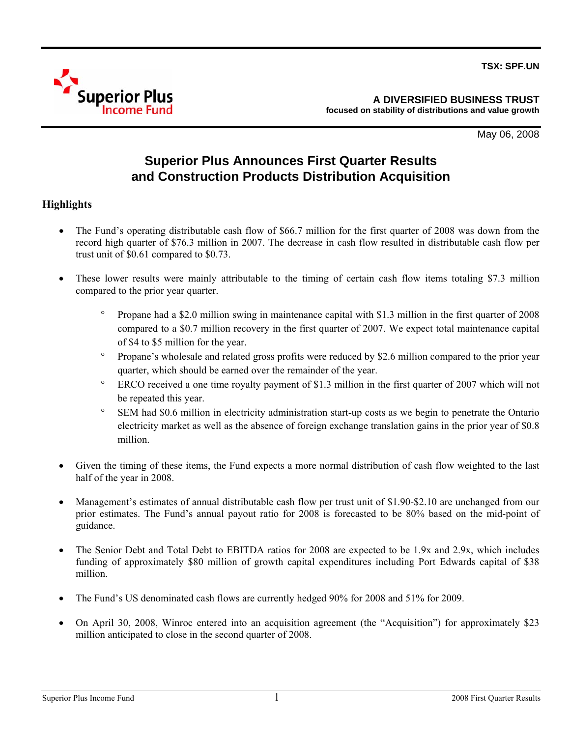TSX: SPF.UN

Superior Plus Income Fund

**A DIVERSIFIED BUSINESS TRUST**
**focused on stability of distributions and value growth**

May 06, 2008

# Superior Plus Announces First Quarter Results and Construction Products Distribution Acquisition

## Highlights

- The Fund's operating distributable cash flow of $66.7 million for the first quarter of 2008 was down from the record high quarter of $76.3 million in 2007. The decrease in cash flow resulted in distributable cash flow per trust unit of $0.61 compared to $0.73.

- These lower results were mainly attributable to the timing of certain cash flow items totaling $7.3 million compared to the prior year quarter.

    - Propane had a $2.0 million swing in maintenance capital with $1.3 million in the first quarter of 2008 compared to a $0.7 million recovery in the first quarter of 2007. We expect total maintenance capital of $4 to $5 million for the year.
    - Propane's wholesale and related gross profits were reduced by $2.6 million compared to the prior year quarter, which should be earned over the remainder of the year.
    - ERCO received a one time royalty payment of $1.3 million in the first quarter of 2007 which will not be repeated this year.
    - SEM had $0.6 million in electricity administration start-up costs as we begin to penetrate the Ontario electricity market as well as the absence of foreign exchange translation gains in the prior year of $0.8 million.

- Given the timing of these items, the Fund expects a more normal distribution of cash flow weighted to the last half of the year in 2008.

- Management's estimates of annual distributable cash flow per trust unit of $1.90-$2.10 are unchanged from our prior estimates. The Fund's annual payout ratio for 2008 is forecasted to be 80% based on the mid-point of guidance.

- The Senior Debt and Total Debt to EBITDA ratios for 2008 are expected to be 1.9x and 2.9x, which includes funding of approximately $80 million of growth capital expenditures including Port Edwards capital of $38 million.

- The Fund's US denominated cash flows are currently hedged 90% for 2008 and 51% for 2009.

- On April 30, 2008, Winroc entered into an acquisition agreement (the "Acquisition") for approximately $23 million anticipated to close in the second quarter of 2008.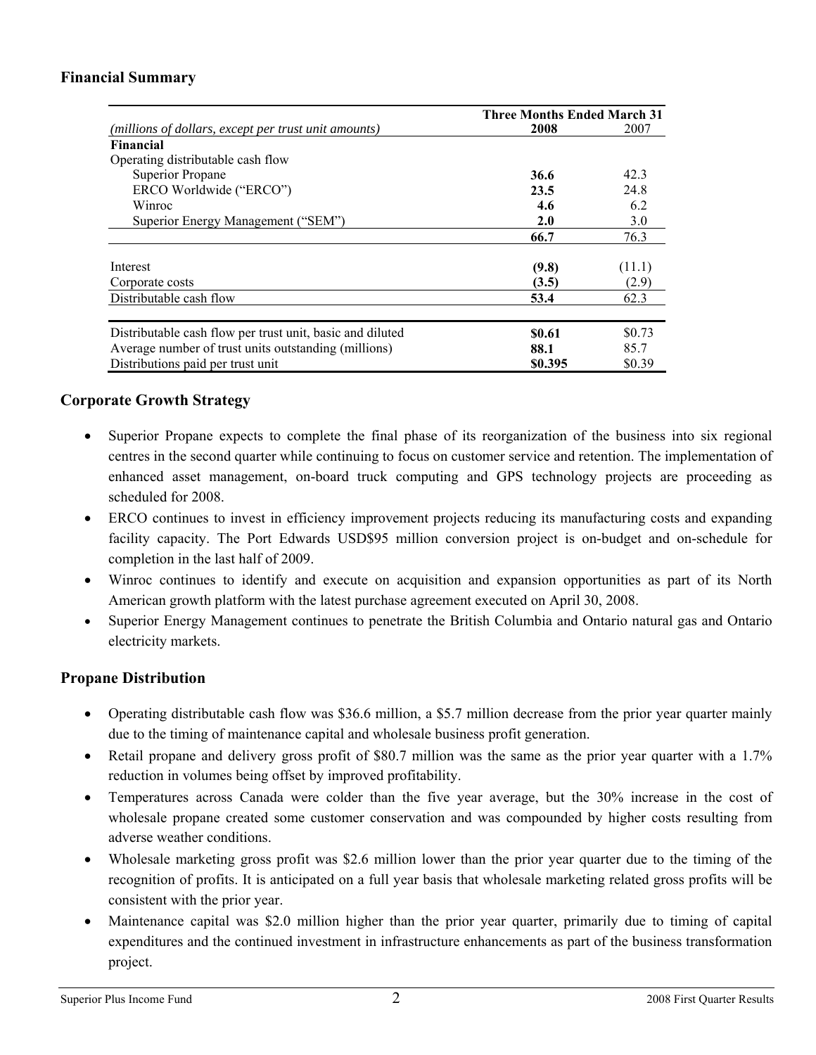## Financial Summary

| *(millions of dollars, except per trust unit amounts)* | **Three Months Ended March 31** **2008** | 2007 |
|---|---|---|
| **Financial** | | |
| Operating distributable cash flow | | |
| Superior Propane | **36.6** | 42.3 |
| ERCO Worldwide ("ERCO") | **23.5** | 24.8 |
| Winroc | **4.6** | 6.2 |
| Superior Energy Management ("SEM") | **2.0** | 3.0 |
| | **66.7** | 76.3 |
| Interest | **(9.8)** | (11.1) |
| Corporate costs | **(3.5)** | (2.9) |
| Distributable cash flow | **53.4** | 62.3 |
| Distributable cash flow per trust unit, basic and diluted | **$0.61** | $0.73 |
| Average number of trust units outstanding (millions) | **88.1** | 85.7 |
| Distributions paid per trust unit | **$0.395** | $0.39 |

## Corporate Growth Strategy

- Superior Propane expects to complete the final phase of its reorganization of the business into six regional centres in the second quarter while continuing to focus on customer service and retention. The implementation of enhanced asset management, on-board truck computing and GPS technology projects are proceeding as scheduled for 2008.
- ERCO continues to invest in efficiency improvement projects reducing its manufacturing costs and expanding facility capacity. The Port Edwards USD$95 million conversion project is on-budget and on-schedule for completion in the last half of 2009.
- Winroc continues to identify and execute on acquisition and expansion opportunities as part of its North American growth platform with the latest purchase agreement executed on April 30, 2008.
- Superior Energy Management continues to penetrate the British Columbia and Ontario natural gas and Ontario electricity markets.

## Propane Distribution

- Operating distributable cash flow was $36.6 million, a $5.7 million decrease from the prior year quarter mainly due to the timing of maintenance capital and wholesale business profit generation.
- Retail propane and delivery gross profit of $80.7 million was the same as the prior year quarter with a 1.7% reduction in volumes being offset by improved profitability.
- Temperatures across Canada were colder than the five year average, but the 30% increase in the cost of wholesale propane created some customer conservation and was compounded by higher costs resulting from adverse weather conditions.
- Wholesale marketing gross profit was $2.6 million lower than the prior year quarter due to the timing of the recognition of profits. It is anticipated on a full year basis that wholesale marketing related gross profits will be consistent with the prior year.
- Maintenance capital was $2.0 million higher than the prior year quarter, primarily due to timing of capital expenditures and the continued investment in infrastructure enhancements as part of the business transformation project.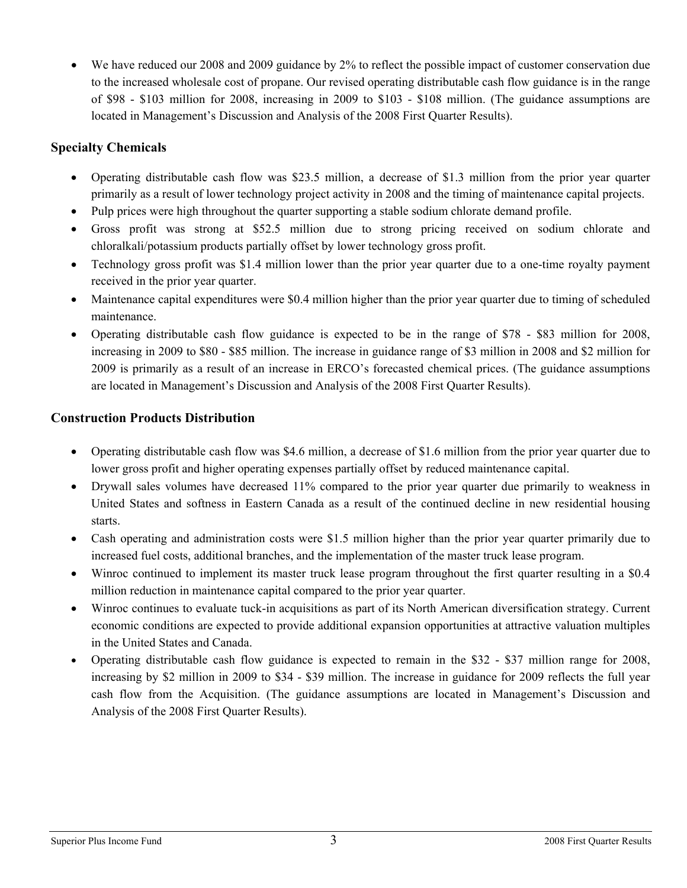- We have reduced our 2008 and 2009 guidance by 2% to reflect the possible impact of customer conservation due to the increased wholesale cost of propane. Our revised operating distributable cash flow guidance is in the range of $98 - $103 million for 2008, increasing in 2009 to $103 - $108 million. (The guidance assumptions are located in Management's Discussion and Analysis of the 2008 First Quarter Results).

## Specialty Chemicals

- Operating distributable cash flow was $23.5 million, a decrease of $1.3 million from the prior year quarter primarily as a result of lower technology project activity in 2008 and the timing of maintenance capital projects.
- Pulp prices were high throughout the quarter supporting a stable sodium chlorate demand profile.
- Gross profit was strong at $52.5 million due to strong pricing received on sodium chlorate and chloralkali/potassium products partially offset by lower technology gross profit.
- Technology gross profit was $1.4 million lower than the prior year quarter due to a one-time royalty payment received in the prior year quarter.
- Maintenance capital expenditures were $0.4 million higher than the prior year quarter due to timing of scheduled maintenance.
- Operating distributable cash flow guidance is expected to be in the range of $78 - $83 million for 2008, increasing in 2009 to $80 - $85 million. The increase in guidance range of $3 million in 2008 and $2 million for 2009 is primarily as a result of an increase in ERCO's forecasted chemical prices. (The guidance assumptions are located in Management's Discussion and Analysis of the 2008 First Quarter Results).

## Construction Products Distribution

- Operating distributable cash flow was $4.6 million, a decrease of $1.6 million from the prior year quarter due to lower gross profit and higher operating expenses partially offset by reduced maintenance capital.
- Drywall sales volumes have decreased 11% compared to the prior year quarter due primarily to weakness in United States and softness in Eastern Canada as a result of the continued decline in new residential housing starts.
- Cash operating and administration costs were $1.5 million higher than the prior year quarter primarily due to increased fuel costs, additional branches, and the implementation of the master truck lease program.
- Winroc continued to implement its master truck lease program throughout the first quarter resulting in a $0.4 million reduction in maintenance capital compared to the prior year quarter.
- Winroc continues to evaluate tuck-in acquisitions as part of its North American diversification strategy. Current economic conditions are expected to provide additional expansion opportunities at attractive valuation multiples in the United States and Canada.
- Operating distributable cash flow guidance is expected to remain in the $32 - $37 million range for 2008, increasing by $2 million in 2009 to $34 - $39 million. The increase in guidance for 2009 reflects the full year cash flow from the Acquisition. (The guidance assumptions are located in Management's Discussion and Analysis of the 2008 First Quarter Results).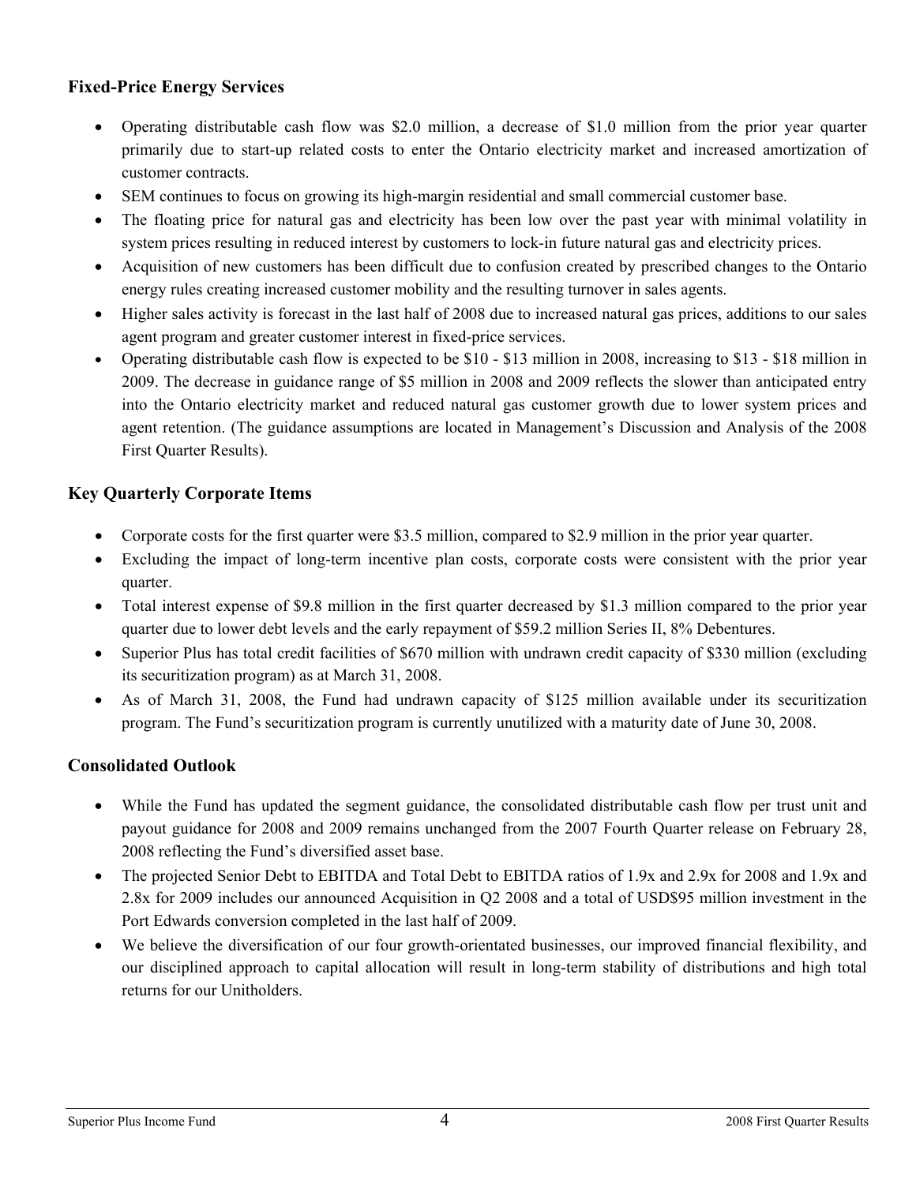### Fixed-Price Energy Services

- Operating distributable cash flow was $2.0 million, a decrease of $1.0 million from the prior year quarter primarily due to start-up related costs to enter the Ontario electricity market and increased amortization of customer contracts.
- SEM continues to focus on growing its high-margin residential and small commercial customer base.
- The floating price for natural gas and electricity has been low over the past year with minimal volatility in system prices resulting in reduced interest by customers to lock-in future natural gas and electricity prices.
- Acquisition of new customers has been difficult due to confusion created by prescribed changes to the Ontario energy rules creating increased customer mobility and the resulting turnover in sales agents.
- Higher sales activity is forecast in the last half of 2008 due to increased natural gas prices, additions to our sales agent program and greater customer interest in fixed-price services.
- Operating distributable cash flow is expected to be $10 - $13 million in 2008, increasing to $13 - $18 million in 2009. The decrease in guidance range of $5 million in 2008 and 2009 reflects the slower than anticipated entry into the Ontario electricity market and reduced natural gas customer growth due to lower system prices and agent retention. (The guidance assumptions are located in Management's Discussion and Analysis of the 2008 First Quarter Results).

### Key Quarterly Corporate Items

- Corporate costs for the first quarter were $3.5 million, compared to $2.9 million in the prior year quarter.
- Excluding the impact of long-term incentive plan costs, corporate costs were consistent with the prior year quarter.
- Total interest expense of $9.8 million in the first quarter decreased by $1.3 million compared to the prior year quarter due to lower debt levels and the early repayment of $59.2 million Series II, 8% Debentures.
- Superior Plus has total credit facilities of $670 million with undrawn credit capacity of $330 million (excluding its securitization program) as at March 31, 2008.
- As of March 31, 2008, the Fund had undrawn capacity of $125 million available under its securitization program. The Fund's securitization program is currently unutilized with a maturity date of June 30, 2008.

### Consolidated Outlook

- While the Fund has updated the segment guidance, the consolidated distributable cash flow per trust unit and payout guidance for 2008 and 2009 remains unchanged from the 2007 Fourth Quarter release on February 28, 2008 reflecting the Fund's diversified asset base.
- The projected Senior Debt to EBITDA and Total Debt to EBITDA ratios of 1.9x and 2.9x for 2008 and 1.9x and 2.8x for 2009 includes our announced Acquisition in Q2 2008 and a total of USD$95 million investment in the Port Edwards conversion completed in the last half of 2009.
- We believe the diversification of our four growth-orientated businesses, our improved financial flexibility, and our disciplined approach to capital allocation will result in long-term stability of distributions and high total returns for our Unitholders.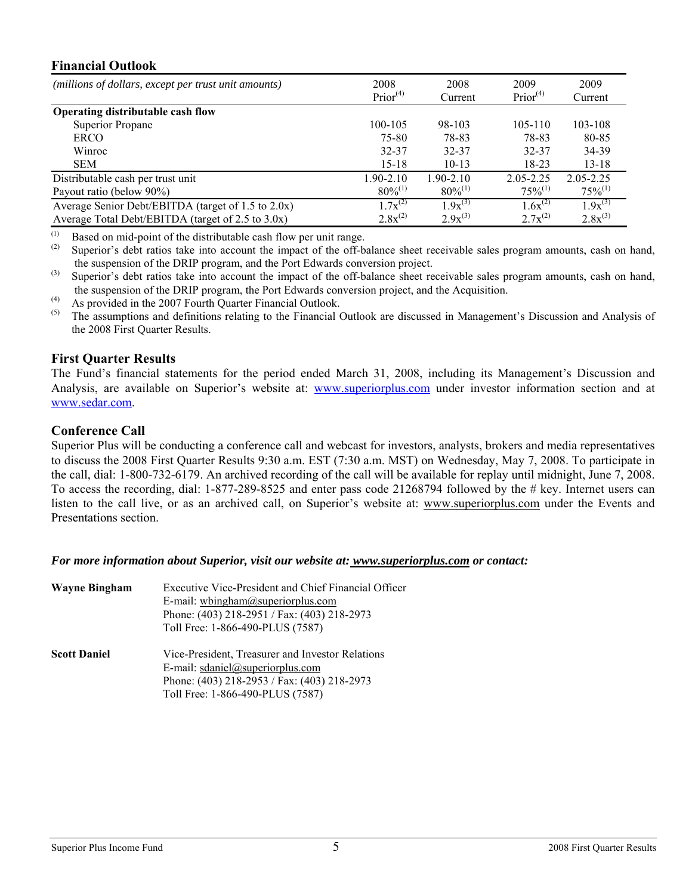## Financial Outlook

| *(millions of dollars, except per trust unit amounts)* | 2008 Prior[4] | 2008 Current | 2009 Prior[4] | 2009 Current |
|---|---|---|---|---|
| **Operating distributable cash flow** | | | | |
| Superior Propane | 100-105 | 98-103 | 105-110 | 103-108 |
| ERCO | 75-80 | 78-83 | 78-83 | 80-85 |
| Winroc | 32-37 | 32-37 | 32-37 | 34-39 |
| SEM | 15-18 | 10-13 | 18-23 | 13-18 |
| Distributable cash per trust unit | 1.90-2.10 | 1.90-2.10 | 2.05-2.25 | 2.05-2.25 |
| Payout ratio (below 90%) | 80%[1] | 80%[1] | 75%[1] | 75%[1] |
| Average Senior Debt/EBITDA (target of 1.5 to 2.0x) | 1.7x[2] | 1.9x[3] | 1.6x[2] | 1.9x[3] |
| Average Total Debt/EBITDA (target of 2.5 to 3.0x) | 2.8x[2] | 2.9x[3] | 2.7x[2] | 2.8x[3] |

(1) Based on mid-point of the distributable cash flow per unit range.

(2) Superior's debt ratios take into account the impact of the off-balance sheet receivable sales program amounts, cash on hand, the suspension of the DRIP program, and the Port Edwards conversion project.

(3) Superior's debt ratios take into account the impact of the off-balance sheet receivable sales program amounts, cash on hand, the suspension of the DRIP program, the Port Edwards conversion project, and the Acquisition.

(4) As provided in the 2007 Fourth Quarter Financial Outlook.

(5) The assumptions and definitions relating to the Financial Outlook are discussed in Management's Discussion and Analysis of the 2008 First Quarter Results.

## First Quarter Results

The Fund's financial statements for the period ended March 31, 2008, including its Management's Discussion and Analysis, are available on Superior's website at: www.superiorplus.com under investor information section and at www.sedar.com.

## Conference Call

Superior Plus will be conducting a conference call and webcast for investors, analysts, brokers and media representatives to discuss the 2008 First Quarter Results 9:30 a.m. EST (7:30 a.m. MST) on Wednesday, May 7, 2008. To participate in the call, dial: 1-800-732-6179. An archived recording of the call will be available for replay until midnight, June 7, 2008. To access the recording, dial: 1-877-289-8525 and enter pass code 21268794 followed by the # key. Internet users can listen to the call live, or as an archived call, on Superior's website at: www.superiorplus.com under the Events and Presentations section.

***For more information about Superior, visit our website at: www.superiorplus.com or contact:***

**Wayne Bingham**
Executive Vice-President and Chief Financial Officer
E-mail: wbingham@superiorplus.com
Phone: (403) 218-2951 / Fax: (403) 218-2973
Toll Free: 1-866-490-PLUS (7587)

**Scott Daniel**
Vice-President, Treasurer and Investor Relations
E-mail: sdaniel@superiorplus.com
Phone: (403) 218-2953 / Fax: (403) 218-2973
Toll Free: 1-866-490-PLUS (7587)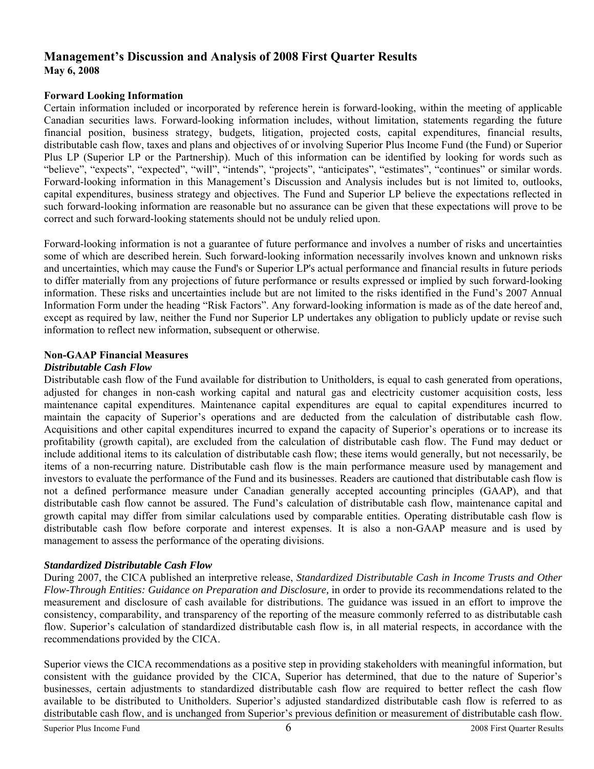## Management's Discussion and Analysis of 2008 First Quarter Results

**May 6, 2008**

**Forward Looking Information**

Certain information included or incorporated by reference herein is forward-looking, within the meeting of applicable Canadian securities laws. Forward-looking information includes, without limitation, statements regarding the future financial position, business strategy, budgets, litigation, projected costs, capital expenditures, financial results, distributable cash flow, taxes and plans and objectives of or involving Superior Plus Income Fund (the Fund) or Superior Plus LP (Superior LP or the Partnership). Much of this information can be identified by looking for words such as "believe", "expects", "expected", "will", "intends", "projects", "anticipates", "estimates", "continues" or similar words. Forward-looking information in this Management's Discussion and Analysis includes but is not limited to, outlooks, capital expenditures, business strategy and objectives. The Fund and Superior LP believe the expectations reflected in such forward-looking information are reasonable but no assurance can be given that these expectations will prove to be correct and such forward-looking statements should not be unduly relied upon.

Forward-looking information is not a guarantee of future performance and involves a number of risks and uncertainties some of which are described herein. Such forward-looking information necessarily involves known and unknown risks and uncertainties, which may cause the Fund's or Superior LP's actual performance and financial results in future periods to differ materially from any projections of future performance or results expressed or implied by such forward-looking information. These risks and uncertainties include but are not limited to the risks identified in the Fund's 2007 Annual Information Form under the heading "Risk Factors". Any forward-looking information is made as of the date hereof and, except as required by law, neither the Fund nor Superior LP undertakes any obligation to publicly update or revise such information to reflect new information, subsequent or otherwise.

**Non-GAAP Financial Measures**

***Distributable Cash Flow***

Distributable cash flow of the Fund available for distribution to Unitholders, is equal to cash generated from operations, adjusted for changes in non-cash working capital and natural gas and electricity customer acquisition costs, less maintenance capital expenditures. Maintenance capital expenditures are equal to capital expenditures incurred to maintain the capacity of Superior's operations and are deducted from the calculation of distributable cash flow. Acquisitions and other capital expenditures incurred to expand the capacity of Superior's operations or to increase its profitability (growth capital), are excluded from the calculation of distributable cash flow. The Fund may deduct or include additional items to its calculation of distributable cash flow; these items would generally, but not necessarily, be items of a non-recurring nature. Distributable cash flow is the main performance measure used by management and investors to evaluate the performance of the Fund and its businesses. Readers are cautioned that distributable cash flow is not a defined performance measure under Canadian generally accepted accounting principles (GAAP), and that distributable cash flow cannot be assured. The Fund's calculation of distributable cash flow, maintenance capital and growth capital may differ from similar calculations used by comparable entities. Operating distributable cash flow is distributable cash flow before corporate and interest expenses. It is also a non-GAAP measure and is used by management to assess the performance of the operating divisions.

***Standardized Distributable Cash Flow***

During 2007, the CICA published an interpretive release, *Standardized Distributable Cash in Income Trusts and Other Flow-Through Entities: Guidance on Preparation and Disclosure,* in order to provide its recommendations related to the measurement and disclosure of cash available for distributions. The guidance was issued in an effort to improve the consistency, comparability, and transparency of the reporting of the measure commonly referred to as distributable cash flow. Superior's calculation of standardized distributable cash flow is, in all material respects, in accordance with the recommendations provided by the CICA.

Superior views the CICA recommendations as a positive step in providing stakeholders with meaningful information, but consistent with the guidance provided by the CICA, Superior has determined, that due to the nature of Superior's businesses, certain adjustments to standardized distributable cash flow are required to better reflect the cash flow available to be distributed to Unitholders. Superior's adjusted standardized distributable cash flow is referred to as distributable cash flow, and is unchanged from Superior's previous definition or measurement of distributable cash flow.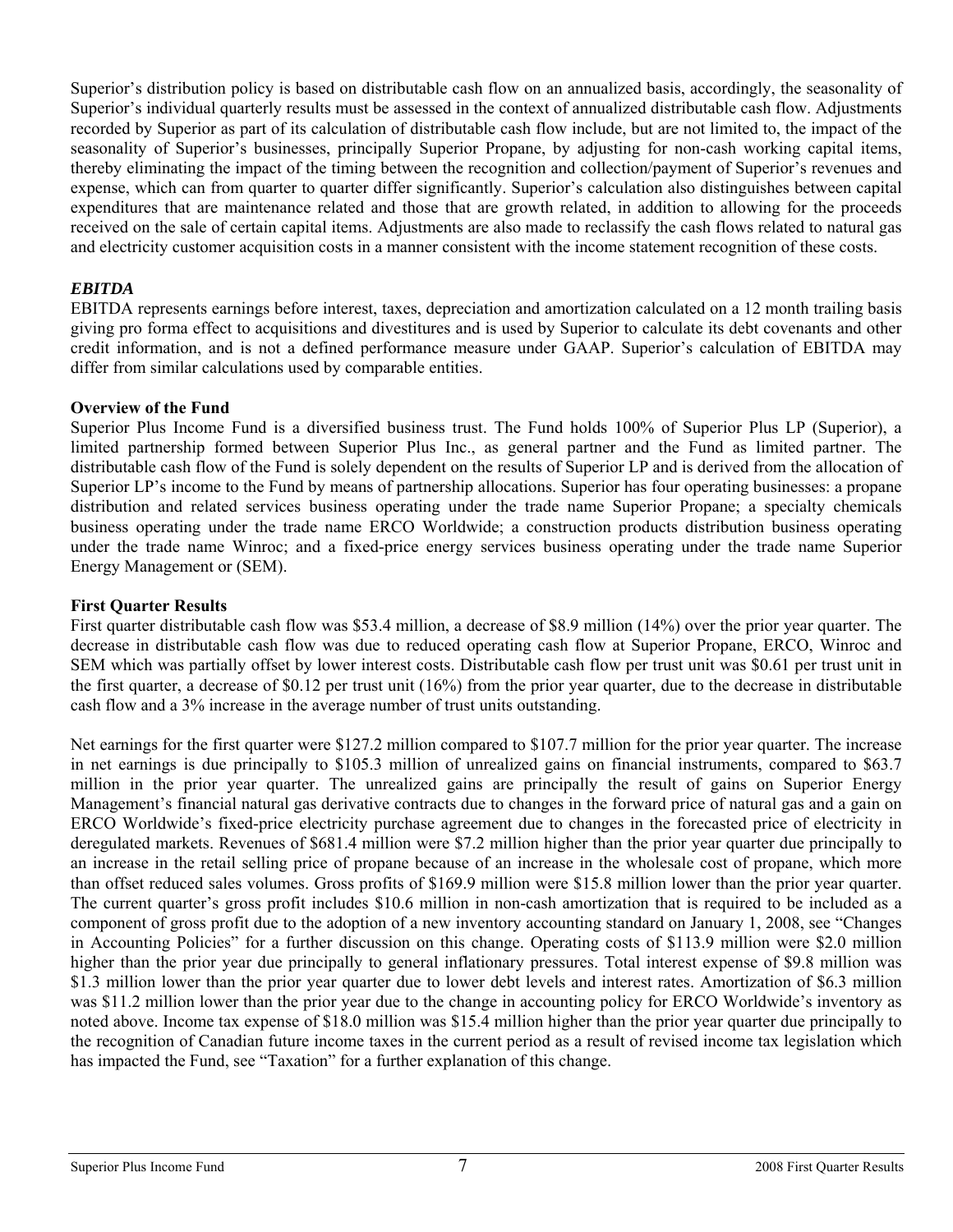Superior's distribution policy is based on distributable cash flow on an annualized basis, accordingly, the seasonality of Superior's individual quarterly results must be assessed in the context of annualized distributable cash flow. Adjustments recorded by Superior as part of its calculation of distributable cash flow include, but are not limited to, the impact of the seasonality of Superior's businesses, principally Superior Propane, by adjusting for non-cash working capital items, thereby eliminating the impact of the timing between the recognition and collection/payment of Superior's revenues and expense, which can from quarter to quarter differ significantly. Superior's calculation also distinguishes between capital expenditures that are maintenance related and those that are growth related, in addition to allowing for the proceeds received on the sale of certain capital items. Adjustments are also made to reclassify the cash flows related to natural gas and electricity customer acquisition costs in a manner consistent with the income statement recognition of these costs.

***EBITDA***

EBITDA represents earnings before interest, taxes, depreciation and amortization calculated on a 12 month trailing basis giving pro forma effect to acquisitions and divestitures and is used by Superior to calculate its debt covenants and other credit information, and is not a defined performance measure under GAAP. Superior's calculation of EBITDA may differ from similar calculations used by comparable entities.

**Overview of the Fund**

Superior Plus Income Fund is a diversified business trust. The Fund holds 100% of Superior Plus LP (Superior), a limited partnership formed between Superior Plus Inc., as general partner and the Fund as limited partner. The distributable cash flow of the Fund is solely dependent on the results of Superior LP and is derived from the allocation of Superior LP's income to the Fund by means of partnership allocations. Superior has four operating businesses: a propane distribution and related services business operating under the trade name Superior Propane; a specialty chemicals business operating under the trade name ERCO Worldwide; a construction products distribution business operating under the trade name Winroc; and a fixed-price energy services business operating under the trade name Superior Energy Management or (SEM).

**First Quarter Results**

First quarter distributable cash flow was $53.4 million, a decrease of $8.9 million (14%) over the prior year quarter. The decrease in distributable cash flow was due to reduced operating cash flow at Superior Propane, ERCO, Winroc and SEM which was partially offset by lower interest costs. Distributable cash flow per trust unit was $0.61 per trust unit in the first quarter, a decrease of $0.12 per trust unit (16%) from the prior year quarter, due to the decrease in distributable cash flow and a 3% increase in the average number of trust units outstanding.

Net earnings for the first quarter were $127.2 million compared to $107.7 million for the prior year quarter. The increase in net earnings is due principally to $105.3 million of unrealized gains on financial instruments, compared to $63.7 million in the prior year quarter. The unrealized gains are principally the result of gains on Superior Energy Management's financial natural gas derivative contracts due to changes in the forward price of natural gas and a gain on ERCO Worldwide's fixed-price electricity purchase agreement due to changes in the forecasted price of electricity in deregulated markets. Revenues of $681.4 million were $7.2 million higher than the prior year quarter due principally to an increase in the retail selling price of propane because of an increase in the wholesale cost of propane, which more than offset reduced sales volumes. Gross profits of $169.9 million were $15.8 million lower than the prior year quarter. The current quarter's gross profit includes $10.6 million in non-cash amortization that is required to be included as a component of gross profit due to the adoption of a new inventory accounting standard on January 1, 2008, see "Changes in Accounting Policies" for a further discussion on this change. Operating costs of $113.9 million were $2.0 million higher than the prior year due principally to general inflationary pressures. Total interest expense of $9.8 million was $1.3 million lower than the prior year quarter due to lower debt levels and interest rates. Amortization of $6.3 million was $11.2 million lower than the prior year due to the change in accounting policy for ERCO Worldwide's inventory as noted above. Income tax expense of $18.0 million was $15.4 million higher than the prior year quarter due principally to the recognition of Canadian future income taxes in the current period as a result of revised income tax legislation which has impacted the Fund, see "Taxation" for a further explanation of this change.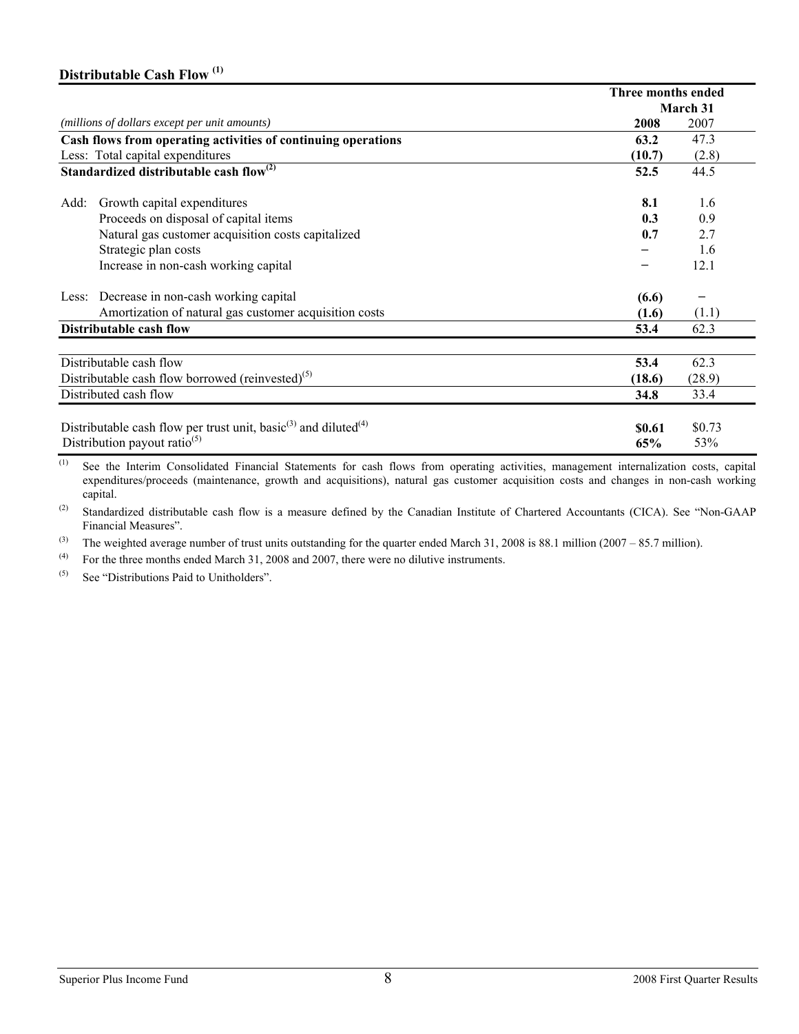## Distributable Cash Flow [1]

| *(millions of dollars except per unit amounts)* | Three months ended March 31 2008 | 2007 |
|---|---|---|
| **Cash flows from operating activities of continuing operations** | **63.2** | 47.3 |
| Less: Total capital expenditures | **(10.7)** | (2.8) |
| **Standardized distributable cash flow[2]** | **52.5** | 44.5 |
| Add: Growth capital expenditures | **8.1** | 1.6 |
| Proceeds on disposal of capital items | **0.3** | 0.9 |
| Natural gas customer acquisition costs capitalized | **0.7** | 2.7 |
| Strategic plan costs | **–** | 1.6 |
| Increase in non-cash working capital | **–** | 12.1 |
| Less: Decrease in non-cash working capital | **(6.6)** | – |
| Amortization of natural gas customer acquisition costs | **(1.6)** | (1.1) |
| **Distributable cash flow** | **53.4** | 62.3 |
| Distributable cash flow | **53.4** | 62.3 |
| Distributable cash flow borrowed (reinvested)[5] | **(18.6)** | (28.9) |
| Distributed cash flow | **34.8** | 33.4 |
| Distributable cash flow per trust unit, basic[3] and diluted[4] | **$0.61** | $0.73 |
| Distribution payout ratio[5] | **65%** | 53% |

[1] See the Interim Consolidated Financial Statements for cash flows from operating activities, management internalization costs, capital expenditures/proceeds (maintenance, growth and acquisitions), natural gas customer acquisition costs and changes in non-cash working capital.

[2] Standardized distributable cash flow is a measure defined by the Canadian Institute of Chartered Accountants (CICA). See "Non-GAAP Financial Measures".

[3] The weighted average number of trust units outstanding for the quarter ended March 31, 2008 is 88.1 million (2007 – 85.7 million).

[4] For the three months ended March 31, 2008 and 2007, there were no dilutive instruments.

[5] See "Distributions Paid to Unitholders".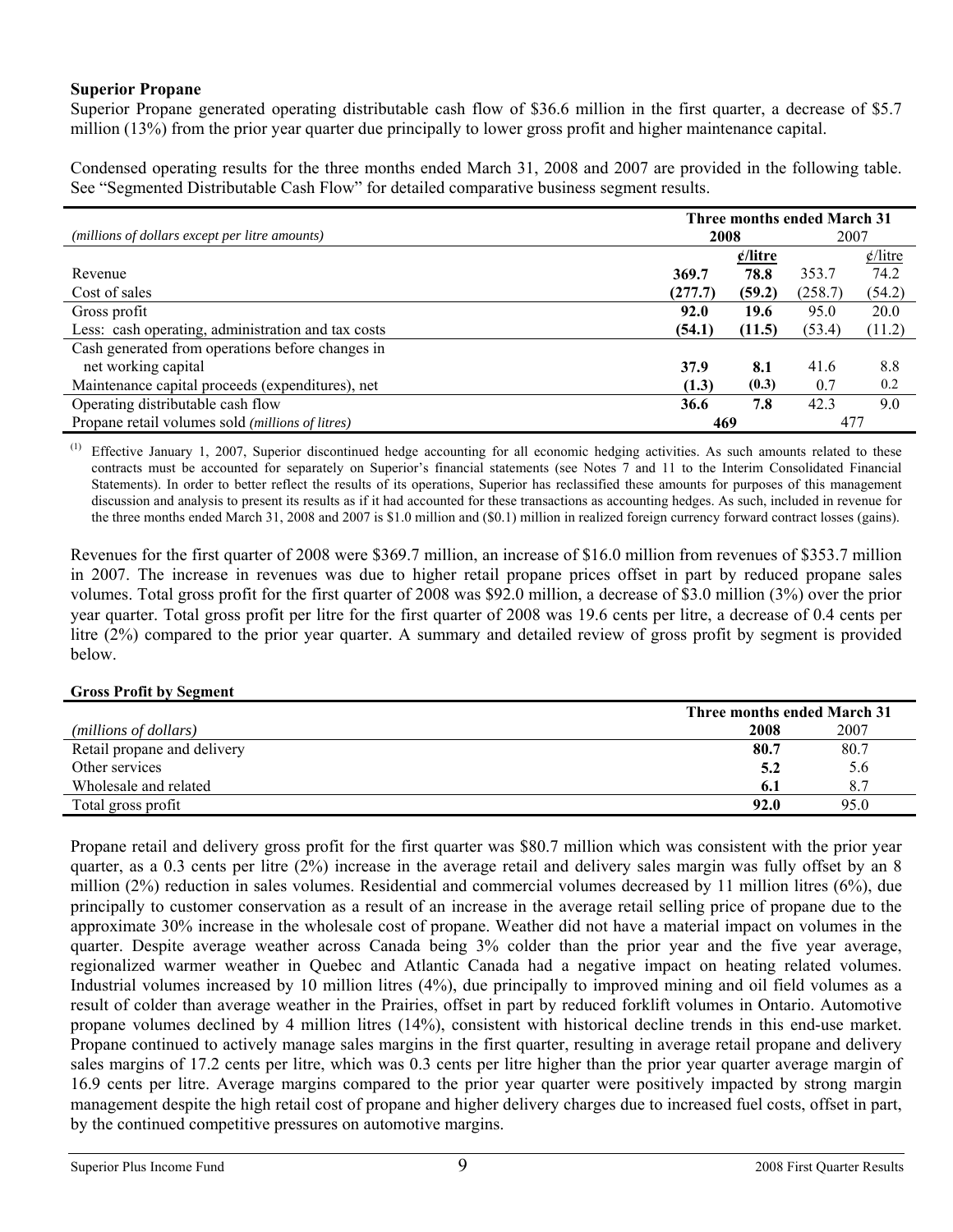### Superior Propane

Superior Propane generated operating distributable cash flow of $36.6 million in the first quarter, a decrease of $5.7 million (13%) from the prior year quarter due principally to lower gross profit and higher maintenance capital.

Condensed operating results for the three months ended March 31, 2008 and 2007 are provided in the following table. See "Segmented Distributable Cash Flow" for detailed comparative business segment results.

| *(millions of dollars except per litre amounts)* | Three months ended March 31 | | | |
|---|---|---|---|---|
| | **2008** | | 2007 | |
| | | **¢/litre** | | ¢/litre |
| Revenue | **369.7** | **78.8** | 353.7 | 74.2 |
| Cost of sales | **(277.7)** | **(59.2)** | (258.7) | (54.2) |
| Gross profit | **92.0** | **19.6** | 95.0 | 20.0 |
| Less: cash operating, administration and tax costs | **(54.1)** | **(11.5)** | (53.4) | (11.2) |
| Cash generated from operations before changes in net working capital | **37.9** | **8.1** | 41.6 | 8.8 |
| Maintenance capital proceeds (expenditures), net | **(1.3)** | **(0.3)** | 0.7 | 0.2 |
| Operating distributable cash flow | **36.6** | **7.8** | 42.3 | 9.0 |
| Propane retail volumes sold *(millions of litres)* | **469** | | 477 | |

(1) Effective January 1, 2007, Superior discontinued hedge accounting for all economic hedging activities. As such amounts related to these contracts must be accounted for separately on Superior's financial statements (see Notes 7 and 11 to the Interim Consolidated Financial Statements). In order to better reflect the results of its operations, Superior has reclassified these amounts for purposes of this management discussion and analysis to present its results as if it had accounted for these transactions as accounting hedges. As such, included in revenue for the three months ended March 31, 2008 and 2007 is $1.0 million and ($0.1) million in realized foreign currency forward contract losses (gains).

Revenues for the first quarter of 2008 were $369.7 million, an increase of $16.0 million from revenues of $353.7 million in 2007. The increase in revenues was due to higher retail propane prices offset in part by reduced propane sales volumes. Total gross profit for the first quarter of 2008 was $92.0 million, a decrease of $3.0 million (3%) over the prior year quarter. Total gross profit per litre for the first quarter of 2008 was 19.6 cents per litre, a decrease of 0.4 cents per litre (2%) compared to the prior year quarter. A summary and detailed review of gross profit by segment is provided below.

**Gross Profit by Segment**

| *(millions of dollars)* | Three months ended March 31 | |
|---|---|---|
| | **2008** | 2007 |
| Retail propane and delivery | **80.7** | 80.7 |
| Other services | **5.2** | 5.6 |
| Wholesale and related | **6.1** | 8.7 |
| Total gross profit | **92.0** | 95.0 |

Propane retail and delivery gross profit for the first quarter was $80.7 million which was consistent with the prior year quarter, as a 0.3 cents per litre (2%) increase in the average retail and delivery sales margin was fully offset by an 8 million (2%) reduction in sales volumes. Residential and commercial volumes decreased by 11 million litres (6%), due principally to customer conservation as a result of an increase in the average retail selling price of propane due to the approximate 30% increase in the wholesale cost of propane. Weather did not have a material impact on volumes in the quarter. Despite average weather across Canada being 3% colder than the prior year and the five year average, regionalized warmer weather in Quebec and Atlantic Canada had a negative impact on heating related volumes. Industrial volumes increased by 10 million litres (4%), due principally to improved mining and oil field volumes as a result of colder than average weather in the Prairies, offset in part by reduced forklift volumes in Ontario. Automotive propane volumes declined by 4 million litres (14%), consistent with historical decline trends in this end-use market. Propane continued to actively manage sales margins in the first quarter, resulting in average retail propane and delivery sales margins of 17.2 cents per litre, which was 0.3 cents per litre higher than the prior year quarter average margin of 16.9 cents per litre. Average margins compared to the prior year quarter were positively impacted by strong margin management despite the high retail cost of propane and higher delivery charges due to increased fuel costs, offset in part, by the continued competitive pressures on automotive margins.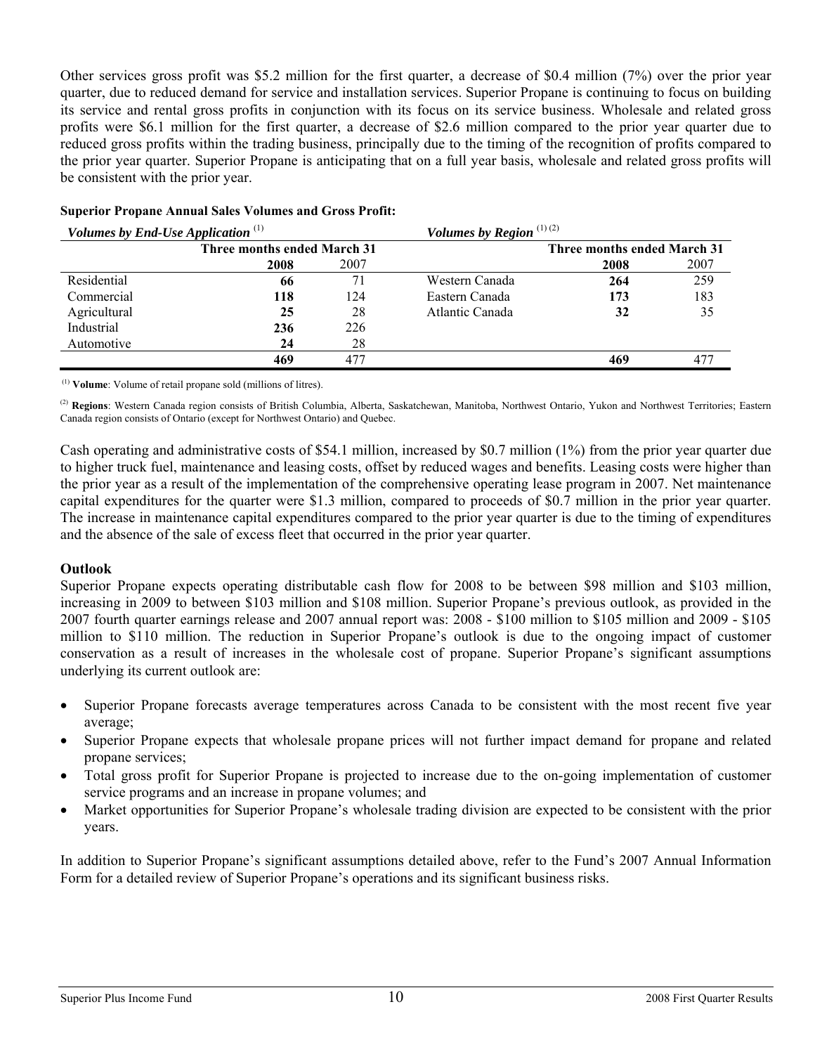Other services gross profit was $5.2 million for the first quarter, a decrease of $0.4 million (7%) over the prior year quarter, due to reduced demand for service and installation services. Superior Propane is continuing to focus on building its service and rental gross profits in conjunction with its focus on its service business. Wholesale and related gross profits were $6.1 million for the first quarter, a decrease of $2.6 million compared to the prior year quarter due to reduced gross profits within the trading business, principally due to the timing of the recognition of profits compared to the prior year quarter. Superior Propane is anticipating that on a full year basis, wholesale and related gross profits will be consistent with the prior year.

**Superior Propane Annual Sales Volumes and Gross Profit:**

| *Volumes by End-Use Application* [1] | | | *Volumes by Region* [1] [2] | | |
|---|---|---|---|---|---|
| | **Three months ended March 31** | | | **Three months ended March 31** | |
| | **2008** | 2007 | | **2008** | 2007 |
| Residential | **66** | 71 | Western Canada | **264** | 259 |
| Commercial | **118** | 124 | Eastern Canada | **173** | 183 |
| Agricultural | **25** | 28 | Atlantic Canada | **32** | 35 |
| Industrial | **236** | 226 | | | |
| Automotive | **24** | 28 | | | |
| | **469** | 477 | | **469** | 477 |

[1] **Volume**: Volume of retail propane sold (millions of litres).

[2] **Regions**: Western Canada region consists of British Columbia, Alberta, Saskatchewan, Manitoba, Northwest Ontario, Yukon and Northwest Territories; Eastern Canada region consists of Ontario (except for Northwest Ontario) and Quebec.

Cash operating and administrative costs of $54.1 million, increased by $0.7 million (1%) from the prior year quarter due to higher truck fuel, maintenance and leasing costs, offset by reduced wages and benefits. Leasing costs were higher than the prior year as a result of the implementation of the comprehensive operating lease program in 2007. Net maintenance capital expenditures for the quarter were $1.3 million, compared to proceeds of $0.7 million in the prior year quarter. The increase in maintenance capital expenditures compared to the prior year quarter is due to the timing of expenditures and the absence of the sale of excess fleet that occurred in the prior year quarter.

**Outlook**

Superior Propane expects operating distributable cash flow for 2008 to be between $98 million and $103 million, increasing in 2009 to between $103 million and $108 million. Superior Propane's previous outlook, as provided in the 2007 fourth quarter earnings release and 2007 annual report was: 2008 - $100 million to $105 million and 2009 - $105 million to $110 million. The reduction in Superior Propane's outlook is due to the ongoing impact of customer conservation as a result of increases in the wholesale cost of propane. Superior Propane's significant assumptions underlying its current outlook are:

- Superior Propane forecasts average temperatures across Canada to be consistent with the most recent five year average;
- Superior Propane expects that wholesale propane prices will not further impact demand for propane and related propane services;
- Total gross profit for Superior Propane is projected to increase due to the on-going implementation of customer service programs and an increase in propane volumes; and
- Market opportunities for Superior Propane's wholesale trading division are expected to be consistent with the prior years.

In addition to Superior Propane's significant assumptions detailed above, refer to the Fund's 2007 Annual Information Form for a detailed review of Superior Propane's operations and its significant business risks.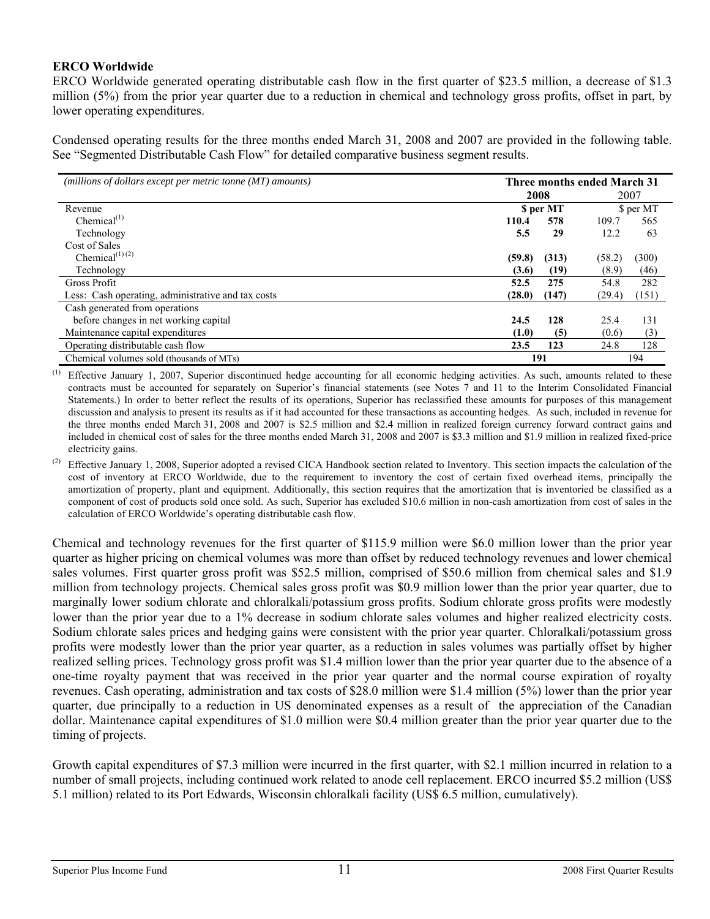**ERCO Worldwide**

ERCO Worldwide generated operating distributable cash flow in the first quarter of $23.5 million, a decrease of $1.3 million (5%) from the prior year quarter due to a reduction in chemical and technology gross profits, offset in part, by lower operating expenditures.

Condensed operating results for the three months ended March 31, 2008 and 2007 are provided in the following table. See "Segmented Distributable Cash Flow" for detailed comparative business segment results.

| *(millions of dollars except per metric tonne (MT) amounts)* | **Three months ended March 31** | | | |
|---|---|---|---|---|
| | **2008** | | 2007 | |
| Revenue | | **$ per MT** | | $ per MT |
| Chemical[1] | **110.4** | **578** | 109.7 | 565 |
| Technology | **5.5** | **29** | 12.2 | 63 |
| Cost of Sales | | | | |
| Chemical[1] [2] | **(59.8)** | **(313)** | (58.2) | (300) |
| Technology | **(3.6)** | **(19)** | (8.9) | (46) |
| Gross Profit | **52.5** | **275** | 54.8 | 282 |
| Less: Cash operating, administrative and tax costs | **(28.0)** | **(147)** | (29.4) | (151) |
| Cash generated from operations before changes in net working capital | **24.5** | **128** | 25.4 | 131 |
| Maintenance capital expenditures | **(1.0)** | **(5)** | (0.6) | (3) |
| Operating distributable cash flow | **23.5** | **123** | 24.8 | 128 |
| Chemical volumes sold (thousands of MTs) | **191** | | 194 | |

(1) Effective January 1, 2007, Superior discontinued hedge accounting for all economic hedging activities. As such, amounts related to these contracts must be accounted for separately on Superior's financial statements (see Notes 7 and 11 to the Interim Consolidated Financial Statements.) In order to better reflect the results of its operations, Superior has reclassified these amounts for purposes of this management discussion and analysis to present its results as if it had accounted for these transactions as accounting hedges. As such, included in revenue for the three months ended March 31, 2008 and 2007 is $2.5 million and $2.4 million in realized foreign currency forward contract gains and included in chemical cost of sales for the three months ended March 31, 2008 and 2007 is $3.3 million and $1.9 million in realized fixed-price electricity gains.

(2) Effective January 1, 2008, Superior adopted a revised CICA Handbook section related to Inventory. This section impacts the calculation of the cost of inventory at ERCO Worldwide, due to the requirement to inventory the cost of certain fixed overhead items, principally the amortization of property, plant and equipment. Additionally, this section requires that the amortization that is inventoried be classified as a component of cost of products sold once sold. As such, Superior has excluded $10.6 million in non-cash amortization from cost of sales in the calculation of ERCO Worldwide's operating distributable cash flow.

Chemical and technology revenues for the first quarter of $115.9 million were $6.0 million lower than the prior year quarter as higher pricing on chemical volumes was more than offset by reduced technology revenues and lower chemical sales volumes. First quarter gross profit was $52.5 million, comprised of $50.6 million from chemical sales and $1.9 million from technology projects. Chemical sales gross profit was $0.9 million lower than the prior year quarter, due to marginally lower sodium chlorate and chloralkali/potassium gross profits. Sodium chlorate gross profits were modestly lower than the prior year due to a 1% decrease in sodium chlorate sales volumes and higher realized electricity costs. Sodium chlorate sales prices and hedging gains were consistent with the prior year quarter. Chloralkali/potassium gross profits were modestly lower than the prior year quarter, as a reduction in sales volumes was partially offset by higher realized selling prices. Technology gross profit was $1.4 million lower than the prior year quarter due to the absence of a one-time royalty payment that was received in the prior year quarter and the normal course expiration of royalty revenues. Cash operating, administration and tax costs of $28.0 million were $1.4 million (5%) lower than the prior year quarter, due principally to a reduction in US denominated expenses as a result of the appreciation of the Canadian dollar. Maintenance capital expenditures of $1.0 million were $0.4 million greater than the prior year quarter due to the timing of projects.

Growth capital expenditures of $7.3 million were incurred in the first quarter, with $2.1 million incurred in relation to a number of small projects, including continued work related to anode cell replacement. ERCO incurred $5.2 million (US$ 5.1 million) related to its Port Edwards, Wisconsin chloralkali facility (US$ 6.5 million, cumulatively).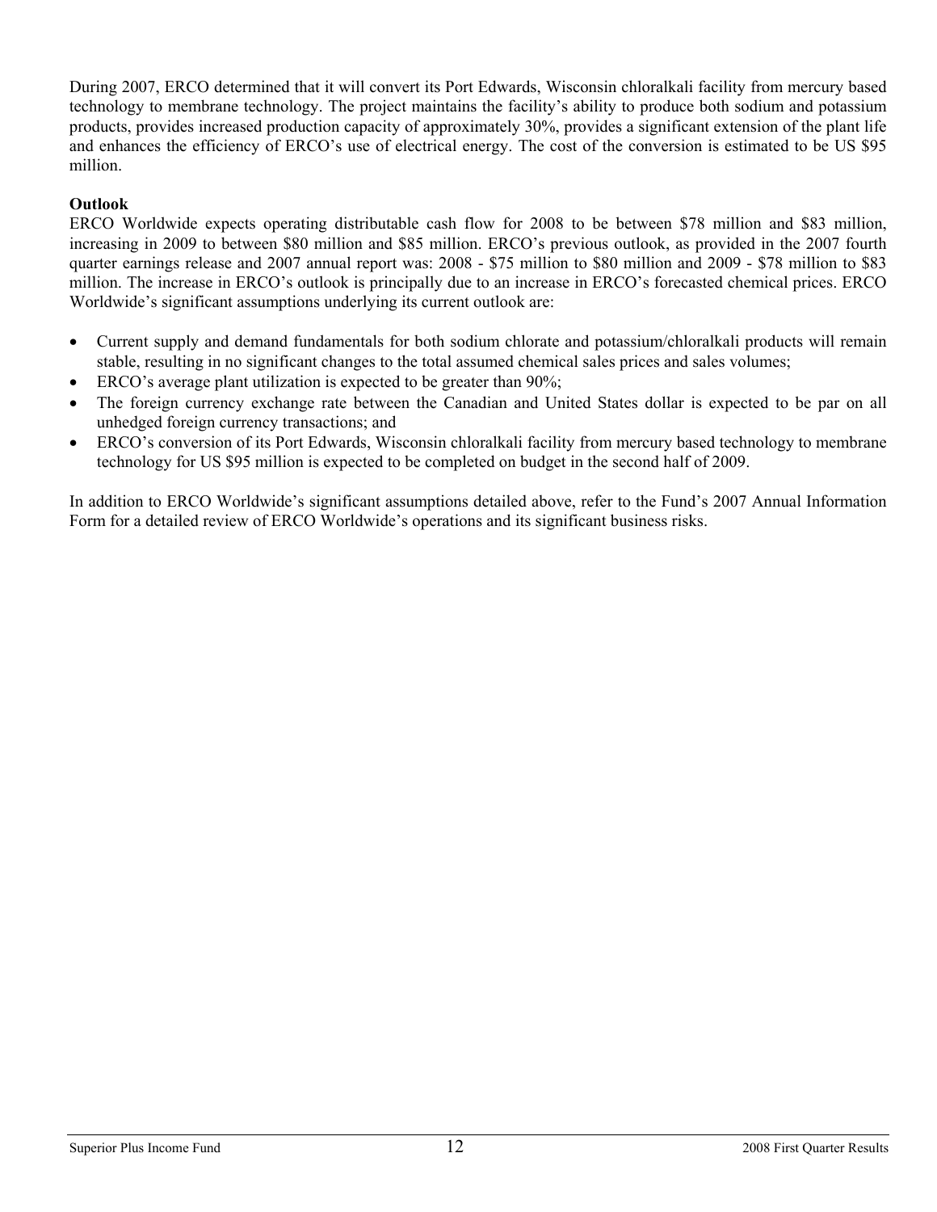During 2007, ERCO determined that it will convert its Port Edwards, Wisconsin chloralkali facility from mercury based technology to membrane technology. The project maintains the facility's ability to produce both sodium and potassium products, provides increased production capacity of approximately 30%, provides a significant extension of the plant life and enhances the efficiency of ERCO's use of electrical energy. The cost of the conversion is estimated to be US $95 million.

**Outlook**

ERCO Worldwide expects operating distributable cash flow for 2008 to be between $78 million and $83 million, increasing in 2009 to between $80 million and $85 million. ERCO's previous outlook, as provided in the 2007 fourth quarter earnings release and 2007 annual report was: 2008 - $75 million to $80 million and 2009 - $78 million to $83 million. The increase in ERCO's outlook is principally due to an increase in ERCO's forecasted chemical prices. ERCO Worldwide's significant assumptions underlying its current outlook are:

- Current supply and demand fundamentals for both sodium chlorate and potassium/chloralkali products will remain stable, resulting in no significant changes to the total assumed chemical sales prices and sales volumes;
- ERCO's average plant utilization is expected to be greater than 90%;
- The foreign currency exchange rate between the Canadian and United States dollar is expected to be par on all unhedged foreign currency transactions; and
- ERCO's conversion of its Port Edwards, Wisconsin chloralkali facility from mercury based technology to membrane technology for US $95 million is expected to be completed on budget in the second half of 2009.

In addition to ERCO Worldwide's significant assumptions detailed above, refer to the Fund's 2007 Annual Information Form for a detailed review of ERCO Worldwide's operations and its significant business risks.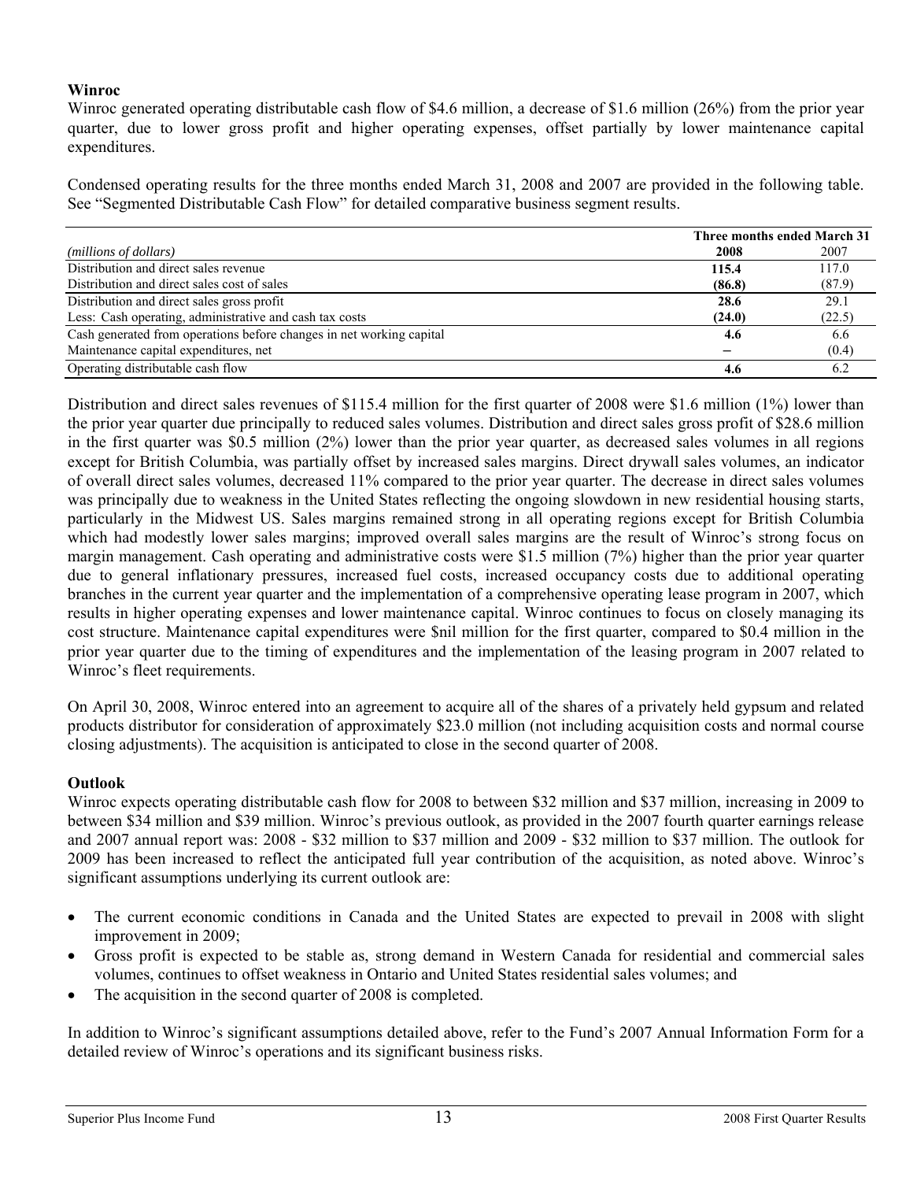## Winroc

Winroc generated operating distributable cash flow of $4.6 million, a decrease of $1.6 million (26%) from the prior year quarter, due to lower gross profit and higher operating expenses, offset partially by lower maintenance capital expenditures.

Condensed operating results for the three months ended March 31, 2008 and 2007 are provided in the following table. See "Segmented Distributable Cash Flow" for detailed comparative business segment results.

| | Three months ended March 31 | |
|---|---|---|
| *(millions of dollars)* | **2008** | 2007 |
| Distribution and direct sales revenue | **115.4** | 117.0 |
| Distribution and direct sales cost of sales | **(86.8)** | (87.9) |
| Distribution and direct sales gross profit | **28.6** | 29.1 |
| Less: Cash operating, administrative and cash tax costs | **(24.0)** | (22.5) |
| Cash generated from operations before changes in net working capital | **4.6** | 6.6 |
| Maintenance capital expenditures, net | **–** | (0.4) |
| Operating distributable cash flow | **4.6** | 6.2 |

Distribution and direct sales revenues of $115.4 million for the first quarter of 2008 were $1.6 million (1%) lower than the prior year quarter due principally to reduced sales volumes. Distribution and direct sales gross profit of $28.6 million in the first quarter was $0.5 million (2%) lower than the prior year quarter, as decreased sales volumes in all regions except for British Columbia, was partially offset by increased sales margins. Direct drywall sales volumes, an indicator of overall direct sales volumes, decreased 11% compared to the prior year quarter. The decrease in direct sales volumes was principally due to weakness in the United States reflecting the ongoing slowdown in new residential housing starts, particularly in the Midwest US. Sales margins remained strong in all operating regions except for British Columbia which had modestly lower sales margins; improved overall sales margins are the result of Winroc's strong focus on margin management. Cash operating and administrative costs were $1.5 million (7%) higher than the prior year quarter due to general inflationary pressures, increased fuel costs, increased occupancy costs due to additional operating branches in the current year quarter and the implementation of a comprehensive operating lease program in 2007, which results in higher operating expenses and lower maintenance capital. Winroc continues to focus on closely managing its cost structure. Maintenance capital expenditures were $nil million for the first quarter, compared to $0.4 million in the prior year quarter due to the timing of expenditures and the implementation of the leasing program in 2007 related to Winroc's fleet requirements.

On April 30, 2008, Winroc entered into an agreement to acquire all of the shares of a privately held gypsum and related products distributor for consideration of approximately $23.0 million (not including acquisition costs and normal course closing adjustments). The acquisition is anticipated to close in the second quarter of 2008.

## Outlook

Winroc expects operating distributable cash flow for 2008 to between $32 million and $37 million, increasing in 2009 to between $34 million and $39 million. Winroc's previous outlook, as provided in the 2007 fourth quarter earnings release and 2007 annual report was: 2008 - $32 million to $37 million and 2009 - $32 million to $37 million. The outlook for 2009 has been increased to reflect the anticipated full year contribution of the acquisition, as noted above. Winroc's significant assumptions underlying its current outlook are:

- The current economic conditions in Canada and the United States are expected to prevail in 2008 with slight improvement in 2009;
- Gross profit is expected to be stable as, strong demand in Western Canada for residential and commercial sales volumes, continues to offset weakness in Ontario and United States residential sales volumes; and
- The acquisition in the second quarter of 2008 is completed.

In addition to Winroc's significant assumptions detailed above, refer to the Fund's 2007 Annual Information Form for a detailed review of Winroc's operations and its significant business risks.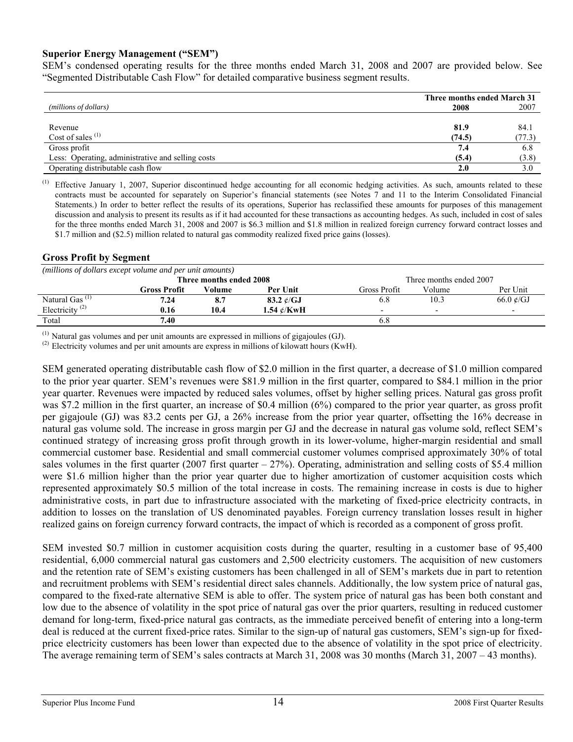### Superior Energy Management ("SEM")

SEM's condensed operating results for the three months ended March 31, 2008 and 2007 are provided below. See "Segmented Distributable Cash Flow" for detailed comparative business segment results.

| *(millions of dollars)* | **Three months ended March 31** **2008** | 2007 |
|---|---|---|
| Revenue | **81.9** | 84.1 |
| Cost of sales [(1)] | **(74.5)** | (77.3) |
| Gross profit | **7.4** | 6.8 |
| Less: Operating, administrative and selling costs | **(5.4)** | (3.8) |
| Operating distributable cash flow | **2.0** | 3.0 |

(1) Effective January 1, 2007, Superior discontinued hedge accounting for all economic hedging activities. As such, amounts related to these contracts must be accounted for separately on Superior's financial statements (see Notes 7 and 11 to the Interim Consolidated Financial Statements.) In order to better reflect the results of its operations, Superior has reclassified these amounts for purposes of this management discussion and analysis to present its results as if it had accounted for these transactions as accounting hedges. As such, included in cost of sales for the three months ended March 31, 2008 and 2007 is \$6.3 million and \$1.8 million in realized foreign currency forward contract losses and \$1.7 million and (\$2.5) million related to natural gas commodity realized fixed price gains (losses).

### Gross Profit by Segment

*(millions of dollars except volume and per unit amounts)*

| | **Three months ended 2008** | | | Three months ended 2007 | | |
|---|---|---|---|---|---|---|
| | **Gross Profit** | **Volume** | **Per Unit** | Gross Profit | Volume | Per Unit |
| Natural Gas [(1)] | **7.24** | **8.7** | **83.2 ¢/GJ** | 6.8 | 10.3 | 66.0 ¢/GJ |
| Electricity [(2)] | **0.16** | **10.4** | **1.54 ¢/KwH** | - | - | - |
| Total | **7.40** | | | 6.8 | | |

(1) Natural gas volumes and per unit amounts are expressed in millions of gigajoules (GJ).
(2) Electricity volumes and per unit amounts are express in millions of kilowatt hours (KwH).

SEM generated operating distributable cash flow of \$2.0 million in the first quarter, a decrease of \$1.0 million compared to the prior year quarter. SEM's revenues were \$81.9 million in the first quarter, compared to \$84.1 million in the prior year quarter. Revenues were impacted by reduced sales volumes, offset by higher selling prices. Natural gas gross profit was \$7.2 million in the first quarter, an increase of \$0.4 million (6%) compared to the prior year quarter, as gross profit per gigajoule (GJ) was 83.2 cents per GJ, a 26% increase from the prior year quarter, offsetting the 16% decrease in natural gas volume sold. The increase in gross margin per GJ and the decrease in natural gas volume sold, reflect SEM's continued strategy of increasing gross profit through growth in its lower-volume, higher-margin residential and small commercial customer base. Residential and small commercial customer volumes comprised approximately 30% of total sales volumes in the first quarter (2007 first quarter – 27%). Operating, administration and selling costs of \$5.4 million were \$1.6 million higher than the prior year quarter due to higher amortization of customer acquisition costs which represented approximately \$0.5 million of the total increase in costs. The remaining increase in costs is due to higher administrative costs, in part due to infrastructure associated with the marketing of fixed-price electricity contracts, in addition to losses on the translation of US denominated payables. Foreign currency translation losses result in higher realized gains on foreign currency forward contracts, the impact of which is recorded as a component of gross profit.

SEM invested \$0.7 million in customer acquisition costs during the quarter, resulting in a customer base of 95,400 residential, 6,000 commercial natural gas customers and 2,500 electricity customers. The acquisition of new customers and the retention rate of SEM's existing customers has been challenged in all of SEM's markets due in part to retention and recruitment problems with SEM's residential direct sales channels. Additionally, the low system price of natural gas, compared to the fixed-rate alternative SEM is able to offer. The system price of natural gas has been both constant and low due to the absence of volatility in the spot price of natural gas over the prior quarters, resulting in reduced customer demand for long-term, fixed-price natural gas contracts, as the immediate perceived benefit of entering into a long-term deal is reduced at the current fixed-price rates. Similar to the sign-up of natural gas customers, SEM's sign-up for fixed-price electricity customers has been lower than expected due to the absence of volatility in the spot price of electricity. The average remaining term of SEM's sales contracts at March 31, 2008 was 30 months (March 31, 2007 – 43 months).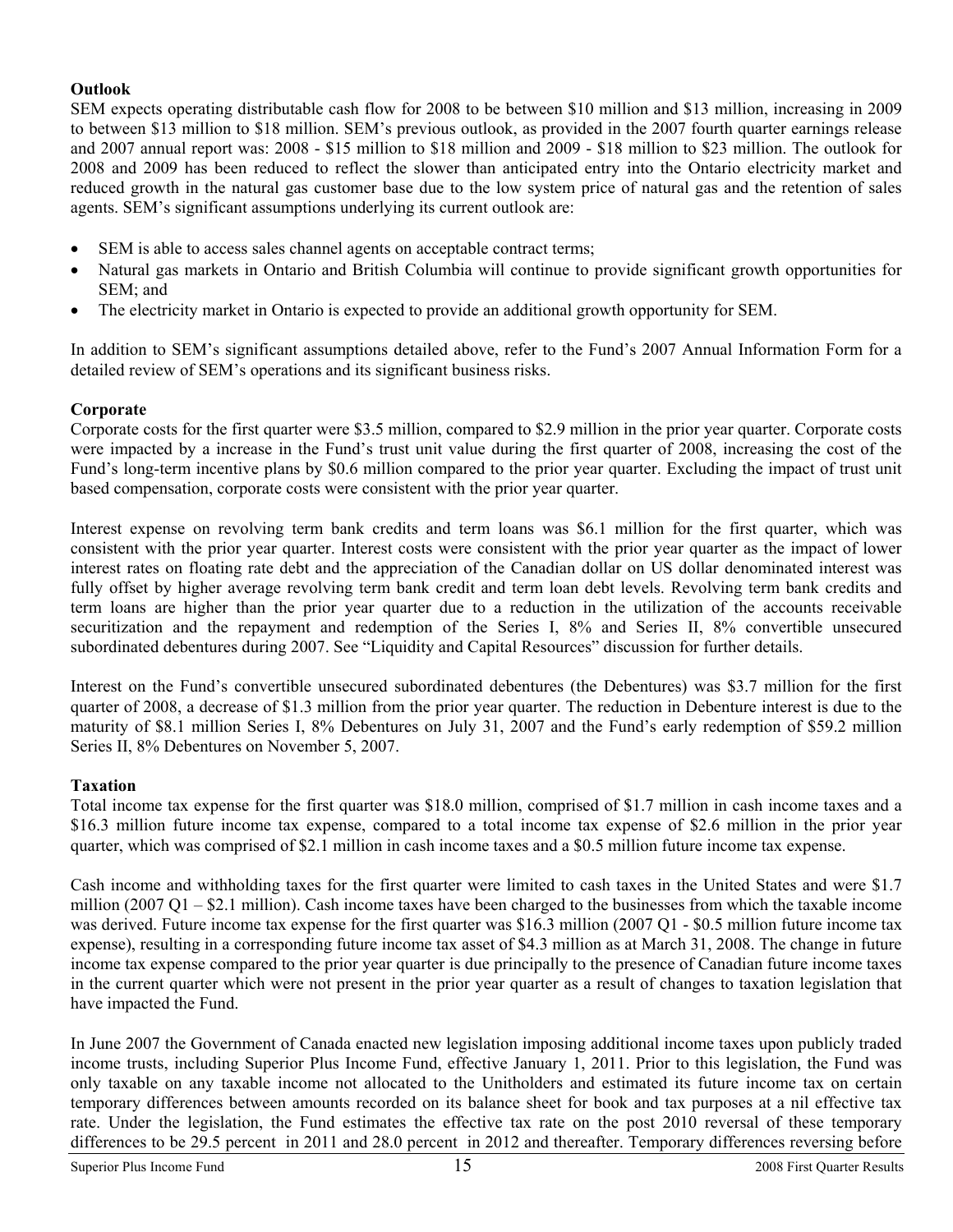**Outlook**

SEM expects operating distributable cash flow for 2008 to be between $10 million and $13 million, increasing in 2009 to between $13 million to $18 million. SEM's previous outlook, as provided in the 2007 fourth quarter earnings release and 2007 annual report was: 2008 - $15 million to $18 million and 2009 - $18 million to $23 million. The outlook for 2008 and 2009 has been reduced to reflect the slower than anticipated entry into the Ontario electricity market and reduced growth in the natural gas customer base due to the low system price of natural gas and the retention of sales agents. SEM's significant assumptions underlying its current outlook are:

- SEM is able to access sales channel agents on acceptable contract terms;
- Natural gas markets in Ontario and British Columbia will continue to provide significant growth opportunities for SEM; and
- The electricity market in Ontario is expected to provide an additional growth opportunity for SEM.

In addition to SEM's significant assumptions detailed above, refer to the Fund's 2007 Annual Information Form for a detailed review of SEM's operations and its significant business risks.

**Corporate**

Corporate costs for the first quarter were $3.5 million, compared to $2.9 million in the prior year quarter. Corporate costs were impacted by a increase in the Fund's trust unit value during the first quarter of 2008, increasing the cost of the Fund's long-term incentive plans by $0.6 million compared to the prior year quarter. Excluding the impact of trust unit based compensation, corporate costs were consistent with the prior year quarter.

Interest expense on revolving term bank credits and term loans was $6.1 million for the first quarter, which was consistent with the prior year quarter. Interest costs were consistent with the prior year quarter as the impact of lower interest rates on floating rate debt and the appreciation of the Canadian dollar on US dollar denominated interest was fully offset by higher average revolving term bank credit and term loan debt levels. Revolving term bank credits and term loans are higher than the prior year quarter due to a reduction in the utilization of the accounts receivable securitization and the repayment and redemption of the Series I, 8% and Series II, 8% convertible unsecured subordinated debentures during 2007. See "Liquidity and Capital Resources" discussion for further details.

Interest on the Fund's convertible unsecured subordinated debentures (the Debentures) was $3.7 million for the first quarter of 2008, a decrease of $1.3 million from the prior year quarter. The reduction in Debenture interest is due to the maturity of $8.1 million Series I, 8% Debentures on July 31, 2007 and the Fund's early redemption of $59.2 million Series II, 8% Debentures on November 5, 2007.

**Taxation**

Total income tax expense for the first quarter was $18.0 million, comprised of $1.7 million in cash income taxes and a $16.3 million future income tax expense, compared to a total income tax expense of $2.6 million in the prior year quarter, which was comprised of $2.1 million in cash income taxes and a $0.5 million future income tax expense.

Cash income and withholding taxes for the first quarter were limited to cash taxes in the United States and were $1.7 million (2007 Q1 – $2.1 million). Cash income taxes have been charged to the businesses from which the taxable income was derived. Future income tax expense for the first quarter was $16.3 million (2007 Q1 - $0.5 million future income tax expense), resulting in a corresponding future income tax asset of $4.3 million as at March 31, 2008. The change in future income tax expense compared to the prior year quarter is due principally to the presence of Canadian future income taxes in the current quarter which were not present in the prior year quarter as a result of changes to taxation legislation that have impacted the Fund.

In June 2007 the Government of Canada enacted new legislation imposing additional income taxes upon publicly traded income trusts, including Superior Plus Income Fund, effective January 1, 2011. Prior to this legislation, the Fund was only taxable on any taxable income not allocated to the Unitholders and estimated its future income tax on certain temporary differences between amounts recorded on its balance sheet for book and tax purposes at a nil effective tax rate. Under the legislation, the Fund estimates the effective tax rate on the post 2010 reversal of these temporary differences to be 29.5 percent in 2011 and 28.0 percent in 2012 and thereafter. Temporary differences reversing before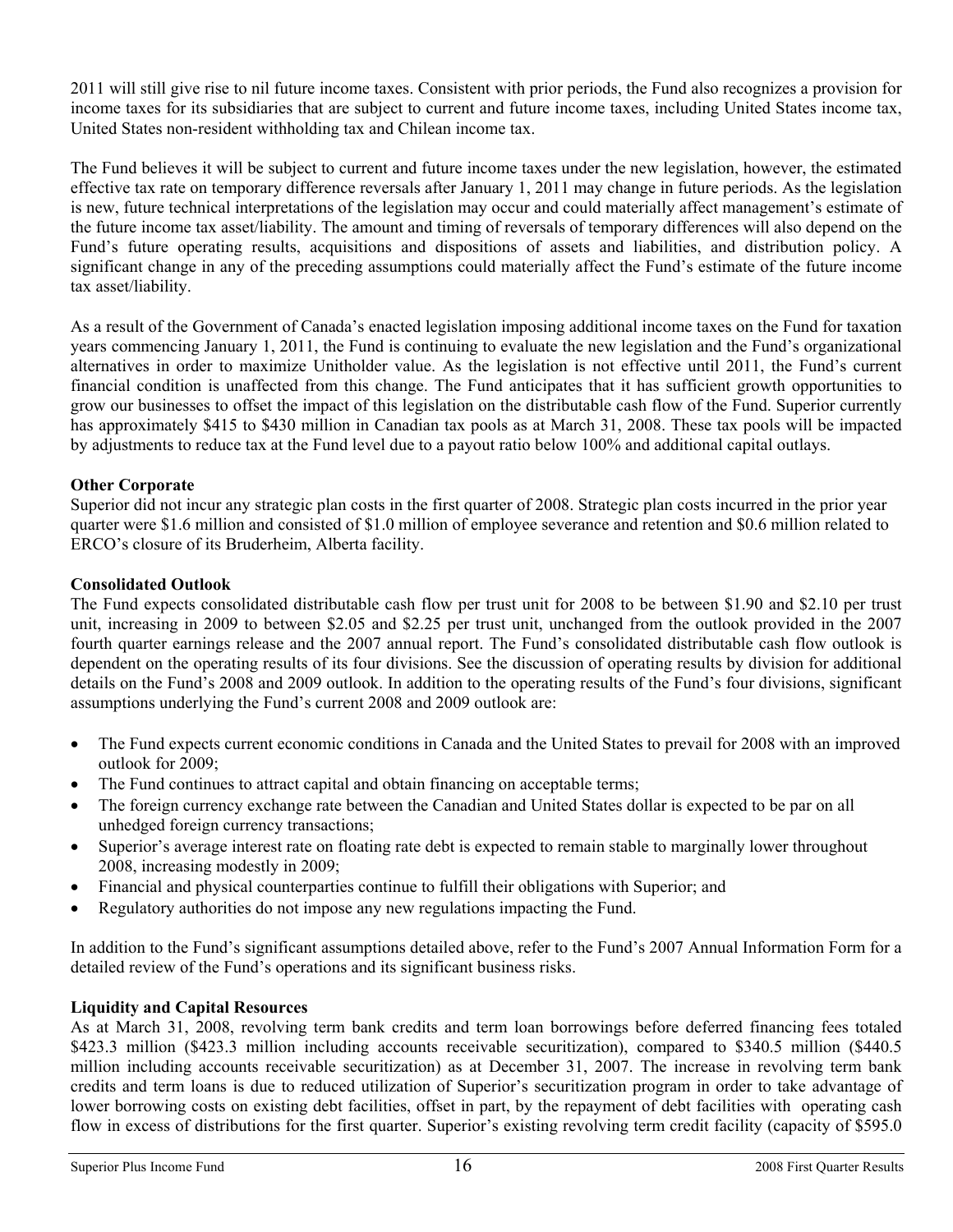2011 will still give rise to nil future income taxes. Consistent with prior periods, the Fund also recognizes a provision for income taxes for its subsidiaries that are subject to current and future income taxes, including United States income tax, United States non-resident withholding tax and Chilean income tax.

The Fund believes it will be subject to current and future income taxes under the new legislation, however, the estimated effective tax rate on temporary difference reversals after January 1, 2011 may change in future periods. As the legislation is new, future technical interpretations of the legislation may occur and could materially affect management's estimate of the future income tax asset/liability. The amount and timing of reversals of temporary differences will also depend on the Fund's future operating results, acquisitions and dispositions of assets and liabilities, and distribution policy. A significant change in any of the preceding assumptions could materially affect the Fund's estimate of the future income tax asset/liability.

As a result of the Government of Canada's enacted legislation imposing additional income taxes on the Fund for taxation years commencing January 1, 2011, the Fund is continuing to evaluate the new legislation and the Fund's organizational alternatives in order to maximize Unitholder value. As the legislation is not effective until 2011, the Fund's current financial condition is unaffected from this change. The Fund anticipates that it has sufficient growth opportunities to grow our businesses to offset the impact of this legislation on the distributable cash flow of the Fund. Superior currently has approximately $415 to $430 million in Canadian tax pools as at March 31, 2008. These tax pools will be impacted by adjustments to reduce tax at the Fund level due to a payout ratio below 100% and additional capital outlays.

**Other Corporate**

Superior did not incur any strategic plan costs in the first quarter of 2008. Strategic plan costs incurred in the prior year quarter were $1.6 million and consisted of $1.0 million of employee severance and retention and $0.6 million related to ERCO's closure of its Bruderheim, Alberta facility.

**Consolidated Outlook**

The Fund expects consolidated distributable cash flow per trust unit for 2008 to be between $1.90 and $2.10 per trust unit, increasing in 2009 to between $2.05 and $2.25 per trust unit, unchanged from the outlook provided in the 2007 fourth quarter earnings release and the 2007 annual report. The Fund's consolidated distributable cash flow outlook is dependent on the operating results of its four divisions. See the discussion of operating results by division for additional details on the Fund's 2008 and 2009 outlook. In addition to the operating results of the Fund's four divisions, significant assumptions underlying the Fund's current 2008 and 2009 outlook are:

- The Fund expects current economic conditions in Canada and the United States to prevail for 2008 with an improved outlook for 2009;
- The Fund continues to attract capital and obtain financing on acceptable terms;
- The foreign currency exchange rate between the Canadian and United States dollar is expected to be par on all unhedged foreign currency transactions;
- Superior's average interest rate on floating rate debt is expected to remain stable to marginally lower throughout 2008, increasing modestly in 2009;
- Financial and physical counterparties continue to fulfill their obligations with Superior; and
- Regulatory authorities do not impose any new regulations impacting the Fund.

In addition to the Fund's significant assumptions detailed above, refer to the Fund's 2007 Annual Information Form for a detailed review of the Fund's operations and its significant business risks.

**Liquidity and Capital Resources**

As at March 31, 2008, revolving term bank credits and term loan borrowings before deferred financing fees totaled $423.3 million ($423.3 million including accounts receivable securitization), compared to $340.5 million ($440.5 million including accounts receivable securitization) as at December 31, 2007. The increase in revolving term bank credits and term loans is due to reduced utilization of Superior's securitization program in order to take advantage of lower borrowing costs on existing debt facilities, offset in part, by the repayment of debt facilities with operating cash flow in excess of distributions for the first quarter. Superior's existing revolving term credit facility (capacity of $595.0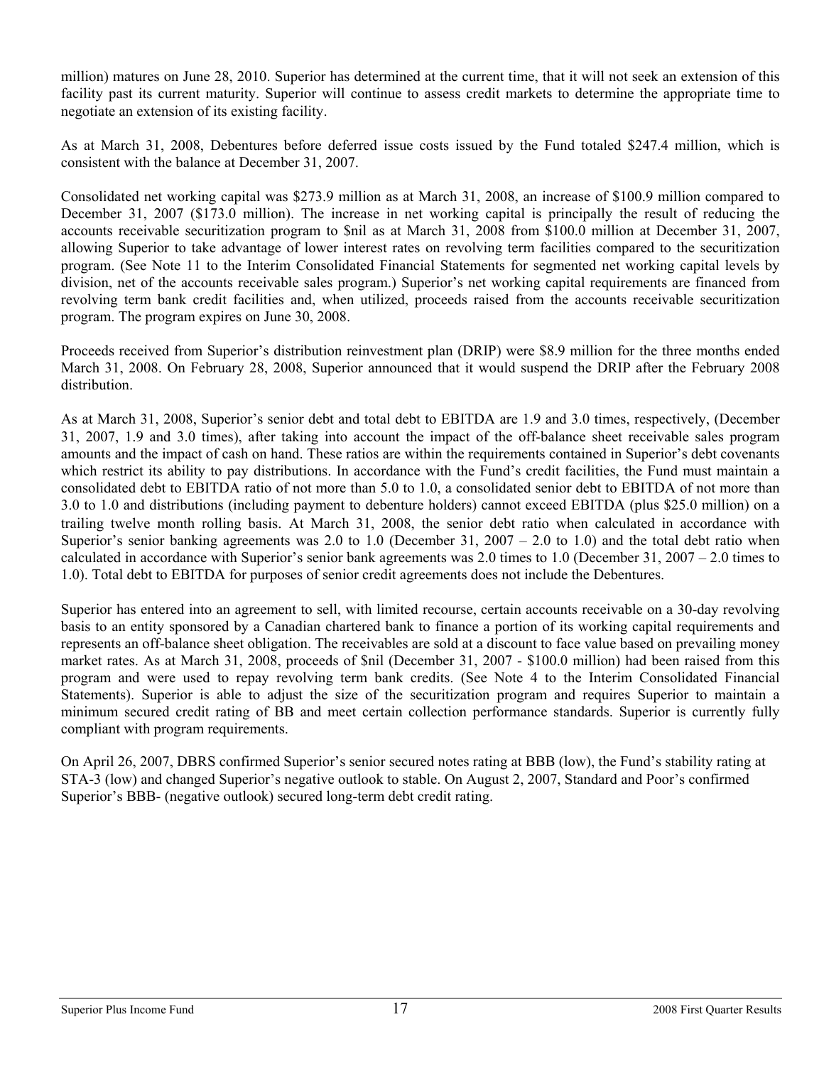million) matures on June 28, 2010. Superior has determined at the current time, that it will not seek an extension of this facility past its current maturity. Superior will continue to assess credit markets to determine the appropriate time to negotiate an extension of its existing facility.

As at March 31, 2008, Debentures before deferred issue costs issued by the Fund totaled $247.4 million, which is consistent with the balance at December 31, 2007.

Consolidated net working capital was $273.9 million as at March 31, 2008, an increase of $100.9 million compared to December 31, 2007 ($173.0 million). The increase in net working capital is principally the result of reducing the accounts receivable securitization program to $nil as at March 31, 2008 from $100.0 million at December 31, 2007, allowing Superior to take advantage of lower interest rates on revolving term facilities compared to the securitization program. (See Note 11 to the Interim Consolidated Financial Statements for segmented net working capital levels by division, net of the accounts receivable sales program.) Superior's net working capital requirements are financed from revolving term bank credit facilities and, when utilized, proceeds raised from the accounts receivable securitization program. The program expires on June 30, 2008.

Proceeds received from Superior's distribution reinvestment plan (DRIP) were $8.9 million for the three months ended March 31, 2008. On February 28, 2008, Superior announced that it would suspend the DRIP after the February 2008 distribution.

As at March 31, 2008, Superior's senior debt and total debt to EBITDA are 1.9 and 3.0 times, respectively, (December 31, 2007, 1.9 and 3.0 times), after taking into account the impact of the off-balance sheet receivable sales program amounts and the impact of cash on hand. These ratios are within the requirements contained in Superior's debt covenants which restrict its ability to pay distributions. In accordance with the Fund's credit facilities, the Fund must maintain a consolidated debt to EBITDA ratio of not more than 5.0 to 1.0, a consolidated senior debt to EBITDA of not more than 3.0 to 1.0 and distributions (including payment to debenture holders) cannot exceed EBITDA (plus $25.0 million) on a trailing twelve month rolling basis. At March 31, 2008, the senior debt ratio when calculated in accordance with Superior's senior banking agreements was 2.0 to 1.0 (December 31, 2007 – 2.0 to 1.0) and the total debt ratio when calculated in accordance with Superior's senior bank agreements was 2.0 times to 1.0 (December 31, 2007 – 2.0 times to 1.0). Total debt to EBITDA for purposes of senior credit agreements does not include the Debentures.

Superior has entered into an agreement to sell, with limited recourse, certain accounts receivable on a 30-day revolving basis to an entity sponsored by a Canadian chartered bank to finance a portion of its working capital requirements and represents an off-balance sheet obligation. The receivables are sold at a discount to face value based on prevailing money market rates. As at March 31, 2008, proceeds of $nil (December 31, 2007 - $100.0 million) had been raised from this program and were used to repay revolving term bank credits. (See Note 4 to the Interim Consolidated Financial Statements). Superior is able to adjust the size of the securitization program and requires Superior to maintain a minimum secured credit rating of BB and meet certain collection performance standards. Superior is currently fully compliant with program requirements.

On April 26, 2007, DBRS confirmed Superior's senior secured notes rating at BBB (low), the Fund's stability rating at STA-3 (low) and changed Superior's negative outlook to stable. On August 2, 2007, Standard and Poor's confirmed Superior's BBB- (negative outlook) secured long-term debt credit rating.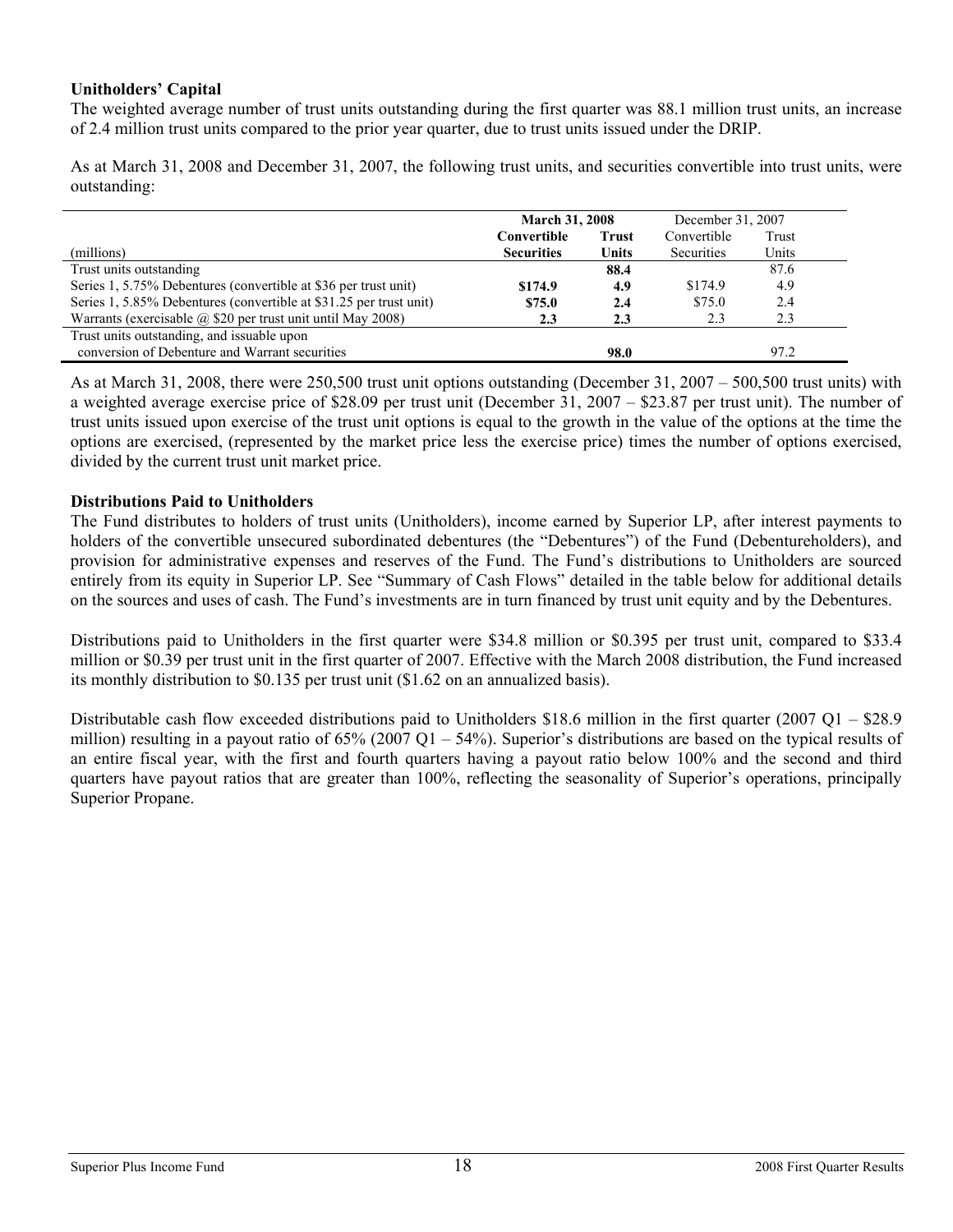**Unitholders' Capital**

The weighted average number of trust units outstanding during the first quarter was 88.1 million trust units, an increase of 2.4 million trust units compared to the prior year quarter, due to trust units issued under the DRIP.

As at March 31, 2008 and December 31, 2007, the following trust units, and securities convertible into trust units, were outstanding:

| (millions) | **March 31, 2008** | | December 31, 2007 | |
|---|---|---|---|---|
| | **Convertible Securities** | **Trust Units** | Convertible Securities | Trust Units |
| Trust units outstanding | | **88.4** | | 87.6 |
| Series 1, 5.75% Debentures (convertible at $36 per trust unit) | **$174.9** | **4.9** | $174.9 | 4.9 |
| Series 1, 5.85% Debentures (convertible at $31.25 per trust unit) | **$75.0** | **2.4** | $75.0 | 2.4 |
| Warrants (exercisable @ $20 per trust unit until May 2008) | **2.3** | **2.3** | 2.3 | 2.3 |
| Trust units outstanding, and issuable upon conversion of Debenture and Warrant securities | | **98.0** | | 97.2 |

As at March 31, 2008, there were 250,500 trust unit options outstanding (December 31, 2007 – 500,500 trust units) with a weighted average exercise price of $28.09 per trust unit (December 31, 2007 – $23.87 per trust unit). The number of trust units issued upon exercise of the trust unit options is equal to the growth in the value of the options at the time the options are exercised, (represented by the market price less the exercise price) times the number of options exercised, divided by the current trust unit market price.

**Distributions Paid to Unitholders**

The Fund distributes to holders of trust units (Unitholders), income earned by Superior LP, after interest payments to holders of the convertible unsecured subordinated debentures (the "Debentures") of the Fund (Debentureholders), and provision for administrative expenses and reserves of the Fund. The Fund's distributions to Unitholders are sourced entirely from its equity in Superior LP. See "Summary of Cash Flows" detailed in the table below for additional details on the sources and uses of cash. The Fund's investments are in turn financed by trust unit equity and by the Debentures.

Distributions paid to Unitholders in the first quarter were $34.8 million or $0.395 per trust unit, compared to $33.4 million or $0.39 per trust unit in the first quarter of 2007. Effective with the March 2008 distribution, the Fund increased its monthly distribution to $0.135 per trust unit ($1.62 on an annualized basis).

Distributable cash flow exceeded distributions paid to Unitholders $18.6 million in the first quarter (2007 Q1 – $28.9 million) resulting in a payout ratio of 65% (2007 Q1 – 54%). Superior's distributions are based on the typical results of an entire fiscal year, with the first and fourth quarters having a payout ratio below 100% and the second and third quarters have payout ratios that are greater than 100%, reflecting the seasonality of Superior's operations, principally Superior Propane.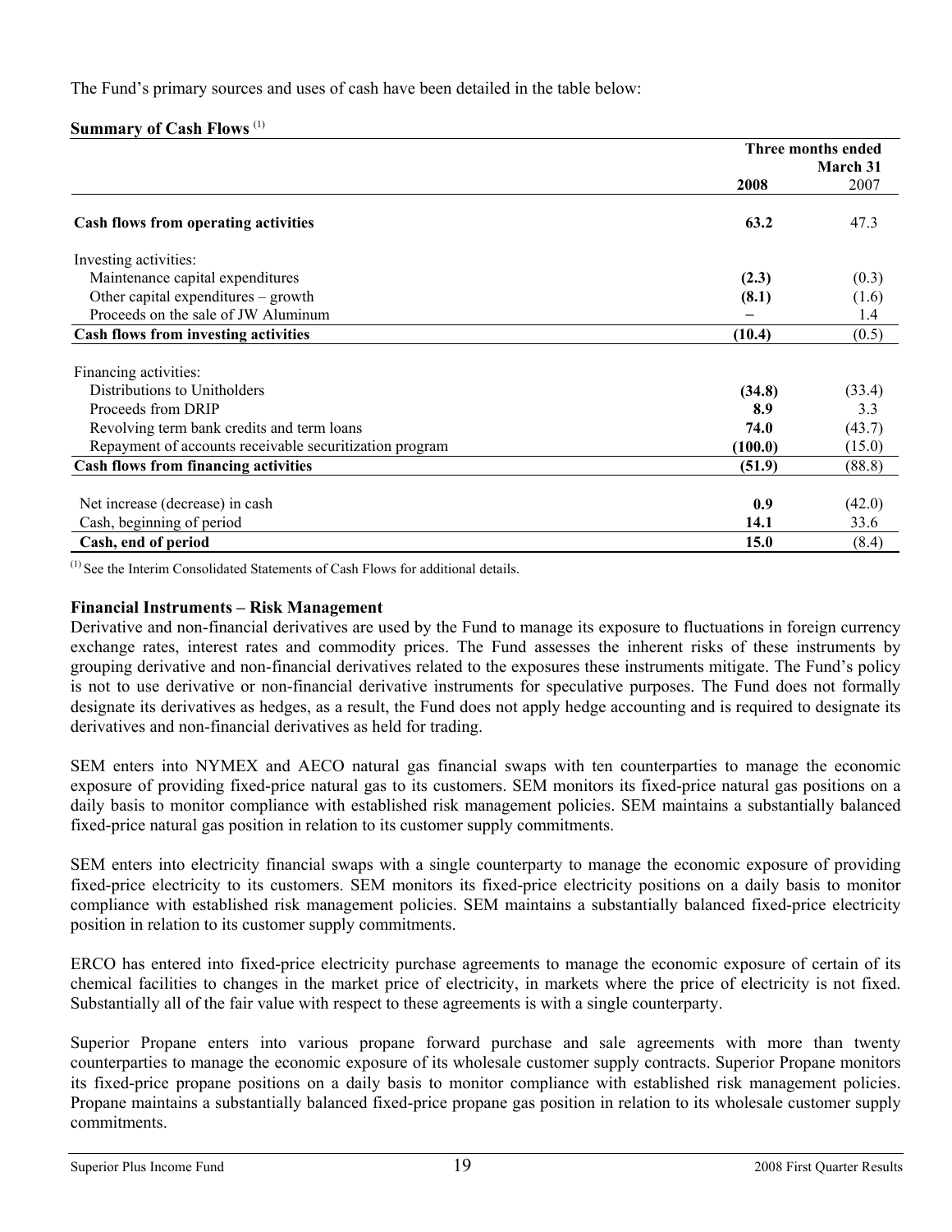The Fund's primary sources and uses of cash have been detailed in the table below:

**Summary of Cash Flows** [(1)]

| | Three months ended March 31 | |
|---|---|---|
| | **2008** | 2007 |
| **Cash flows from operating activities** | **63.2** | 47.3 |
| Investing activities: | | |
| Maintenance capital expenditures | **(2.3)** | (0.3) |
| Other capital expenditures – growth | **(8.1)** | (1.6) |
| Proceeds on the sale of JW Aluminum | **–** | 1.4 |
| **Cash flows from investing activities** | **(10.4)** | (0.5) |
| Financing activities: | | |
| Distributions to Unitholders | **(34.8)** | (33.4) |
| Proceeds from DRIP | **8.9** | 3.3 |
| Revolving term bank credits and term loans | **74.0** | (43.7) |
| Repayment of accounts receivable securitization program | **(100.0)** | (15.0) |
| **Cash flows from financing activities** | **(51.9)** | (88.8) |
| Net increase (decrease) in cash | **0.9** | (42.0) |
| Cash, beginning of period | **14.1** | 33.6 |
| **Cash, end of period** | **15.0** | (8.4) |

[(1)] See the Interim Consolidated Statements of Cash Flows for additional details.

### Financial Instruments – Risk Management

Derivative and non-financial derivatives are used by the Fund to manage its exposure to fluctuations in foreign currency exchange rates, interest rates and commodity prices. The Fund assesses the inherent risks of these instruments by grouping derivative and non-financial derivatives related to the exposures these instruments mitigate. The Fund's policy is not to use derivative or non-financial derivative instruments for speculative purposes. The Fund does not formally designate its derivatives as hedges, as a result, the Fund does not apply hedge accounting and is required to designate its derivatives and non-financial derivatives as held for trading.

SEM enters into NYMEX and AECO natural gas financial swaps with ten counterparties to manage the economic exposure of providing fixed-price natural gas to its customers. SEM monitors its fixed-price natural gas positions on a daily basis to monitor compliance with established risk management policies. SEM maintains a substantially balanced fixed-price natural gas position in relation to its customer supply commitments.

SEM enters into electricity financial swaps with a single counterparty to manage the economic exposure of providing fixed-price electricity to its customers. SEM monitors its fixed-price electricity positions on a daily basis to monitor compliance with established risk management policies. SEM maintains a substantially balanced fixed-price electricity position in relation to its customer supply commitments.

ERCO has entered into fixed-price electricity purchase agreements to manage the economic exposure of certain of its chemical facilities to changes in the market price of electricity, in markets where the price of electricity is not fixed. Substantially all of the fair value with respect to these agreements is with a single counterparty.

Superior Propane enters into various propane forward purchase and sale agreements with more than twenty counterparties to manage the economic exposure of its wholesale customer supply contracts. Superior Propane monitors its fixed-price propane positions on a daily basis to monitor compliance with established risk management policies. Propane maintains a substantially balanced fixed-price propane gas position in relation to its wholesale customer supply commitments.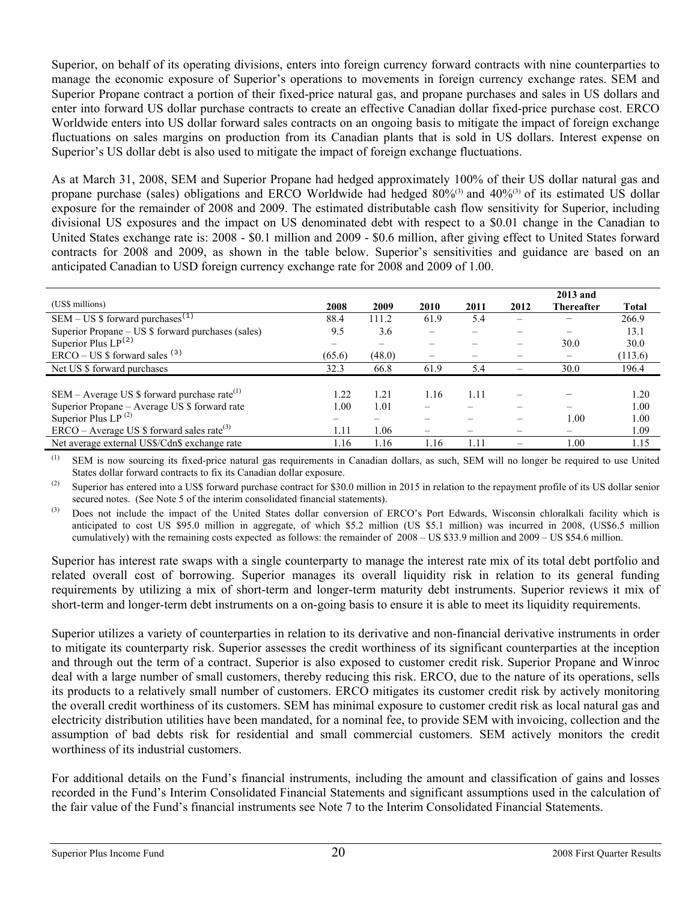Superior, on behalf of its operating divisions, enters into foreign currency forward contracts with nine counterparties to manage the economic exposure of Superior's operations to movements in foreign currency exchange rates. SEM and Superior Propane contract a portion of their fixed-price natural gas, and propane purchases and sales in US dollars and enter into forward US dollar purchase contracts to create an effective Canadian dollar fixed-price purchase cost. ERCO Worldwide enters into US dollar forward sales contracts on an ongoing basis to mitigate the impact of foreign exchange fluctuations on sales margins on production from its Canadian plants that is sold in US dollars. Interest expense on Superior's US dollar debt is also used to mitigate the impact of foreign exchange fluctuations.

As at March 31, 2008, SEM and Superior Propane had hedged approximately 100% of their US dollar natural gas and propane purchase (sales) obligations and ERCO Worldwide had hedged 80%[3] and 40%[3] of its estimated US dollar exposure for the remainder of 2008 and 2009. The estimated distributable cash flow sensitivity for Superior, including divisional US exposures and the impact on US denominated debt with respect to a $0.01 change in the Canadian to United States exchange rate is: 2008 - $0.1 million and 2009 - $0.6 million, after giving effect to United States forward contracts for 2008 and 2009, as shown in the table below. Superior's sensitivities and guidance are based on an anticipated Canadian to USD foreign currency exchange rate for 2008 and 2009 of 1.00.

| (US$ millions) | 2008 | 2009 | 2010 | 2011 | 2012 | 2013 and Thereafter | Total |
|---|---|---|---|---|---|---|---|
| SEM – US $ forward purchases[1] | 88.4 | 111.2 | 61.9 | 5.4 | – | – | 266.9 |
| Superior Propane – US $ forward purchases (sales) | 9.5 | 3.6 | – | – | – | – | 13.1 |
| Superior Plus LP[2] | – | – | – | – | – | 30.0 | 30.0 |
| ERCO – US $ forward sales [3] | (65.6) | (48.0) | – | – | – | – | (113.6) |
| Net US $ forward purchases | 32.3 | 66.8 | 61.9 | 5.4 | – | 30.0 | 196.4 |
| | | | | | | | |
| SEM – Average US $ forward purchase rate[1] | 1.22 | 1.21 | 1.16 | 1.11 | – | – | 1.20 |
| Superior Propane – Average US $ forward rate | 1.00 | 1.01 | – | – | – | – | 1.00 |
| Superior Plus LP [2] | – | – | – | – | – | 1.00 | 1.00 |
| ERCO – Average US $ forward sales rate[3] | 1.11 | 1.06 | – | – | – | – | 1.09 |
| Net average external US$/Cdn$ exchange rate | 1.16 | 1.16 | 1.16 | 1.11 | – | 1.00 | 1.15 |

(1) SEM is now sourcing its fixed-price natural gas requirements in Canadian dollars, as such, SEM will no longer be required to use United States dollar forward contracts to fix its Canadian dollar exposure.

(2) Superior has entered into a US$ forward purchase contract for $30.0 million in 2015 in relation to the repayment profile of its US dollar senior secured notes. (See Note 5 of the interim consolidated financial statements).

(3) Does not include the impact of the United States dollar conversion of ERCO's Port Edwards, Wisconsin chloralkali facility which is anticipated to cost US $95.0 million in aggregate, of which $5.2 million (US $5.1 million) was incurred in 2008, (US$6.5 million cumulatively) with the remaining costs expected as follows: the remainder of 2008 – US $33.9 million and 2009 – US $54.6 million.

Superior has interest rate swaps with a single counterparty to manage the interest rate mix of its total debt portfolio and related overall cost of borrowing. Superior manages its overall liquidity risk in relation to its general funding requirements by utilizing a mix of short-term and longer-term maturity debt instruments. Superior reviews it mix of short-term and longer-term debt instruments on a on-going basis to ensure it is able to meet its liquidity requirements.

Superior utilizes a variety of counterparties in relation to its derivative and non-financial derivative instruments in order to mitigate its counterparty risk. Superior assesses the credit worthiness of its significant counterparties at the inception and through out the term of a contract. Superior is also exposed to customer credit risk. Superior Propane and Winroc deal with a large number of small customers, thereby reducing this risk. ERCO, due to the nature of its operations, sells its products to a relatively small number of customers. ERCO mitigates its customer credit risk by actively monitoring the overall credit worthiness of its customers. SEM has minimal exposure to customer credit risk as local natural gas and electricity distribution utilities have been mandated, for a nominal fee, to provide SEM with invoicing, collection and the assumption of bad debts risk for residential and small commercial customers. SEM actively monitors the credit worthiness of its industrial customers.

For additional details on the Fund's financial instruments, including the amount and classification of gains and losses recorded in the Fund's Interim Consolidated Financial Statements and significant assumptions used in the calculation of the fair value of the Fund's financial instruments see Note 7 to the Interim Consolidated Financial Statements.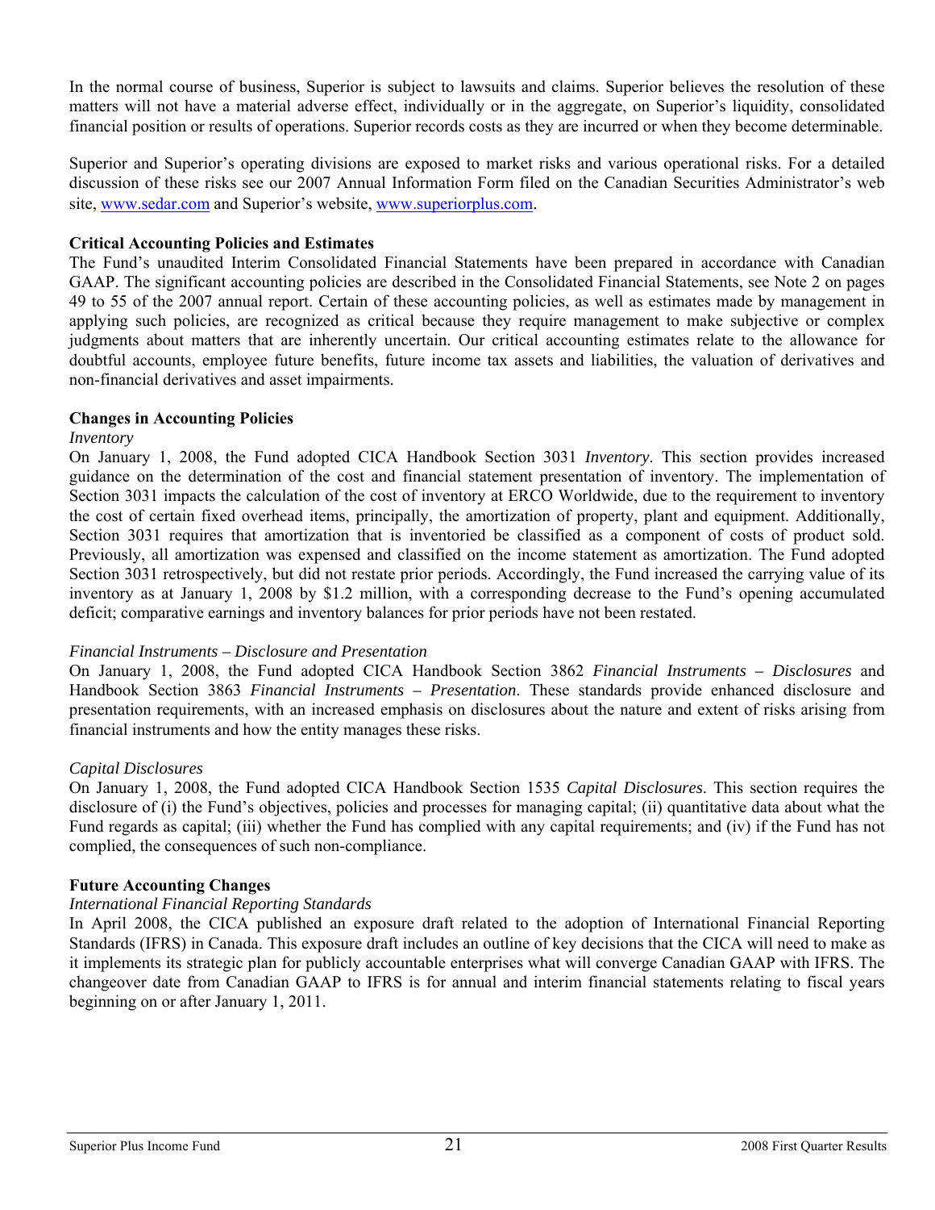In the normal course of business, Superior is subject to lawsuits and claims. Superior believes the resolution of these matters will not have a material adverse effect, individually or in the aggregate, on Superior's liquidity, consolidated financial position or results of operations. Superior records costs as they are incurred or when they become determinable.

Superior and Superior's operating divisions are exposed to market risks and various operational risks. For a detailed discussion of these risks see our 2007 Annual Information Form filed on the Canadian Securities Administrator's web site, www.sedar.com and Superior's website, www.superiorplus.com.

**Critical Accounting Policies and Estimates**

The Fund's unaudited Interim Consolidated Financial Statements have been prepared in accordance with Canadian GAAP. The significant accounting policies are described in the Consolidated Financial Statements, see Note 2 on pages 49 to 55 of the 2007 annual report. Certain of these accounting policies, as well as estimates made by management in applying such policies, are recognized as critical because they require management to make subjective or complex judgments about matters that are inherently uncertain. Our critical accounting estimates relate to the allowance for doubtful accounts, employee future benefits, future income tax assets and liabilities, the valuation of derivatives and non-financial derivatives and asset impairments.

**Changes in Accounting Policies**

*Inventory*

On January 1, 2008, the Fund adopted CICA Handbook Section 3031 *Inventory*. This section provides increased guidance on the determination of the cost and financial statement presentation of inventory. The implementation of Section 3031 impacts the calculation of the cost of inventory at ERCO Worldwide, due to the requirement to inventory the cost of certain fixed overhead items, principally, the amortization of property, plant and equipment. Additionally, Section 3031 requires that amortization that is inventoried be classified as a component of costs of product sold. Previously, all amortization was expensed and classified on the income statement as amortization. The Fund adopted Section 3031 retrospectively, but did not restate prior periods. Accordingly, the Fund increased the carrying value of its inventory as at January 1, 2008 by $1.2 million, with a corresponding decrease to the Fund's opening accumulated deficit; comparative earnings and inventory balances for prior periods have not been restated.

*Financial Instruments – Disclosure and Presentation*

On January 1, 2008, the Fund adopted CICA Handbook Section 3862 *Financial Instruments – Disclosures* and Handbook Section 3863 *Financial Instruments – Presentation*. These standards provide enhanced disclosure and presentation requirements, with an increased emphasis on disclosures about the nature and extent of risks arising from financial instruments and how the entity manages these risks.

*Capital Disclosures*

On January 1, 2008, the Fund adopted CICA Handbook Section 1535 *Capital Disclosures*. This section requires the disclosure of (i) the Fund's objectives, policies and processes for managing capital; (ii) quantitative data about what the Fund regards as capital; (iii) whether the Fund has complied with any capital requirements; and (iv) if the Fund has not complied, the consequences of such non-compliance.

**Future Accounting Changes**

*International Financial Reporting Standards*

In April 2008, the CICA published an exposure draft related to the adoption of International Financial Reporting Standards (IFRS) in Canada. This exposure draft includes an outline of key decisions that the CICA will need to make as it implements its strategic plan for publicly accountable enterprises what will converge Canadian GAAP with IFRS. The changeover date from Canadian GAAP to IFRS is for annual and interim financial statements relating to fiscal years beginning on or after January 1, 2011.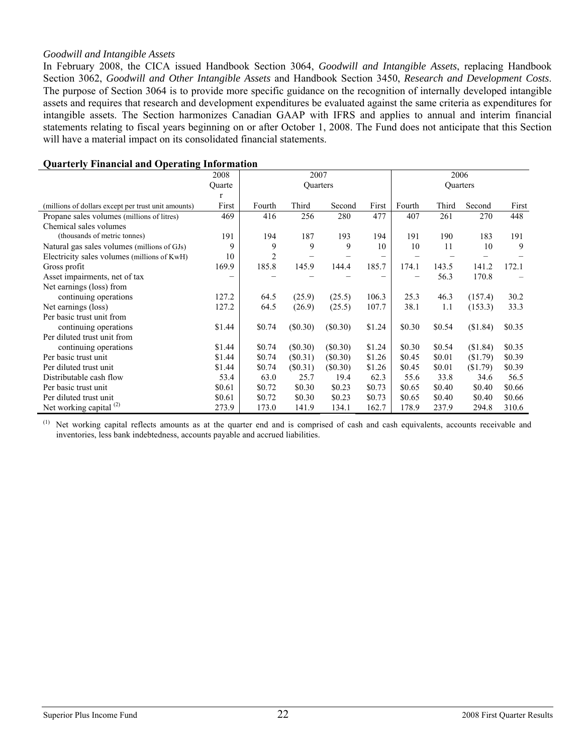*Goodwill and Intangible Assets*

In February 2008, the CICA issued Handbook Section 3064, *Goodwill and Intangible Assets*, replacing Handbook Section 3062, *Goodwill and Other Intangible Assets* and Handbook Section 3450, *Research and Development Costs*. The purpose of Section 3064 is to provide more specific guidance on the recognition of internally developed intangible assets and requires that research and development expenditures be evaluated against the same criteria as expenditures for intangible assets. The Section harmonizes Canadian GAAP with IFRS and applies to annual and interim financial statements relating to fiscal years beginning on or after October 1, 2008. The Fund does not anticipate that this Section will have a material impact on its consolidated financial statements.

**Quarterly Financial and Operating Information**

| | 2008 Quarter | 2007 Quarters | | | | 2006 Quarters | | | |
|---|---|---|---|---|---|---|---|---|---|
| (millions of dollars except per trust unit amounts) | First | Fourth | Third | Second | First | Fourth | Third | Second | First |
| Propane sales volumes (millions of litres) | 469 | 416 | 256 | 280 | 477 | 407 | 261 | 270 | 448 |
| Chemical sales volumes (thousands of metric tonnes) | 191 | 194 | 187 | 193 | 194 | 191 | 190 | 183 | 191 |
| Natural gas sales volumes (millions of GJs) | 9 | 9 | 9 | 9 | 10 | 10 | 11 | 10 | 9 |
| Electricity sales volumes (millions of KwH) | 10 | 2 | – | – | – | – | – | – | – |
| Gross profit | 169.9 | 185.8 | 145.9 | 144.4 | 185.7 | 174.1 | 143.5 | 141.2 | 172.1 |
| Asset impairments, net of tax | – | – | – | – | – | – | 56.3 | 170.8 | – |
| Net earnings (loss) from continuing operations | 127.2 | 64.5 | (25.9) | (25.5) | 106.3 | 25.3 | 46.3 | (157.4) | 30.2 |
| Net earnings (loss) | 127.2 | 64.5 | (26.9) | (25.5) | 107.7 | 38.1 | 1.1 | (153.3) | 33.3 |
| Per basic trust unit from continuing operations | $1.44 | $0.74 | ($0.30) | ($0.30) | $1.24 | $0.30 | $0.54 | ($1.84) | $0.35 |
| Per diluted trust unit from continuing operations | $1.44 | $0.74 | ($0.30) | ($0.30) | $1.24 | $0.30 | $0.54 | ($1.84) | $0.35 |
| Per basic trust unit | $1.44 | $0.74 | ($0.31) | ($0.30) | $1.26 | $0.45 | $0.01 | ($1.79) | $0.39 |
| Per diluted trust unit | $1.44 | $0.74 | ($0.31) | ($0.30) | $1.26 | $0.45 | $0.01 | ($1.79) | $0.39 |
| Distributable cash flow | 53.4 | 63.0 | 25.7 | 19.4 | 62.3 | 55.6 | 33.8 | 34.6 | 56.5 |
| Per basic trust unit | $0.61 | $0.72 | $0.30 | $0.23 | $0.73 | $0.65 | $0.40 | $0.40 | $0.66 |
| Per diluted trust unit | $0.61 | $0.72 | $0.30 | $0.23 | $0.73 | $0.65 | $0.40 | $0.40 | $0.66 |
| Net working capital [(2)] | 273.9 | 173.0 | 141.9 | 134.1 | 162.7 | 178.9 | 237.9 | 294.8 | 310.6 |

[(1)] Net working capital reflects amounts as at the quarter end and is comprised of cash and cash equivalents, accounts receivable and inventories, less bank indebtedness, accounts payable and accrued liabilities.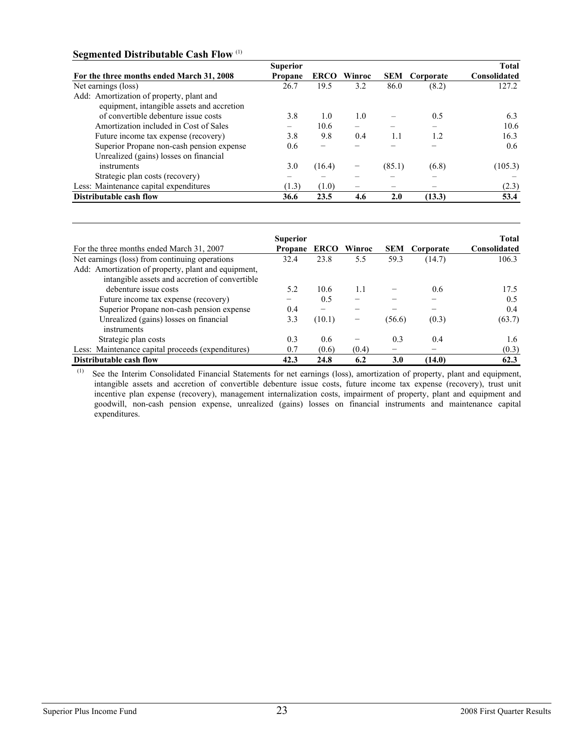### Segmented Distributable Cash Flow [(1)]

| For the three months ended March 31, 2008 | Superior Propane | ERCO | Winroc | SEM | Corporate | Total Consolidated |
|---|---|---|---|---|---|---|
| Net earnings (loss) | 26.7 | 19.5 | 3.2 | 86.0 | (8.2) | 127.2 |
| Add: Amortization of property, plant and equipment, intangible assets and accretion of convertible debenture issue costs | 3.8 | 1.0 | 1.0 | – | 0.5 | 6.3 |
| Amortization included in Cost of Sales | – | 10.6 | – | – | – | 10.6 |
| Future income tax expense (recovery) | 3.8 | 9.8 | 0.4 | 1.1 | 1.2 | 16.3 |
| Superior Propane non-cash pension expense | 0.6 | – | – | – | – | 0.6 |
| Unrealized (gains) losses on financial instruments | 3.0 | (16.4) | – | (85.1) | (6.8) | (105.3) |
| Strategic plan costs (recovery) | – | – | – | – | – | – |
| Less: Maintenance capital expenditures | (1.3) | (1.0) | – | – | – | (2.3) |
| **Distributable cash flow** | **36.6** | **23.5** | **4.6** | **2.0** | **(13.3)** | **53.4** |

| For the three months ended March 31, 2007 | Superior Propane | ERCO | Winroc | SEM | Corporate | Total Consolidated |
|---|---|---|---|---|---|---|
| Net earnings (loss) from continuing operations | 32.4 | 23.8 | 5.5 | 59.3 | (14.7) | 106.3 |
| Add: Amortization of property, plant and equipment, intangible assets and accretion of convertible debenture issue costs | 5.2 | 10.6 | 1.1 | – | 0.6 | 17.5 |
| Future income tax expense (recovery) | – | 0.5 | – | – | – | 0.5 |
| Superior Propane non-cash pension expense | 0.4 | – | – | – | – | 0.4 |
| Unrealized (gains) losses on financial instruments | 3.3 | (10.1) | – | (56.6) | (0.3) | (63.7) |
| Strategic plan costs | 0.3 | 0.6 | – | 0.3 | 0.4 | 1.6 |
| Less: Maintenance capital proceeds (expenditures) | 0.7 | (0.6) | (0.4) | – | – | (0.3) |
| **Distributable cash flow** | **42.3** | **24.8** | **6.2** | **3.0** | **(14.0)** | **62.3** |

(1) See the Interim Consolidated Financial Statements for net earnings (loss), amortization of property, plant and equipment, intangible assets and accretion of convertible debenture issue costs, future income tax expense (recovery), trust unit incentive plan expense (recovery), management internalization costs, impairment of property, plant and equipment and goodwill, non-cash pension expense, unrealized (gains) losses on financial instruments and maintenance capital expenditures.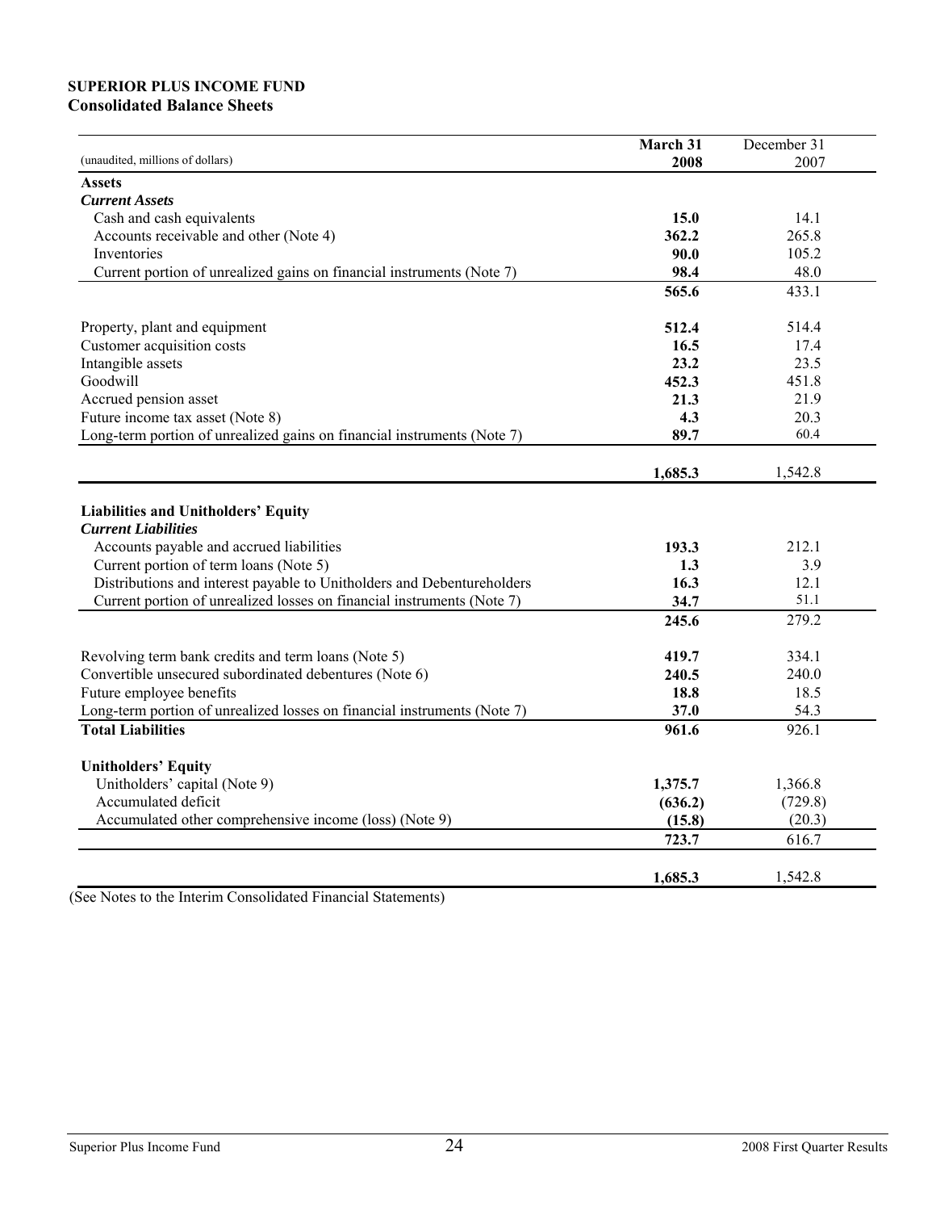**SUPERIOR PLUS INCOME FUND**
**Consolidated Balance Sheets**

| (unaudited, millions of dollars) | **March 31 2008** | December 31 2007 |
|---|---|---|
| **Assets** | | |
| ***Current Assets*** | | |
| Cash and cash equivalents | **15.0** | 14.1 |
| Accounts receivable and other (Note 4) | **362.2** | 265.8 |
| Inventories | **90.0** | 105.2 |
| Current portion of unrealized gains on financial instruments (Note 7) | **98.4** | 48.0 |
| | **565.6** | 433.1 |
| Property, plant and equipment | **512.4** | 514.4 |
| Customer acquisition costs | **16.5** | 17.4 |
| Intangible assets | **23.2** | 23.5 |
| Goodwill | **452.3** | 451.8 |
| Accrued pension asset | **21.3** | 21.9 |
| Future income tax asset (Note 8) | **4.3** | 20.3 |
| Long-term portion of unrealized gains on financial instruments (Note 7) | **89.7** | 60.4 |
| | **1,685.3** | 1,542.8 |
| **Liabilities and Unitholders' Equity** | | |
| ***Current Liabilities*** | | |
| Accounts payable and accrued liabilities | **193.3** | 212.1 |
| Current portion of term loans (Note 5) | **1.3** | 3.9 |
| Distributions and interest payable to Unitholders and Debentureholders | **16.3** | 12.1 |
| Current portion of unrealized losses on financial instruments (Note 7) | **34.7** | 51.1 |
| | **245.6** | 279.2 |
| Revolving term bank credits and term loans (Note 5) | **419.7** | 334.1 |
| Convertible unsecured subordinated debentures (Note 6) | **240.5** | 240.0 |
| Future employee benefits | **18.8** | 18.5 |
| Long-term portion of unrealized losses on financial instruments (Note 7) | **37.0** | 54.3 |
| **Total Liabilities** | **961.6** | 926.1 |
| **Unitholders' Equity** | | |
| Unitholders' capital (Note 9) | **1,375.7** | 1,366.8 |
| Accumulated deficit | **(636.2)** | (729.8) |
| Accumulated other comprehensive income (loss) (Note 9) | **(15.8)** | (20.3) |
| | **723.7** | 616.7 |
| | **1,685.3** | 1,542.8 |

(See Notes to the Interim Consolidated Financial Statements)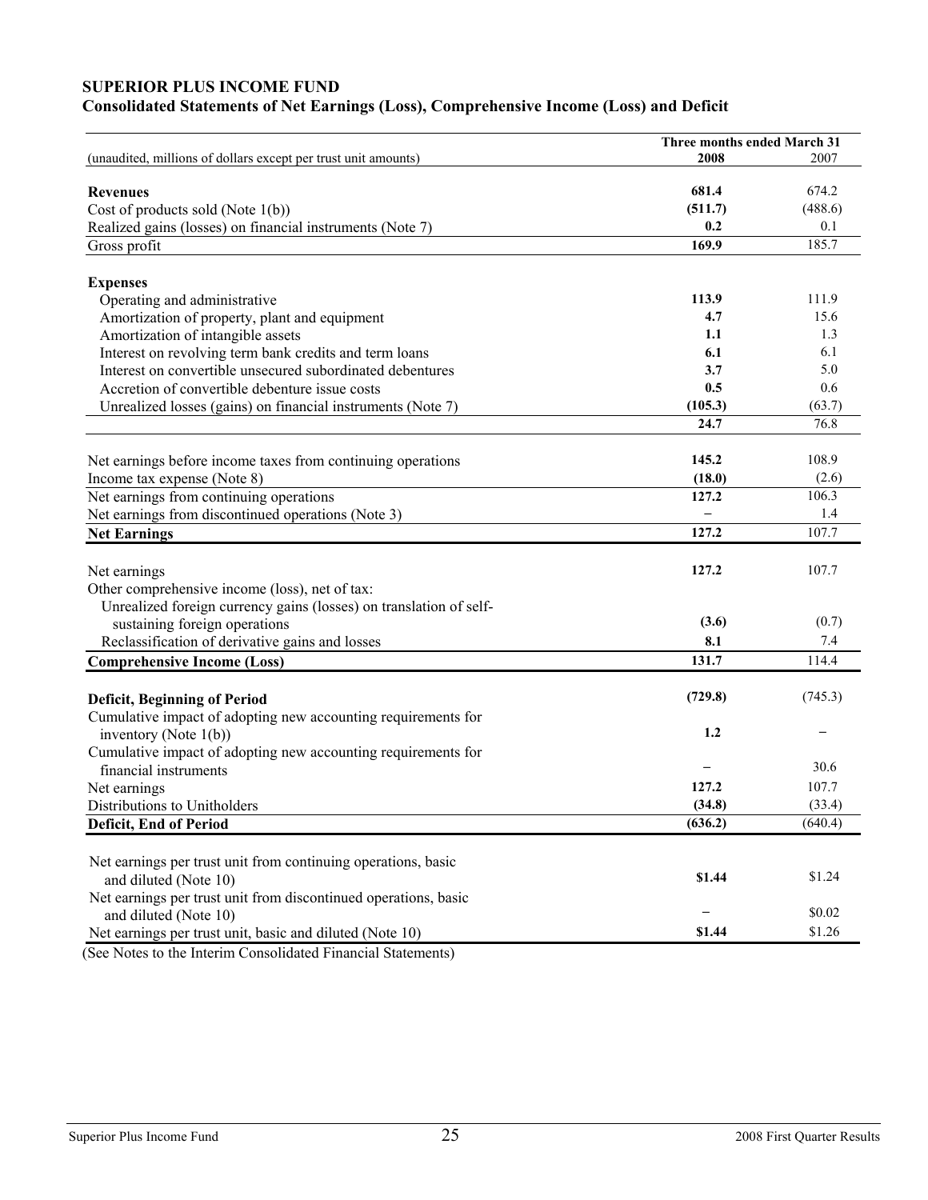**SUPERIOR PLUS INCOME FUND**
**Consolidated Statements of Net Earnings (Loss), Comprehensive Income (Loss) and Deficit**

| | Three months ended March 31 | |
|---|---|---|
| (unaudited, millions of dollars except per trust unit amounts) | **2008** | 2007 |
| **Revenues** | **681.4** | 674.2 |
| Cost of products sold (Note 1(b)) | **(511.7)** | (488.6) |
| Realized gains (losses) on financial instruments (Note 7) | **0.2** | 0.1 |
| Gross profit | **169.9** | 185.7 |
| **Expenses** | | |
| Operating and administrative | **113.9** | 111.9 |
| Amortization of property, plant and equipment | **4.7** | 15.6 |
| Amortization of intangible assets | **1.1** | 1.3 |
| Interest on revolving term bank credits and term loans | **6.1** | 6.1 |
| Interest on convertible unsecured subordinated debentures | **3.7** | 5.0 |
| Accretion of convertible debenture issue costs | **0.5** | 0.6 |
| Unrealized losses (gains) on financial instruments (Note 7) | **(105.3)** | (63.7) |
| | **24.7** | 76.8 |
| Net earnings before income taxes from continuing operations | **145.2** | 108.9 |
| Income tax expense (Note 8) | **(18.0)** | (2.6) |
| Net earnings from continuing operations | **127.2** | 106.3 |
| Net earnings from discontinued operations (Note 3) | **–** | 1.4 |
| **Net Earnings** | **127.2** | 107.7 |
| Net earnings | **127.2** | 107.7 |
| Other comprehensive income (loss), net of tax: | | |
| Unrealized foreign currency gains (losses) on translation of self-sustaining foreign operations | **(3.6)** | (0.7) |
| Reclassification of derivative gains and losses | **8.1** | 7.4 |
| **Comprehensive Income (Loss)** | **131.7** | 114.4 |
| **Deficit, Beginning of Period** | **(729.8)** | (745.3) |
| Cumulative impact of adopting new accounting requirements for inventory (Note 1(b)) | **1.2** | – |
| Cumulative impact of adopting new accounting requirements for financial instruments | **–** | 30.6 |
| Net earnings | **127.2** | 107.7 |
| Distributions to Unitholders | **(34.8)** | (33.4) |
| **Deficit, End of Period** | **(636.2)** | (640.4) |
| Net earnings per trust unit from continuing operations, basic and diluted (Note 10) | **$1.44** | $1.24 |
| Net earnings per trust unit from discontinued operations, basic and diluted (Note 10) | **–** | $0.02 |
| Net earnings per trust unit, basic and diluted (Note 10) | **$1.44** | $1.26 |

(See Notes to the Interim Consolidated Financial Statements)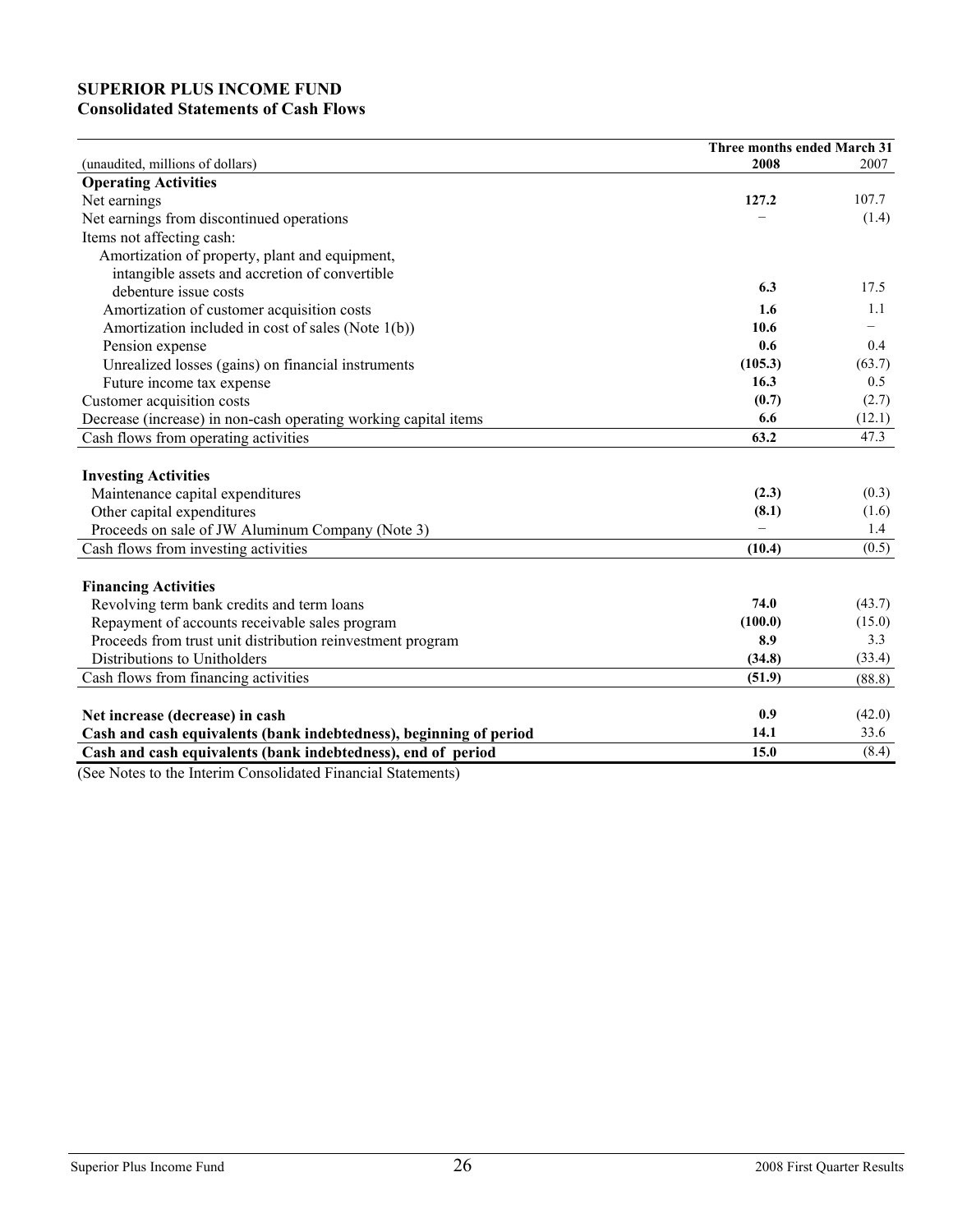**SUPERIOR PLUS INCOME FUND**
**Consolidated Statements of Cash Flows**

| (unaudited, millions of dollars) | Three months ended March 31 2008 | 2007 |
|---|---|---|
| **Operating Activities** | | |
| Net earnings | **127.2** | 107.7 |
| Net earnings from discontinued operations | – | (1.4) |
| Items not affecting cash: | | |
| Amortization of property, plant and equipment, intangible assets and accretion of convertible debenture issue costs | **6.3** | 17.5 |
| Amortization of customer acquisition costs | **1.6** | 1.1 |
| Amortization included in cost of sales (Note 1(b)) | **10.6** | – |
| Pension expense | **0.6** | 0.4 |
| Unrealized losses (gains) on financial instruments | **(105.3)** | (63.7) |
| Future income tax expense | **16.3** | 0.5 |
| Customer acquisition costs | **(0.7)** | (2.7) |
| Decrease (increase) in non-cash operating working capital items | **6.6** | (12.1) |
| Cash flows from operating activities | **63.2** | 47.3 |
| | | |
| **Investing Activities** | | |
| Maintenance capital expenditures | **(2.3)** | (0.3) |
| Other capital expenditures | **(8.1)** | (1.6) |
| Proceeds on sale of JW Aluminum Company (Note 3) | – | 1.4 |
| Cash flows from investing activities | **(10.4)** | (0.5) |
| | | |
| **Financing Activities** | | |
| Revolving term bank credits and term loans | **74.0** | (43.7) |
| Repayment of accounts receivable sales program | **(100.0)** | (15.0) |
| Proceeds from trust unit distribution reinvestment program | **8.9** | 3.3 |
| Distributions to Unitholders | **(34.8)** | (33.4) |
| Cash flows from financing activities | **(51.9)** | (88.8) |
| | | |
| **Net increase (decrease) in cash** | **0.9** | (42.0) |
| **Cash and cash equivalents (bank indebtedness), beginning of period** | **14.1** | 33.6 |
| **Cash and cash equivalents (bank indebtedness), end of period** | **15.0** | (8.4) |

(See Notes to the Interim Consolidated Financial Statements)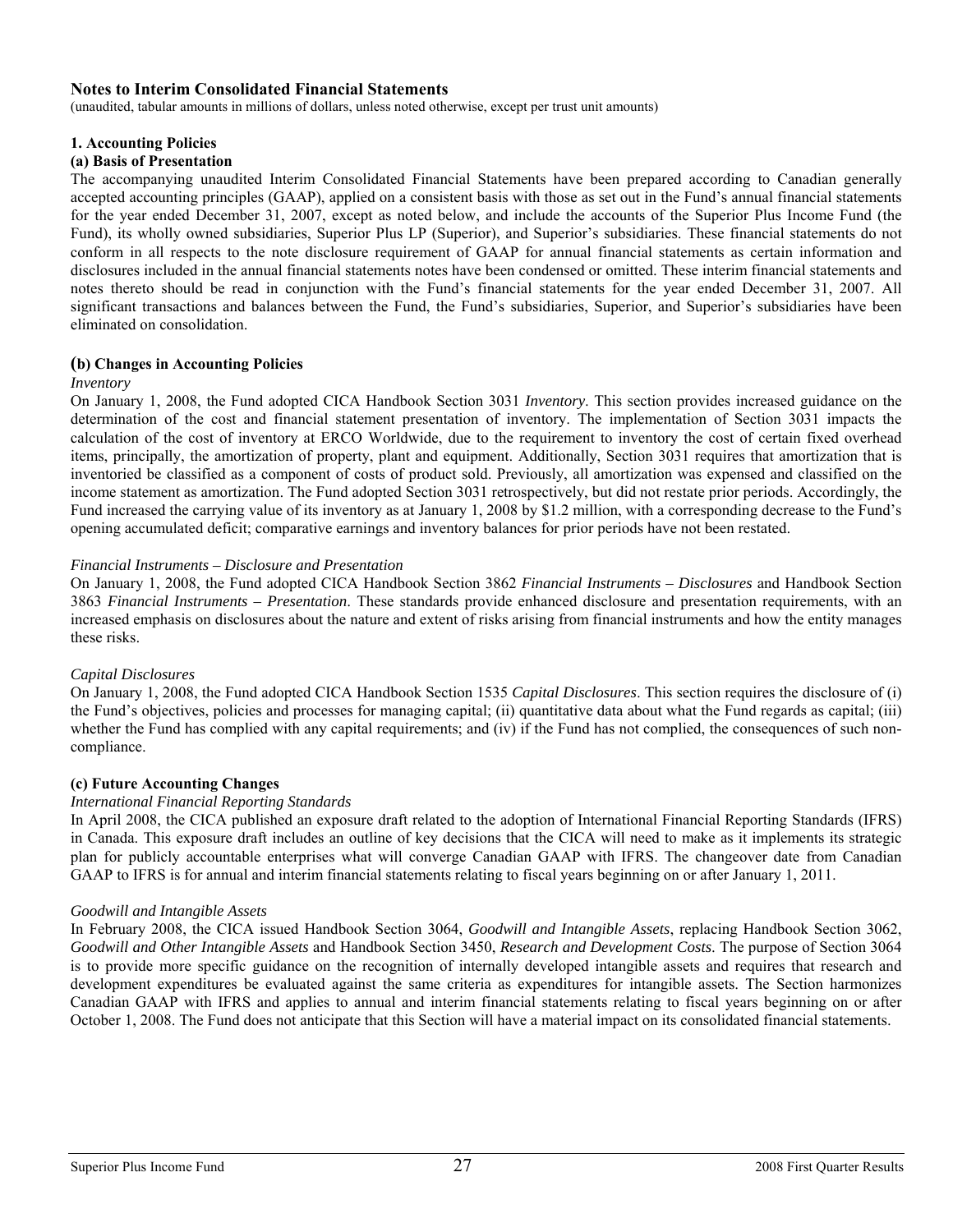## Notes to Interim Consolidated Financial Statements

(unaudited, tabular amounts in millions of dollars, unless noted otherwise, except per trust unit amounts)

### 1. Accounting Policies

#### (a) Basis of Presentation

The accompanying unaudited Interim Consolidated Financial Statements have been prepared according to Canadian generally accepted accounting principles (GAAP), applied on a consistent basis with those as set out in the Fund's annual financial statements for the year ended December 31, 2007, except as noted below, and include the accounts of the Superior Plus Income Fund (the Fund), its wholly owned subsidiaries, Superior Plus LP (Superior), and Superior's subsidiaries. These financial statements do not conform in all respects to the note disclosure requirement of GAAP for annual financial statements as certain information and disclosures included in the annual financial statements notes have been condensed or omitted. These interim financial statements and notes thereto should be read in conjunction with the Fund's financial statements for the year ended December 31, 2007. All significant transactions and balances between the Fund, the Fund's subsidiaries, Superior, and Superior's subsidiaries have been eliminated on consolidation.

#### (b) Changes in Accounting Policies

*Inventory*

On January 1, 2008, the Fund adopted CICA Handbook Section 3031 *Inventory*. This section provides increased guidance on the determination of the cost and financial statement presentation of inventory. The implementation of Section 3031 impacts the calculation of the cost of inventory at ERCO Worldwide, due to the requirement to inventory the cost of certain fixed overhead items, principally, the amortization of property, plant and equipment. Additionally, Section 3031 requires that amortization that is inventoried be classified as a component of costs of product sold. Previously, all amortization was expensed and classified on the income statement as amortization. The Fund adopted Section 3031 retrospectively, but did not restate prior periods. Accordingly, the Fund increased the carrying value of its inventory as at January 1, 2008 by $1.2 million, with a corresponding decrease to the Fund's opening accumulated deficit; comparative earnings and inventory balances for prior periods have not been restated.

*Financial Instruments – Disclosure and Presentation*

On January 1, 2008, the Fund adopted CICA Handbook Section 3862 *Financial Instruments – Disclosures* and Handbook Section 3863 *Financial Instruments – Presentation*. These standards provide enhanced disclosure and presentation requirements, with an increased emphasis on disclosures about the nature and extent of risks arising from financial instruments and how the entity manages these risks.

*Capital Disclosures*

On January 1, 2008, the Fund adopted CICA Handbook Section 1535 *Capital Disclosures*. This section requires the disclosure of (i) the Fund's objectives, policies and processes for managing capital; (ii) quantitative data about what the Fund regards as capital; (iii) whether the Fund has complied with any capital requirements; and (iv) if the Fund has not complied, the consequences of such non-compliance.

#### (c) Future Accounting Changes

*International Financial Reporting Standards*

In April 2008, the CICA published an exposure draft related to the adoption of International Financial Reporting Standards (IFRS) in Canada. This exposure draft includes an outline of key decisions that the CICA will need to make as it implements its strategic plan for publicly accountable enterprises what will converge Canadian GAAP with IFRS. The changeover date from Canadian GAAP to IFRS is for annual and interim financial statements relating to fiscal years beginning on or after January 1, 2011.

*Goodwill and Intangible Assets*

In February 2008, the CICA issued Handbook Section 3064, *Goodwill and Intangible Assets*, replacing Handbook Section 3062, *Goodwill and Other Intangible Assets* and Handbook Section 3450, *Research and Development Costs*. The purpose of Section 3064 is to provide more specific guidance on the recognition of internally developed intangible assets and requires that research and development expenditures be evaluated against the same criteria as expenditures for intangible assets. The Section harmonizes Canadian GAAP with IFRS and applies to annual and interim financial statements relating to fiscal years beginning on or after October 1, 2008. The Fund does not anticipate that this Section will have a material impact on its consolidated financial statements.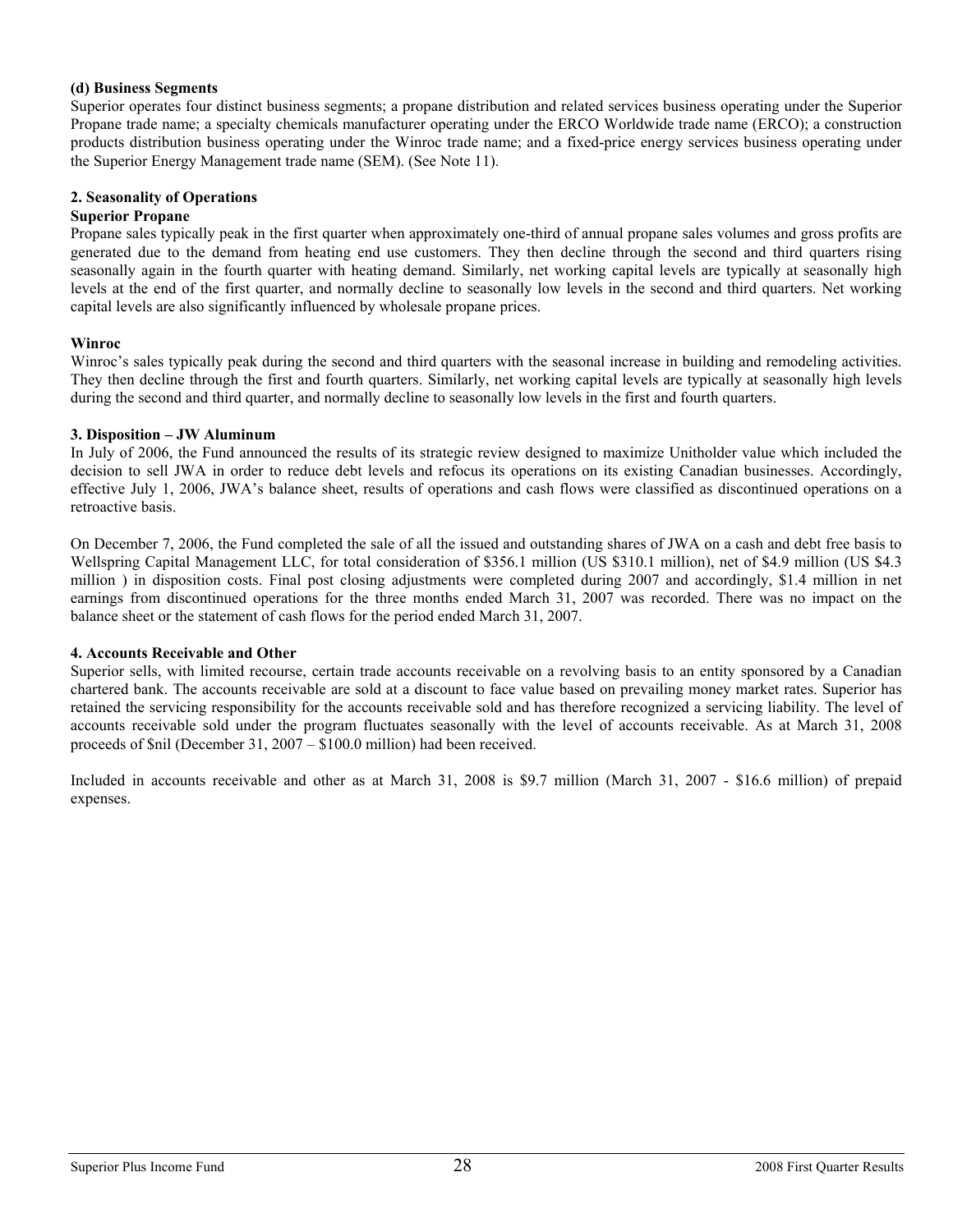#### (d) Business Segments

Superior operates four distinct business segments; a propane distribution and related services business operating under the Superior Propane trade name; a specialty chemicals manufacturer operating under the ERCO Worldwide trade name (ERCO); a construction products distribution business operating under the Winroc trade name; and a fixed-price energy services business operating under the Superior Energy Management trade name (SEM). (See Note 11).

### 2. Seasonality of Operations

#### Superior Propane

Propane sales typically peak in the first quarter when approximately one-third of annual propane sales volumes and gross profits are generated due to the demand from heating end use customers. They then decline through the second and third quarters rising seasonally again in the fourth quarter with heating demand. Similarly, net working capital levels are typically at seasonally high levels at the end of the first quarter, and normally decline to seasonally low levels in the second and third quarters. Net working capital levels are also significantly influenced by wholesale propane prices.

#### Winroc

Winroc's sales typically peak during the second and third quarters with the seasonal increase in building and remodeling activities. They then decline through the first and fourth quarters. Similarly, net working capital levels are typically at seasonally high levels during the second and third quarter, and normally decline to seasonally low levels in the first and fourth quarters.

### 3. Disposition – JW Aluminum

In July of 2006, the Fund announced the results of its strategic review designed to maximize Unitholder value which included the decision to sell JWA in order to reduce debt levels and refocus its operations on its existing Canadian businesses. Accordingly, effective July 1, 2006, JWA's balance sheet, results of operations and cash flows were classified as discontinued operations on a retroactive basis.

On December 7, 2006, the Fund completed the sale of all the issued and outstanding shares of JWA on a cash and debt free basis to Wellspring Capital Management LLC, for total consideration of $356.1 million (US $310.1 million), net of $4.9 million (US $4.3 million ) in disposition costs. Final post closing adjustments were completed during 2007 and accordingly, $1.4 million in net earnings from discontinued operations for the three months ended March 31, 2007 was recorded. There was no impact on the balance sheet or the statement of cash flows for the period ended March 31, 2007.

### 4. Accounts Receivable and Other

Superior sells, with limited recourse, certain trade accounts receivable on a revolving basis to an entity sponsored by a Canadian chartered bank. The accounts receivable are sold at a discount to face value based on prevailing money market rates. Superior has retained the servicing responsibility for the accounts receivable sold and has therefore recognized a servicing liability. The level of accounts receivable sold under the program fluctuates seasonally with the level of accounts receivable. As at March 31, 2008 proceeds of $nil (December 31, 2007 – $100.0 million) had been received.

Included in accounts receivable and other as at March 31, 2008 is $9.7 million (March 31, 2007 - $16.6 million) of prepaid expenses.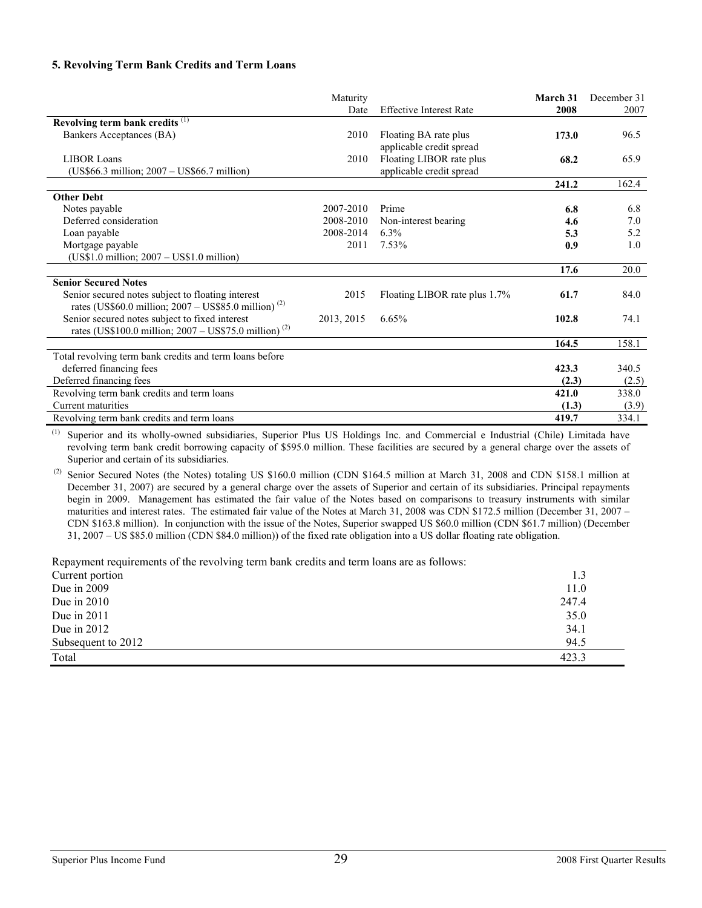**5. Revolving Term Bank Credits and Term Loans**

| | Maturity Date | Effective Interest Rate | **March 31 2008** | December 31 2007 |
|---|---|---|---|---|
| **Revolving term bank credits** [(1)] | | | | |
| Bankers Acceptances (BA) | 2010 | Floating BA rate plus applicable credit spread | **173.0** | 96.5 |
| LIBOR Loans (US$66.3 million; 2007 – US$66.7 million) | 2010 | Floating LIBOR rate plus applicable credit spread | **68.2** | 65.9 |
| | | | **241.2** | 162.4 |
| **Other Debt** | | | | |
| Notes payable | 2007-2010 | Prime | **6.8** | 6.8 |
| Deferred consideration | 2008-2010 | Non-interest bearing | **4.6** | 7.0 |
| Loan payable | 2008-2014 | 6.3% | **5.3** | 5.2 |
| Mortgage payable (US$1.0 million; 2007 – US$1.0 million) | 2011 | 7.53% | **0.9** | 1.0 |
| | | | **17.6** | 20.0 |
| **Senior Secured Notes** | | | | |
| Senior secured notes subject to floating interest rates (US$60.0 million; 2007 – US$85.0 million) [(2)] | 2015 | Floating LIBOR rate plus 1.7% | **61.7** | 84.0 |
| Senior secured notes subject to fixed interest rates (US$100.0 million; 2007 – US$75.0 million) [(2)] | 2013, 2015 | 6.65% | **102.8** | 74.1 |
| | | | **164.5** | 158.1 |
| Total revolving term bank credits and term loans before deferred financing fees | | | **423.3** | 340.5 |
| Deferred financing fees | | | **(2.3)** | (2.5) |
| Revolving term bank credits and term loans | | | **421.0** | 338.0 |
| Current maturities | | | **(1.3)** | (3.9) |
| Revolving term bank credits and term loans | | | **419.7** | 334.1 |

[(1)] Superior and its wholly-owned subsidiaries, Superior Plus US Holdings Inc. and Commercial e Industrial (Chile) Limitada have revolving term bank credit borrowing capacity of $595.0 million. These facilities are secured by a general charge over the assets of Superior and certain of its subsidiaries.

[(2)] Senior Secured Notes (the Notes) totaling US $160.0 million (CDN $164.5 million at March 31, 2008 and CDN $158.1 million at December 31, 2007) are secured by a general charge over the assets of Superior and certain of its subsidiaries. Principal repayments begin in 2009. Management has estimated the fair value of the Notes based on comparisons to treasury instruments with similar maturities and interest rates. The estimated fair value of the Notes at March 31, 2008 was CDN $172.5 million (December 31, 2007 – CDN $163.8 million). In conjunction with the issue of the Notes, Superior swapped US $60.0 million (CDN $61.7 million) (December 31, 2007 – US $85.0 million (CDN $84.0 million)) of the fixed rate obligation into a US dollar floating rate obligation.

Repayment requirements of the revolving term bank credits and term loans are as follows:

| | |
|---|---|
| Current portion | 1.3 |
| Due in 2009 | 11.0 |
| Due in 2010 | 247.4 |
| Due in 2011 | 35.0 |
| Due in 2012 | 34.1 |
| Subsequent to 2012 | 94.5 |
| Total | 423.3 |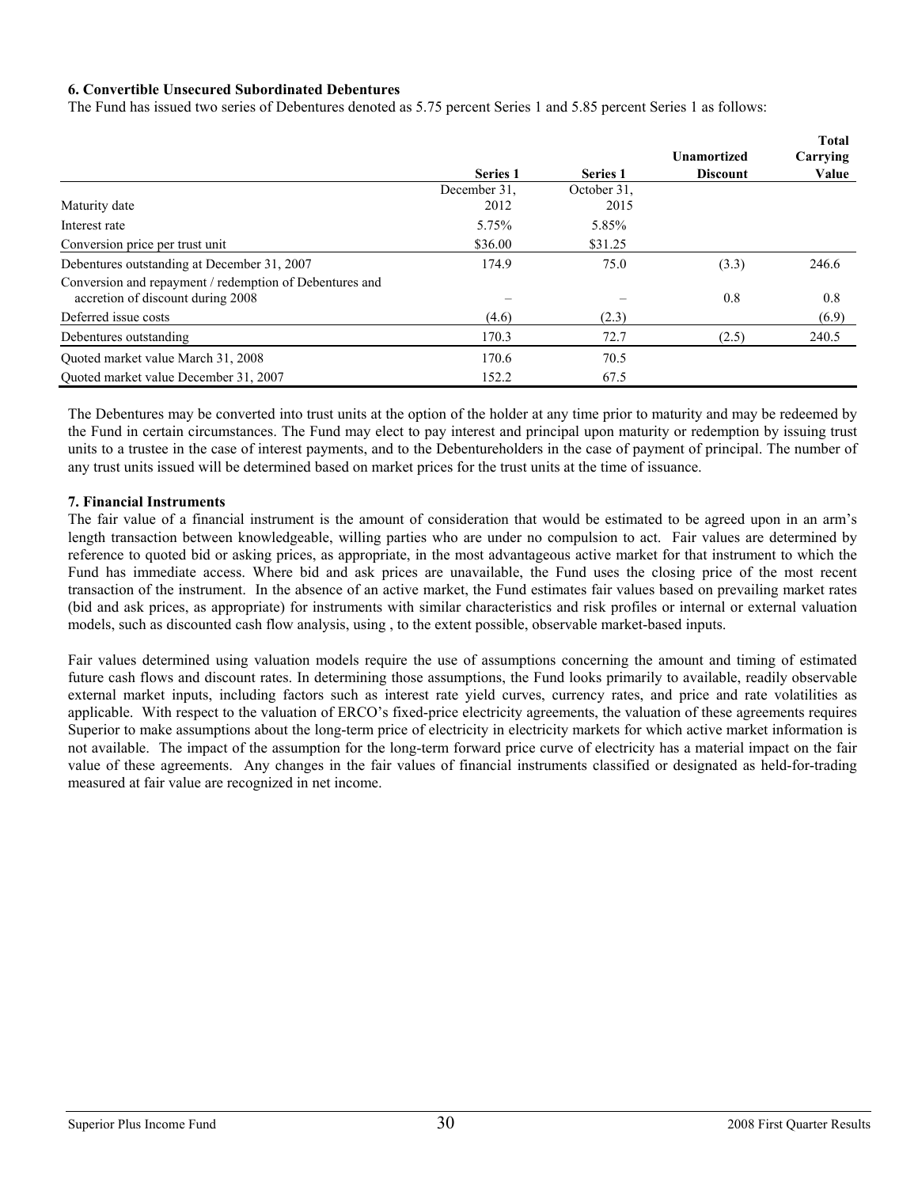**6. Convertible Unsecured Subordinated Debentures**

The Fund has issued two series of Debentures denoted as 5.75 percent Series 1 and 5.85 percent Series 1 as follows:

| | Series 1 | Series 1 | Unamortized Discount | Total Carrying Value |
|---|---|---|---|---|
| Maturity date | December 31, 2012 | October 31, 2015 | | |
| Interest rate | 5.75% | 5.85% | | |
| Conversion price per trust unit | \$36.00 | \$31.25 | | |
| Debentures outstanding at December 31, 2007 | 174.9 | 75.0 | (3.3) | 246.6 |
| Conversion and repayment / redemption of Debentures and accretion of discount during 2008 | – | – | 0.8 | 0.8 |
| Deferred issue costs | (4.6) | (2.3) | | (6.9) |
| Debentures outstanding | 170.3 | 72.7 | (2.5) | 240.5 |
| Quoted market value March 31, 2008 | 170.6 | 70.5 | | |
| Quoted market value December 31, 2007 | 152.2 | 67.5 | | |

The Debentures may be converted into trust units at the option of the holder at any time prior to maturity and may be redeemed by the Fund in certain circumstances. The Fund may elect to pay interest and principal upon maturity or redemption by issuing trust units to a trustee in the case of interest payments, and to the Debentureholders in the case of payment of principal. The number of any trust units issued will be determined based on market prices for the trust units at the time of issuance.

**7. Financial Instruments**

The fair value of a financial instrument is the amount of consideration that would be estimated to be agreed upon in an arm's length transaction between knowledgeable, willing parties who are under no compulsion to act. Fair values are determined by reference to quoted bid or asking prices, as appropriate, in the most advantageous active market for that instrument to which the Fund has immediate access. Where bid and ask prices are unavailable, the Fund uses the closing price of the most recent transaction of the instrument. In the absence of an active market, the Fund estimates fair values based on prevailing market rates (bid and ask prices, as appropriate) for instruments with similar characteristics and risk profiles or internal or external valuation models, such as discounted cash flow analysis, using , to the extent possible, observable market-based inputs.

Fair values determined using valuation models require the use of assumptions concerning the amount and timing of estimated future cash flows and discount rates. In determining those assumptions, the Fund looks primarily to available, readily observable external market inputs, including factors such as interest rate yield curves, currency rates, and price and rate volatilities as applicable. With respect to the valuation of ERCO's fixed-price electricity agreements, the valuation of these agreements requires Superior to make assumptions about the long-term price of electricity in electricity markets for which active market information is not available. The impact of the assumption for the long-term forward price curve of electricity has a material impact on the fair value of these agreements. Any changes in the fair values of financial instruments classified or designated as held-for-trading measured at fair value are recognized in net income.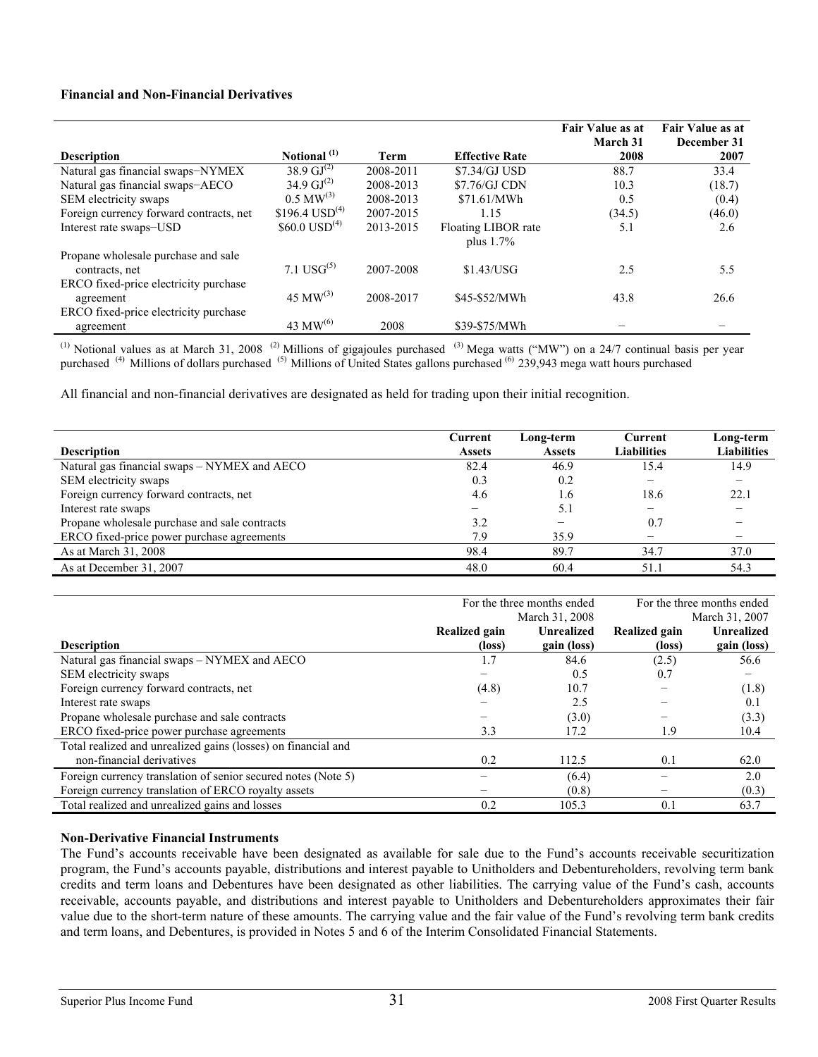**Financial and Non-Financial Derivatives**

| Description | Notional [(1)] | Term | Effective Rate | Fair Value as at March 31 2008 | Fair Value as at December 31 2007 |
|---|---|---|---|---|---|
| Natural gas financial swaps−NYMEX | 38.9 GJ[(2)] | 2008-2011 | $7.34/GJ USD | 88.7 | 33.4 |
| Natural gas financial swaps−AECO | 34.9 GJ[(2)] | 2008-2013 | $7.76/GJ CDN | 10.3 | (18.7) |
| SEM electricity swaps | 0.5 MW[(3)] | 2008-2013 | $71.61/MWh | 0.5 | (0.4) |
| Foreign currency forward contracts, net | $196.4 USD[(4)] | 2007-2015 | 1.15 | (34.5) | (46.0) |
| Interest rate swaps−USD | $60.0 USD[(4)] | 2013-2015 | Floating LIBOR rate plus 1.7% | 5.1 | 2.6 |
| Propane wholesale purchase and sale contracts, net | 7.1 USG[(5)] | 2007-2008 | $1.43/USG | 2.5 | 5.5 |
| ERCO fixed-price electricity purchase agreement | 45 MW[(3)] | 2008-2017 | $45-$52/MWh | 43.8 | 26.6 |
| ERCO fixed-price electricity purchase agreement | 43 MW[(6)] | 2008 | $39-$75/MWh | − | − |

[(1)] Notional values as at March 31, 2008 [(2)] Millions of gigajoules purchased [(3)] Mega watts ("MW") on a 24/7 continual basis per year purchased [(4)] Millions of dollars purchased [(5)] Millions of United States gallons purchased [(6)] 239,943 mega watt hours purchased

All financial and non-financial derivatives are designated as held for trading upon their initial recognition.

| Description | Current Assets | Long-term Assets | Current Liabilities | Long-term Liabilities |
|---|---|---|---|---|
| Natural gas financial swaps – NYMEX and AECO | 82.4 | 46.9 | 15.4 | 14.9 |
| SEM electricity swaps | 0.3 | 0.2 | − | − |
| Foreign currency forward contracts, net | 4.6 | 1.6 | 18.6 | 22.1 |
| Interest rate swaps | − | 5.1 | − | − |
| Propane wholesale purchase and sale contracts | 3.2 | − | 0.7 | − |
| ERCO fixed-price power purchase agreements | 7.9 | 35.9 | − | − |
| As at March 31, 2008 | 98.4 | 89.7 | 34.7 | 37.0 |
| As at December 31, 2007 | 48.0 | 60.4 | 51.1 | 54.3 |

| Description | For the three months ended March 31, 2008 | | For the three months ended March 31, 2007 | |
|---|---|---|---|---|
| | Realized gain (loss) | Unrealized gain (loss) | Realized gain (loss) | Unrealized gain (loss) |
| Natural gas financial swaps – NYMEX and AECO | 1.7 | 84.6 | (2.5) | 56.6 |
| SEM electricity swaps | − | 0.5 | 0.7 | − |
| Foreign currency forward contracts, net | (4.8) | 10.7 | − | (1.8) |
| Interest rate swaps | − | 2.5 | − | 0.1 |
| Propane wholesale purchase and sale contracts | − | (3.0) | − | (3.3) |
| ERCO fixed-price power purchase agreements | 3.3 | 17.2 | 1.9 | 10.4 |
| Total realized and unrealized gains (losses) on financial and non-financial derivatives | 0.2 | 112.5 | 0.1 | 62.0 |
| Foreign currency translation of senior secured notes (Note 5) | − | (6.4) | − | 2.0 |
| Foreign currency translation of ERCO royalty assets | − | (0.8) | − | (0.3) |
| Total realized and unrealized gains and losses | 0.2 | 105.3 | 0.1 | 63.7 |

**Non-Derivative Financial Instruments**

The Fund's accounts receivable have been designated as available for sale due to the Fund's accounts receivable securitization program, the Fund's accounts payable, distributions and interest payable to Unitholders and Debentureholders, revolving term bank credits and term loans and Debentures have been designated as other liabilities. The carrying value of the Fund's cash, accounts receivable, accounts payable, and distributions and interest payable to Unitholders and Debentureholders approximates their fair value due to the short-term nature of these amounts. The carrying value and the fair value of the Fund's revolving term bank credits and term loans, and Debentures, is provided in Notes 5 and 6 of the Interim Consolidated Financial Statements.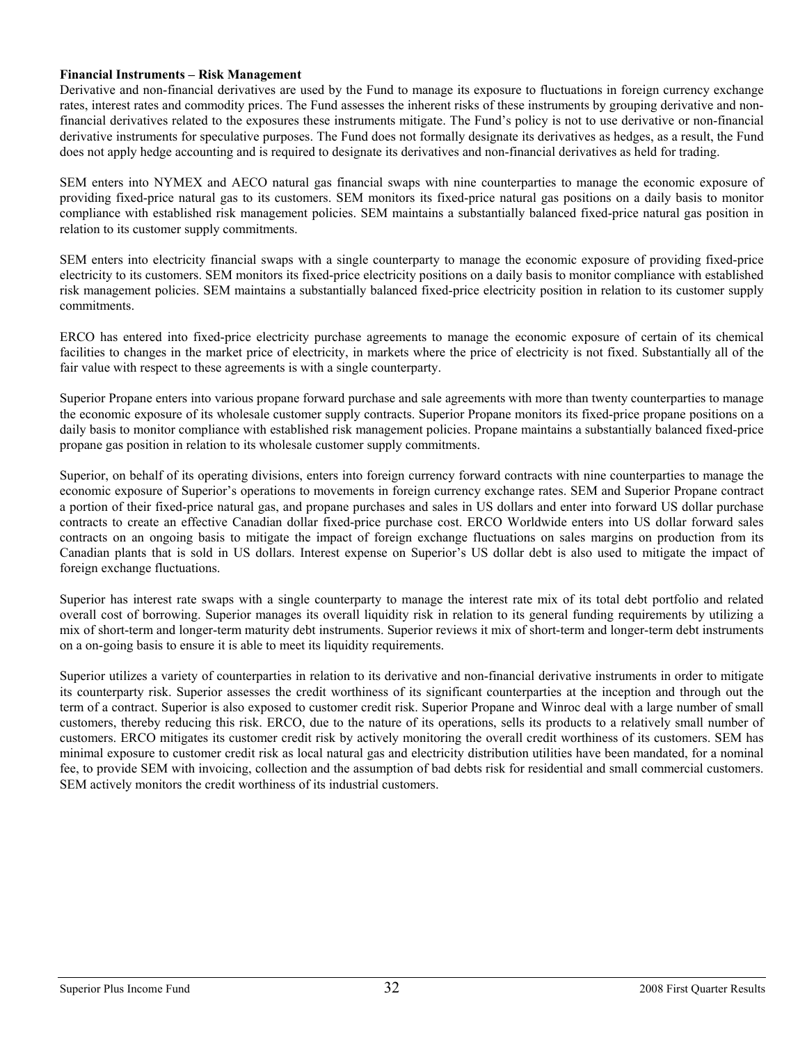**Financial Instruments – Risk Management**

Derivative and non-financial derivatives are used by the Fund to manage its exposure to fluctuations in foreign currency exchange rates, interest rates and commodity prices. The Fund assesses the inherent risks of these instruments by grouping derivative and non-financial derivatives related to the exposures these instruments mitigate. The Fund's policy is not to use derivative or non-financial derivative instruments for speculative purposes. The Fund does not formally designate its derivatives as hedges, as a result, the Fund does not apply hedge accounting and is required to designate its derivatives and non-financial derivatives as held for trading.

SEM enters into NYMEX and AECO natural gas financial swaps with nine counterparties to manage the economic exposure of providing fixed-price natural gas to its customers. SEM monitors its fixed-price natural gas positions on a daily basis to monitor compliance with established risk management policies. SEM maintains a substantially balanced fixed-price natural gas position in relation to its customer supply commitments.

SEM enters into electricity financial swaps with a single counterparty to manage the economic exposure of providing fixed-price electricity to its customers. SEM monitors its fixed-price electricity positions on a daily basis to monitor compliance with established risk management policies. SEM maintains a substantially balanced fixed-price electricity position in relation to its customer supply commitments.

ERCO has entered into fixed-price electricity purchase agreements to manage the economic exposure of certain of its chemical facilities to changes in the market price of electricity, in markets where the price of electricity is not fixed. Substantially all of the fair value with respect to these agreements is with a single counterparty.

Superior Propane enters into various propane forward purchase and sale agreements with more than twenty counterparties to manage the economic exposure of its wholesale customer supply contracts. Superior Propane monitors its fixed-price propane positions on a daily basis to monitor compliance with established risk management policies. Propane maintains a substantially balanced fixed-price propane gas position in relation to its wholesale customer supply commitments.

Superior, on behalf of its operating divisions, enters into foreign currency forward contracts with nine counterparties to manage the economic exposure of Superior's operations to movements in foreign currency exchange rates. SEM and Superior Propane contract a portion of their fixed-price natural gas, and propane purchases and sales in US dollars and enter into forward US dollar purchase contracts to create an effective Canadian dollar fixed-price purchase cost. ERCO Worldwide enters into US dollar forward sales contracts on an ongoing basis to mitigate the impact of foreign exchange fluctuations on sales margins on production from its Canadian plants that is sold in US dollars. Interest expense on Superior's US dollar debt is also used to mitigate the impact of foreign exchange fluctuations.

Superior has interest rate swaps with a single counterparty to manage the interest rate mix of its total debt portfolio and related overall cost of borrowing. Superior manages its overall liquidity risk in relation to its general funding requirements by utilizing a mix of short-term and longer-term maturity debt instruments. Superior reviews it mix of short-term and longer-term debt instruments on a on-going basis to ensure it is able to meet its liquidity requirements.

Superior utilizes a variety of counterparties in relation to its derivative and non-financial derivative instruments in order to mitigate its counterparty risk. Superior assesses the credit worthiness of its significant counterparties at the inception and through out the term of a contract. Superior is also exposed to customer credit risk. Superior Propane and Winroc deal with a large number of small customers, thereby reducing this risk. ERCO, due to the nature of its operations, sells its products to a relatively small number of customers. ERCO mitigates its customer credit risk by actively monitoring the overall credit worthiness of its customers. SEM has minimal exposure to customer credit risk as local natural gas and electricity distribution utilities have been mandated, for a nominal fee, to provide SEM with invoicing, collection and the assumption of bad debts risk for residential and small commercial customers. SEM actively monitors the credit worthiness of its industrial customers.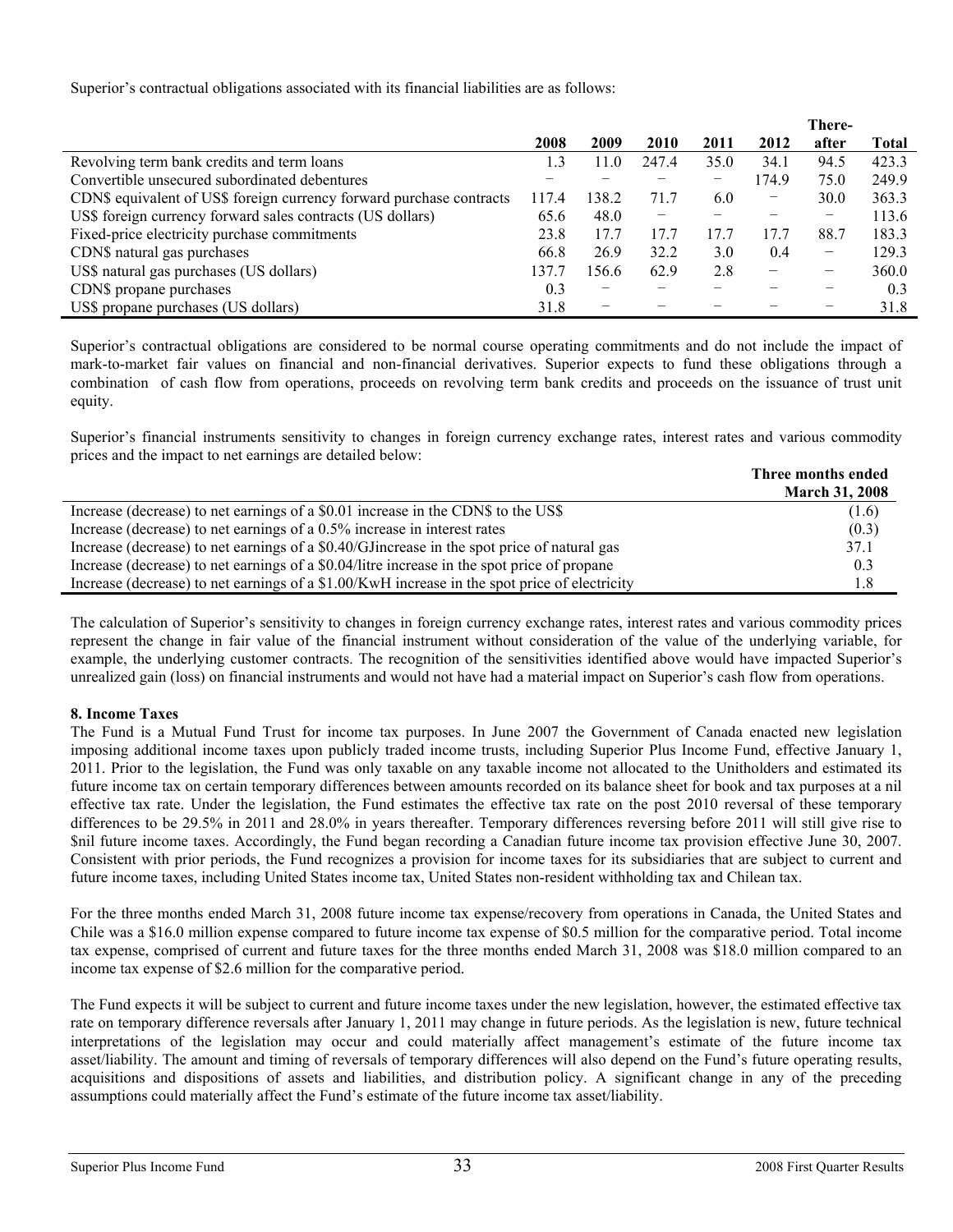Superior's contractual obligations associated with its financial liabilities are as follows:

| | 2008 | 2009 | 2010 | 2011 | 2012 | There-after | Total |
|---|---|---|---|---|---|---|---|
| Revolving term bank credits and term loans | 1.3 | 11.0 | 247.4 | 35.0 | 34.1 | 94.5 | 423.3 |
| Convertible unsecured subordinated debentures | − | − | − | − | 174.9 | 75.0 | 249.9 |
| CDN$ equivalent of US$ foreign currency forward purchase contracts | 117.4 | 138.2 | 71.7 | 6.0 | − | 30.0 | 363.3 |
| US$ foreign currency forward sales contracts (US dollars) | 65.6 | 48.0 | − | − | − | − | 113.6 |
| Fixed-price electricity purchase commitments | 23.8 | 17.7 | 17.7 | 17.7 | 17.7 | 88.7 | 183.3 |
| CDN$ natural gas purchases | 66.8 | 26.9 | 32.2 | 3.0 | 0.4 | − | 129.3 |
| US$ natural gas purchases (US dollars) | 137.7 | 156.6 | 62.9 | 2.8 | − | − | 360.0 |
| CDN$ propane purchases | 0.3 | − | − | − | − | − | 0.3 |
| US$ propane purchases (US dollars) | 31.8 | − | − | − | − | − | 31.8 |

Superior's contractual obligations are considered to be normal course operating commitments and do not include the impact of mark-to-market fair values on financial and non-financial derivatives. Superior expects to fund these obligations through a combination of cash flow from operations, proceeds on revolving term bank credits and proceeds on the issuance of trust unit equity.

Superior's financial instruments sensitivity to changes in foreign currency exchange rates, interest rates and various commodity prices and the impact to net earnings are detailed below:

| | Three months ended March 31, 2008 |
|---|---|
| Increase (decrease) to net earnings of a $0.01 increase in the CDN$ to the US$ | (1.6) |
| Increase (decrease) to net earnings of a 0.5% increase in interest rates | (0.3) |
| Increase (decrease) to net earnings of a $0.40/GJincrease in the spot price of natural gas | 37.1 |
| Increase (decrease) to net earnings of a $0.04/litre increase in the spot price of propane | 0.3 |
| Increase (decrease) to net earnings of a $1.00/KwH increase in the spot price of electricity | 1.8 |

The calculation of Superior's sensitivity to changes in foreign currency exchange rates, interest rates and various commodity prices represent the change in fair value of the financial instrument without consideration of the value of the underlying variable, for example, the underlying customer contracts. The recognition of the sensitivities identified above would have impacted Superior's unrealized gain (loss) on financial instruments and would not have had a material impact on Superior's cash flow from operations.

**8. Income Taxes**

The Fund is a Mutual Fund Trust for income tax purposes. In June 2007 the Government of Canada enacted new legislation imposing additional income taxes upon publicly traded income trusts, including Superior Plus Income Fund, effective January 1, 2011. Prior to the legislation, the Fund was only taxable on any taxable income not allocated to the Unitholders and estimated its future income tax on certain temporary differences between amounts recorded on its balance sheet for book and tax purposes at a nil effective tax rate. Under the legislation, the Fund estimates the effective tax rate on the post 2010 reversal of these temporary differences to be 29.5% in 2011 and 28.0% in years thereafter. Temporary differences reversing before 2011 will still give rise to $nil future income taxes. Accordingly, the Fund began recording a Canadian future income tax provision effective June 30, 2007. Consistent with prior periods, the Fund recognizes a provision for income taxes for its subsidiaries that are subject to current and future income taxes, including United States income tax, United States non-resident withholding tax and Chilean tax.

For the three months ended March 31, 2008 future income tax expense/recovery from operations in Canada, the United States and Chile was a $16.0 million expense compared to future income tax expense of $0.5 million for the comparative period. Total income tax expense, comprised of current and future taxes for the three months ended March 31, 2008 was $18.0 million compared to an income tax expense of $2.6 million for the comparative period.

The Fund expects it will be subject to current and future income taxes under the new legislation, however, the estimated effective tax rate on temporary difference reversals after January 1, 2011 may change in future periods. As the legislation is new, future technical interpretations of the legislation may occur and could materially affect management's estimate of the future income tax asset/liability. The amount and timing of reversals of temporary differences will also depend on the Fund's future operating results, acquisitions and dispositions of assets and liabilities, and distribution policy. A significant change in any of the preceding assumptions could materially affect the Fund's estimate of the future income tax asset/liability.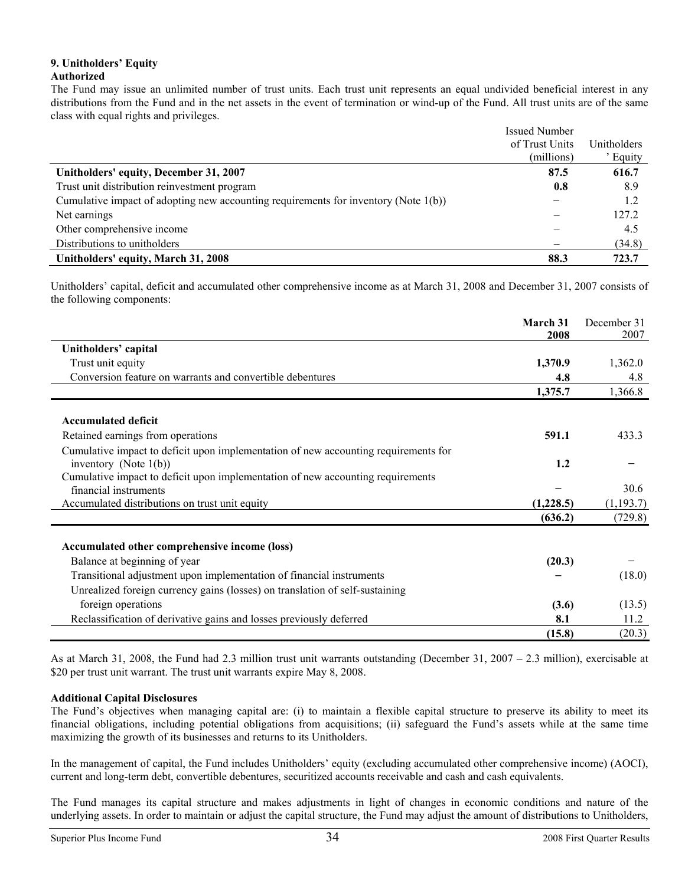### 9. Unitholders' Equity

**Authorized**

The Fund may issue an unlimited number of trust units. Each trust unit represents an equal undivided beneficial interest in any distributions from the Fund and in the net assets in the event of termination or wind-up of the Fund. All trust units are of the same class with equal rights and privileges.

| | Issued Number of Trust Units (millions) | Unitholders' Equity |
|---|---|---|
| **Unitholders' equity, December 31, 2007** | **87.5** | **616.7** |
| Trust unit distribution reinvestment program | **0.8** | 8.9 |
| Cumulative impact of adopting new accounting requirements for inventory (Note 1(b)) | − | 1.2 |
| Net earnings | – | 127.2 |
| Other comprehensive income | – | 4.5 |
| Distributions to unitholders | – | (34.8) |
| **Unitholders' equity, March 31, 2008** | **88.3** | **723.7** |

Unitholders' capital, deficit and accumulated other comprehensive income as at March 31, 2008 and December 31, 2007 consists of the following components:

| | March 31 2008 | December 31 2007 |
|---|---|---|
| **Unitholders' capital** | | |
| Trust unit equity | **1,370.9** | 1,362.0 |
| Conversion feature on warrants and convertible debentures | **4.8** | 4.8 |
| | **1,375.7** | 1,366.8 |
| **Accumulated deficit** | | |
| Retained earnings from operations | **591.1** | 433.3 |
| Cumulative impact to deficit upon implementation of new accounting requirements for inventory (Note 1(b)) | **1.2** | − |
| Cumulative impact to deficit upon implementation of new accounting requirements financial instruments | − | 30.6 |
| Accumulated distributions on trust unit equity | **(1,228.5)** | (1,193.7) |
| | **(636.2)** | (729.8) |
| **Accumulated other comprehensive income (loss)** | | |
| Balance at beginning of year | **(20.3)** | – |
| Transitional adjustment upon implementation of financial instruments | − | (18.0) |
| Unrealized foreign currency gains (losses) on translation of self-sustaining foreign operations | **(3.6)** | (13.5) |
| Reclassification of derivative gains and losses previously deferred | **8.1** | 11.2 |
| | **(15.8)** | (20.3) |

As at March 31, 2008, the Fund had 2.3 million trust unit warrants outstanding (December 31, 2007 – 2.3 million), exercisable at \$20 per trust unit warrant. The trust unit warrants expire May 8, 2008.

**Additional Capital Disclosures**

The Fund's objectives when managing capital are: (i) to maintain a flexible capital structure to preserve its ability to meet its financial obligations, including potential obligations from acquisitions; (ii) safeguard the Fund's assets while at the same time maximizing the growth of its businesses and returns to its Unitholders.

In the management of capital, the Fund includes Unitholders' equity (excluding accumulated other comprehensive income) (AOCI), current and long-term debt, convertible debentures, securitized accounts receivable and cash and cash equivalents.

The Fund manages its capital structure and makes adjustments in light of changes in economic conditions and nature of the underlying assets. In order to maintain or adjust the capital structure, the Fund may adjust the amount of distributions to Unitholders,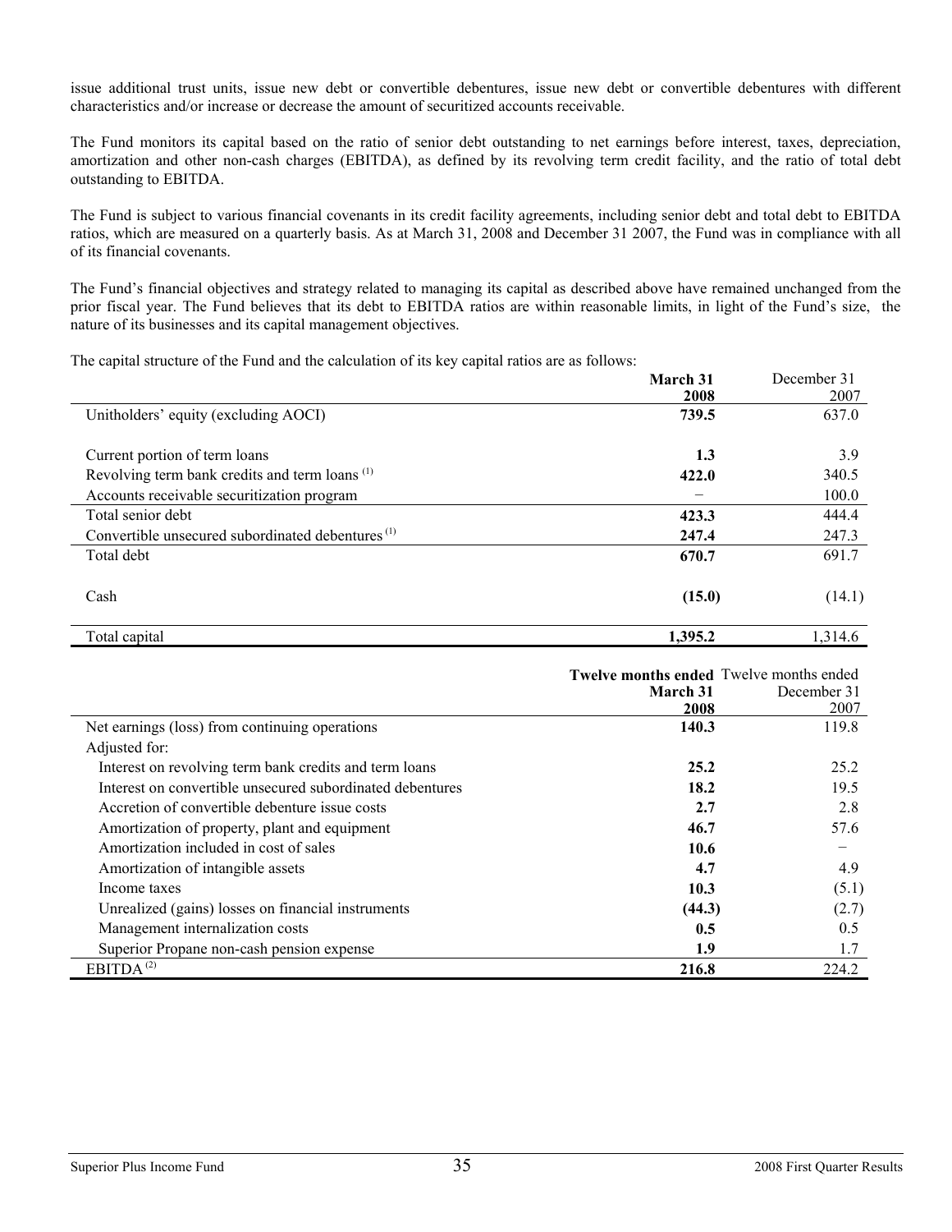issue additional trust units, issue new debt or convertible debentures, issue new debt or convertible debentures with different characteristics and/or increase or decrease the amount of securitized accounts receivable.

The Fund monitors its capital based on the ratio of senior debt outstanding to net earnings before interest, taxes, depreciation, amortization and other non-cash charges (EBITDA), as defined by its revolving term credit facility, and the ratio of total debt outstanding to EBITDA.

The Fund is subject to various financial covenants in its credit facility agreements, including senior debt and total debt to EBITDA ratios, which are measured on a quarterly basis. As at March 31, 2008 and December 31 2007, the Fund was in compliance with all of its financial covenants.

The Fund's financial objectives and strategy related to managing its capital as described above have remained unchanged from the prior fiscal year. The Fund believes that its debt to EBITDA ratios are within reasonable limits, in light of the Fund's size, the nature of its businesses and its capital management objectives.

The capital structure of the Fund and the calculation of its key capital ratios are as follows:

| | **March 31 2008** | December 31 2007 |
|---|---|---|
| Unitholders' equity (excluding AOCI) | **739.5** | 637.0 |
| Current portion of term loans | **1.3** | 3.9 |
| Revolving term bank credits and term loans [(1)] | **422.0** | 340.5 |
| Accounts receivable securitization program | **–** | 100.0 |
| Total senior debt | **423.3** | 444.4 |
| Convertible unsecured subordinated debentures [(1)] | **247.4** | 247.3 |
| Total debt | **670.7** | 691.7 |
| Cash | **(15.0)** | (14.1) |
| Total capital | **1,395.2** | 1,314.6 |

| | **Twelve months ended March 31 2008** | Twelve months ended December 31 2007 |
|---|---|---|
| Net earnings (loss) from continuing operations | **140.3** | 119.8 |
| Adjusted for: | | |
| Interest on revolving term bank credits and term loans | **25.2** | 25.2 |
| Interest on convertible unsecured subordinated debentures | **18.2** | 19.5 |
| Accretion of convertible debenture issue costs | **2.7** | 2.8 |
| Amortization of property, plant and equipment | **46.7** | 57.6 |
| Amortization included in cost of sales | **10.6** | – |
| Amortization of intangible assets | **4.7** | 4.9 |
| Income taxes | **10.3** | (5.1) |
| Unrealized (gains) losses on financial instruments | **(44.3)** | (2.7) |
| Management internalization costs | **0.5** | 0.5 |
| Superior Propane non-cash pension expense | **1.9** | 1.7 |
| EBITDA [(2)] | **216.8** | 224.2 |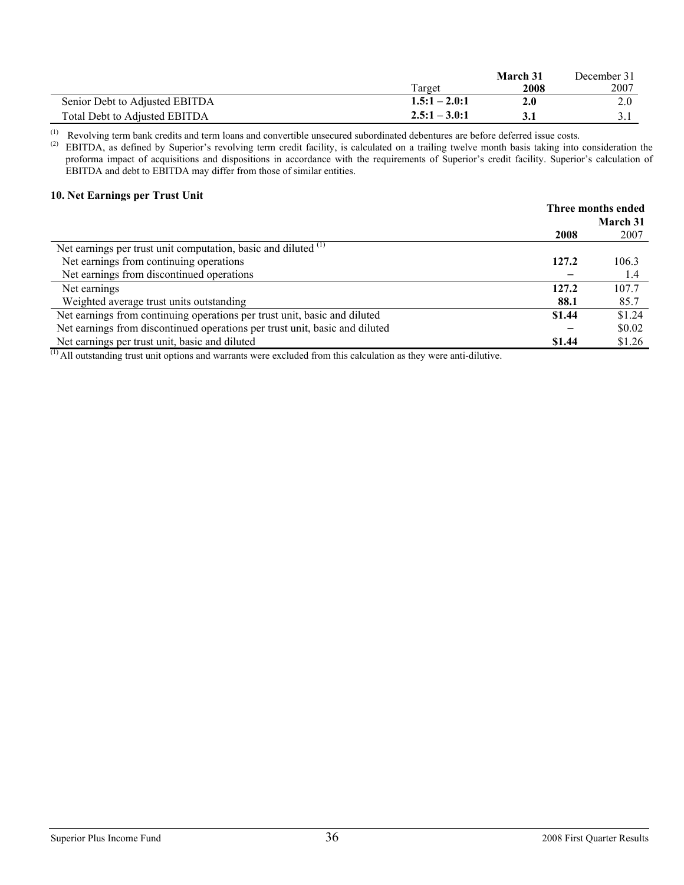| | Target | March 31 2008 | December 31 2007 |
|---|---|---|---|
| Senior Debt to Adjusted EBITDA | **1.5:1 – 2.0:1** | **2.0** | 2.0 |
| Total Debt to Adjusted EBITDA | **2.5:1 – 3.0:1** | **3.1** | 3.1 |

(1) Revolving term bank credits and term loans and convertible unsecured subordinated debentures are before deferred issue costs.

(2) EBITDA, as defined by Superior's revolving term credit facility, is calculated on a trailing twelve month basis taking into consideration the proforma impact of acquisitions and dispositions in accordance with the requirements of Superior's credit facility. Superior's calculation of EBITDA and debt to EBITDA may differ from those of similar entities.

**10. Net Earnings per Trust Unit**

| | Three months ended March 31 2008 | 2007 |
|---|---|---|
| Net earnings per trust unit computation, basic and diluted [(1)] | | |
| Net earnings from continuing operations | **127.2** | 106.3 |
| Net earnings from discontinued operations | **–** | 1.4 |
| Net earnings | **127.2** | 107.7 |
| Weighted average trust units outstanding | **88.1** | 85.7 |
| Net earnings from continuing operations per trust unit, basic and diluted | **\$1.44** | \$1.24 |
| Net earnings from discontinued operations per trust unit, basic and diluted | **–** | \$0.02 |
| Net earnings per trust unit, basic and diluted | **\$1.44** | \$1.26 |

(1) All outstanding trust unit options and warrants were excluded from this calculation as they were anti-dilutive.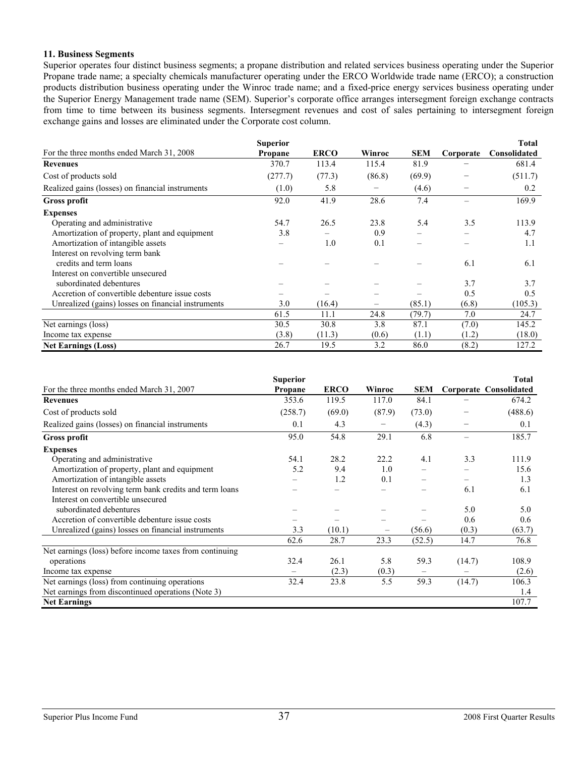### 11. Business Segments

Superior operates four distinct business segments; a propane distribution and related services business operating under the Superior Propane trade name; a specialty chemicals manufacturer operating under the ERCO Worldwide trade name (ERCO); a construction products distribution business operating under the Winroc trade name; and a fixed-price energy services business operating under the Superior Energy Management trade name (SEM). Superior's corporate office arranges intersegment foreign exchange contracts from time to time between its business segments. Intersegment revenues and cost of sales pertaining to intersegment foreign exchange gains and losses are eliminated under the Corporate cost column.

| For the three months ended March 31, 2008 | Superior Propane | ERCO | Winroc | SEM | Corporate | Total Consolidated |
|---|---|---|---|---|---|---|
| **Revenues** | 370.7 | 113.4 | 115.4 | 81.9 | – | 681.4 |
| Cost of products sold | (277.7) | (77.3) | (86.8) | (69.9) | – | (511.7) |
| Realized gains (losses) on financial instruments | (1.0) | 5.8 | – | (4.6) | – | 0.2 |
| **Gross profit** | 92.0 | 41.9 | 28.6 | 7.4 | – | 169.9 |
| **Expenses** | | | | | | |
| Operating and administrative | 54.7 | 26.5 | 23.8 | 5.4 | 3.5 | 113.9 |
| Amortization of property, plant and equipment | 3.8 | – | 0.9 | – | – | 4.7 |
| Amortization of intangible assets | – | 1.0 | 0.1 | – | – | 1.1 |
| Interest on revolving term bank credits and term loans | – | – | – | – | 6.1 | 6.1 |
| Interest on convertible unsecured subordinated debentures | – | – | – | – | 3.7 | 3.7 |
| Accretion of convertible debenture issue costs | – | – | – | – | 0.5 | 0.5 |
| Unrealized (gains) losses on financial instruments | 3.0 | (16.4) | – | (85.1) | (6.8) | (105.3) |
| | 61.5 | 11.1 | 24.8 | (79.7) | 7.0 | 24.7 |
| Net earnings (loss) | 30.5 | 30.8 | 3.8 | 87.1 | (7.0) | 145.2 |
| Income tax expense | (3.8) | (11.3) | (0.6) | (1.1) | (1.2) | (18.0) |
| **Net Earnings (Loss)** | 26.7 | 19.5 | 3.2 | 86.0 | (8.2) | 127.2 |

| For the three months ended March 31, 2007 | Superior Propane | ERCO | Winroc | SEM | Corporate | Total Consolidated |
|---|---|---|---|---|---|---|
| **Revenues** | 353.6 | 119.5 | 117.0 | 84.1 | – | 674.2 |
| Cost of products sold | (258.7) | (69.0) | (87.9) | (73.0) | – | (488.6) |
| Realized gains (losses) on financial instruments | 0.1 | 4.3 | – | (4.3) | – | 0.1 |
| **Gross profit** | 95.0 | 54.8 | 29.1 | 6.8 | – | 185.7 |
| **Expenses** | | | | | | |
| Operating and administrative | 54.1 | 28.2 | 22.2 | 4.1 | 3.3 | 111.9 |
| Amortization of property, plant and equipment | 5.2 | 9.4 | 1.0 | – | – | 15.6 |
| Amortization of intangible assets | – | 1.2 | 0.1 | – | – | 1.3 |
| Interest on revolving term bank credits and term loans | – | – | – | – | 6.1 | 6.1 |
| Interest on convertible unsecured subordinated debentures | – | – | – | – | 5.0 | 5.0 |
| Accretion of convertible debenture issue costs | – | – | – | – | 0.6 | 0.6 |
| Unrealized (gains) losses on financial instruments | 3.3 | (10.1) | – | (56.6) | (0.3) | (63.7) |
| | 62.6 | 28.7 | 23.3 | (52.5) | 14.7 | 76.8 |
| Net earnings (loss) before income taxes from continuing operations | 32.4 | 26.1 | 5.8 | 59.3 | (14.7) | 108.9 |
| Income tax expense | – | (2.3) | (0.3) | – | – | (2.6) |
| Net earnings (loss) from continuing operations | 32.4 | 23.8 | 5.5 | 59.3 | (14.7) | 106.3 |
| Net earnings from discontinued operations (Note 3) | | | | | | 1.4 |
| **Net Earnings** | | | | | | 107.7 |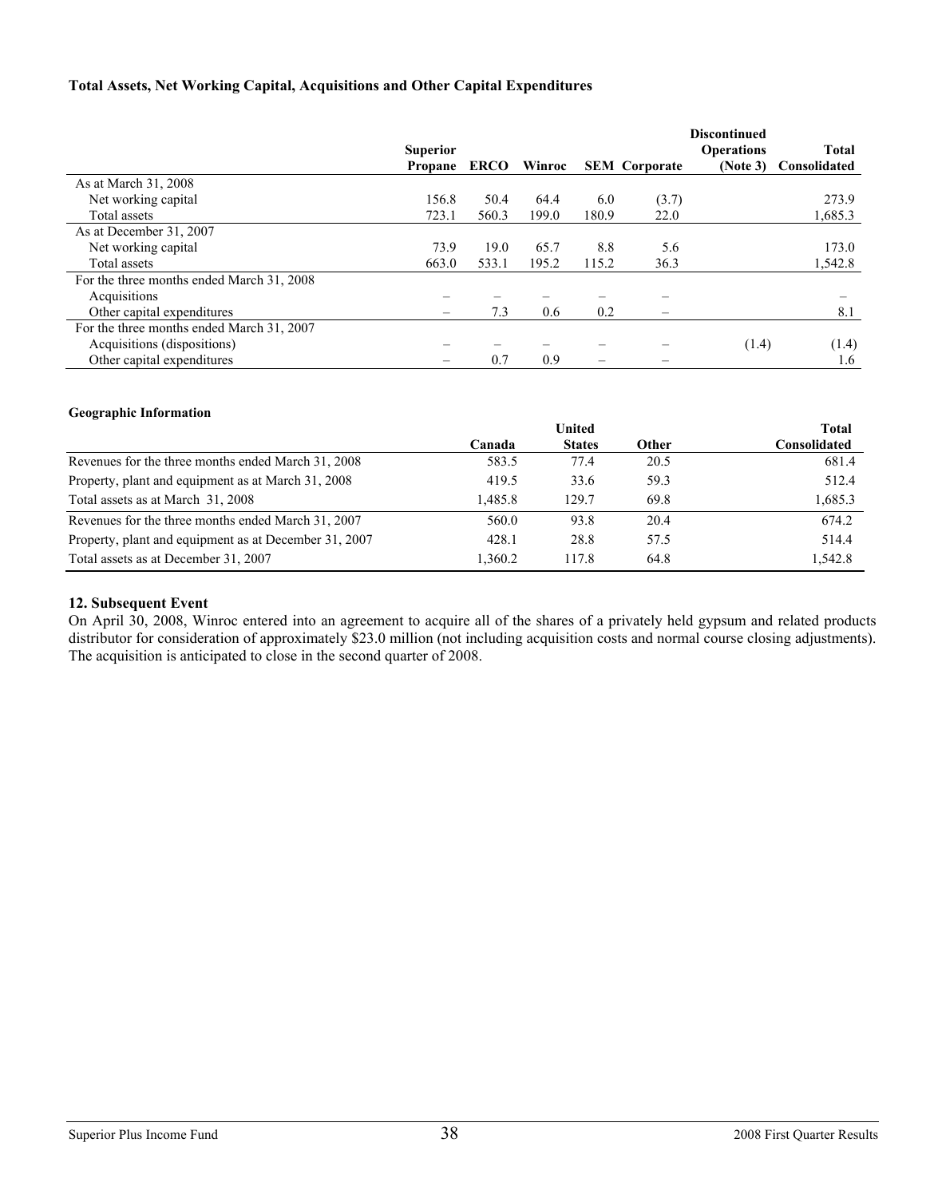**Total Assets, Net Working Capital, Acquisitions and Other Capital Expenditures**

| | Superior Propane | ERCO | Winroc | SEM | Corporate | Discontinued Operations (Note 3) | Total Consolidated |
|---|---|---|---|---|---|---|---|
| As at March 31, 2008 | | | | | | | |
| Net working capital | 156.8 | 50.4 | 64.4 | 6.0 | (3.7) | | 273.9 |
| Total assets | 723.1 | 560.3 | 199.0 | 180.9 | 22.0 | | 1,685.3 |
| As at December 31, 2007 | | | | | | | |
| Net working capital | 73.9 | 19.0 | 65.7 | 8.8 | 5.6 | | 173.0 |
| Total assets | 663.0 | 533.1 | 195.2 | 115.2 | 36.3 | | 1,542.8 |
| For the three months ended March 31, 2008 | | | | | | | |
| Acquisitions | – | – | – | – | – | | – |
| Other capital expenditures | – | 7.3 | 0.6 | 0.2 | – | | 8.1 |
| For the three months ended March 31, 2007 | | | | | | | |
| Acquisitions (dispositions) | – | – | – | – | – | (1.4) | (1.4) |
| Other capital expenditures | – | 0.7 | 0.9 | – | – | | 1.6 |

**Geographic Information**

| | Canada | United States | Other | Total Consolidated |
|---|---|---|---|---|
| Revenues for the three months ended March 31, 2008 | 583.5 | 77.4 | 20.5 | 681.4 |
| Property, plant and equipment as at March 31, 2008 | 419.5 | 33.6 | 59.3 | 512.4 |
| Total assets as at March 31, 2008 | 1,485.8 | 129.7 | 69.8 | 1,685.3 |
| Revenues for the three months ended March 31, 2007 | 560.0 | 93.8 | 20.4 | 674.2 |
| Property, plant and equipment as at December 31, 2007 | 428.1 | 28.8 | 57.5 | 514.4 |
| Total assets as at December 31, 2007 | 1,360.2 | 117.8 | 64.8 | 1,542.8 |

## 12. Subsequent Event

On April 30, 2008, Winroc entered into an agreement to acquire all of the shares of a privately held gypsum and related products distributor for consideration of approximately $23.0 million (not including acquisition costs and normal course closing adjustments). The acquisition is anticipated to close in the second quarter of 2008.